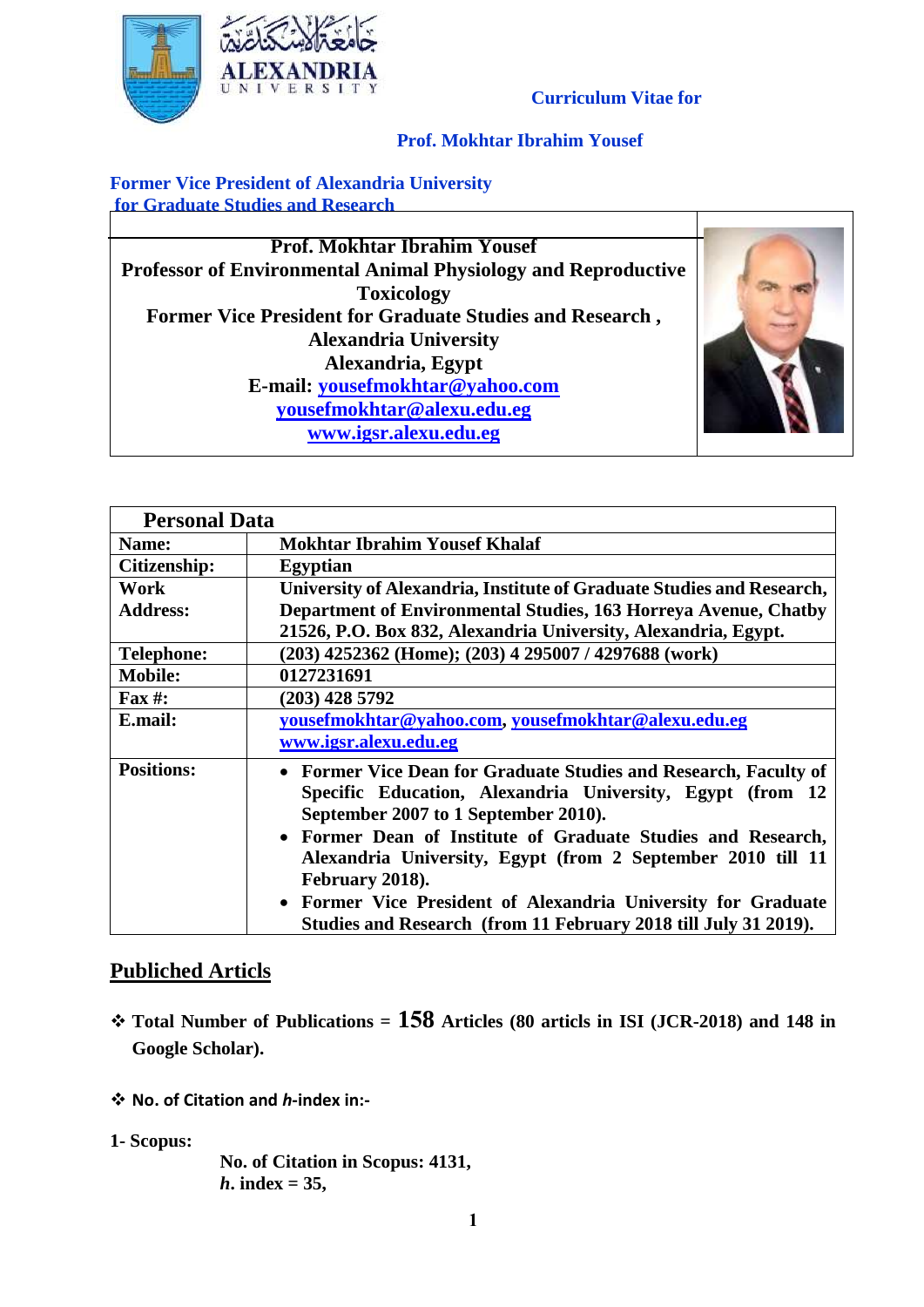Curriculum Vitae for

Prof. Mokhtar Ibrahim Yousef

**Former Vice President of Alexandria University for Graduate Studies and Research**

**Prof. Mokhtar Ibrahim Yousef**
**Professor of Environmental Animal Physiology and Reproductive Toxicology**
**Former Vice President for Graduate Studies and Research , Alexandria University**
**Alexandria, Egypt**
**E-mail: yousefmokhtar@yahoo.com**
**yousefmokhtar@alexu.edu.eg**
**www.igsr.alexu.edu.eg**

| Personal Data | |
|---|---|
| **Name:** | **Mokhtar Ibrahim Yousef Khalaf** |
| **Citizenship:** | **Egyptian** |
| **Work Address:** | **University of Alexandria, Institute of Graduate Studies and Research, Department of Environmental Studies, 163 Horreya Avenue, Chatby 21526, P.O. Box 832, Alexandria University, Alexandria, Egypt.** |
| **Telephone:** | **(203) 4252362 (Home); (203) 4 295007 / 4297688 (work)** |
| **Mobile:** | **0127231691** |
| **Fax #:** | **(203) 428 5792** |
| **E.mail:** | **yousefmokhtar@yahoo.com, yousefmokhtar@alexu.edu.eg www.igsr.alexu.edu.eg** |
| **Positions:** | • **Former Vice Dean for Graduate Studies and Research, Faculty of Specific Education, Alexandria University, Egypt (from 12 September 2007 to 1 September 2010).** <br> • **Former Dean of Institute of Graduate Studies and Research, Alexandria University, Egypt (from 2 September 2010 till 11 February 2018).** <br> • **Former Vice President of Alexandria University for Graduate Studies and Research (from 11 February 2018 till July 31 2019).** |

## Publiched Articls

- **Total Number of Publications = 158 Articles (80 articls in ISI (JCR-2018) and 148 in Google Scholar).**

- **No. of Citation and *h*-index in:-**

**1- Scopus:**

**No. of Citation in Scopus: 4131,**
***h*. index = 35,**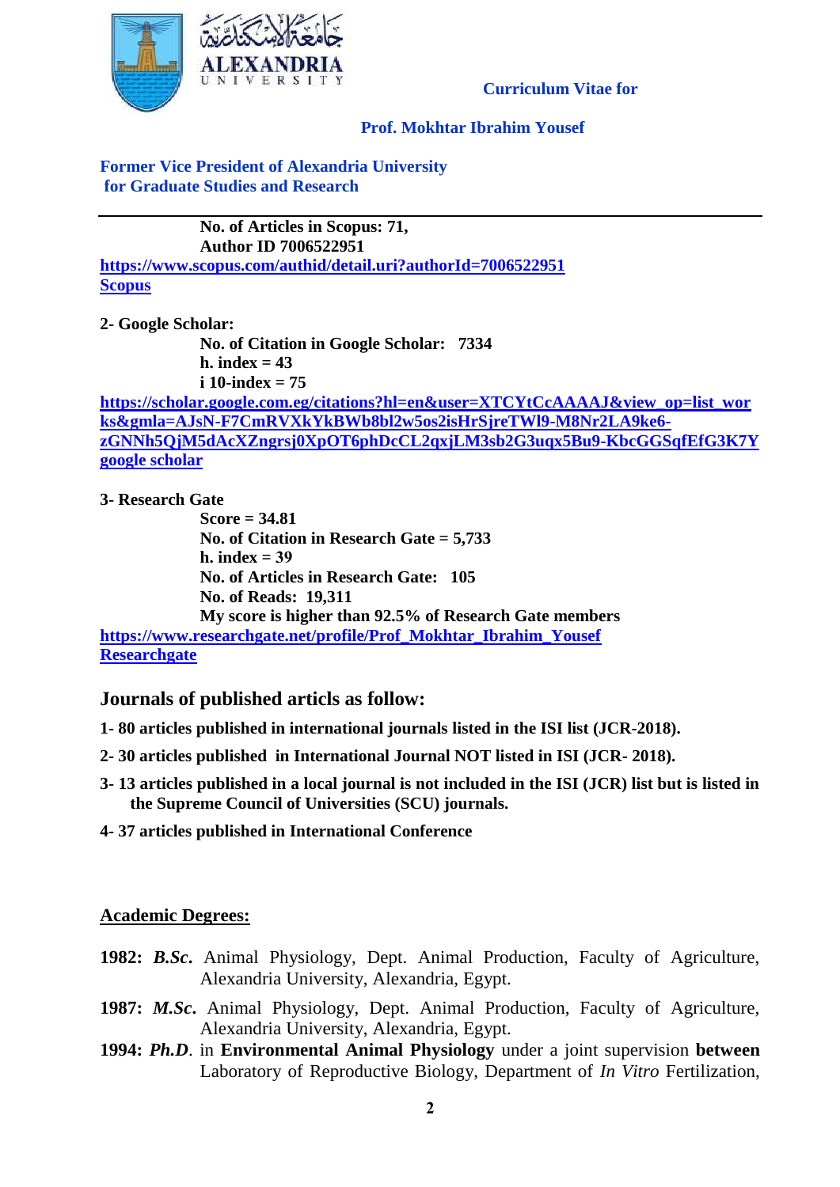Curriculum Vitae for

**Prof. Mokhtar Ibrahim Yousef**

**Former Vice President of Alexandria University for Graduate Studies and Research**

---

**No. of Articles in Scopus: 71,**
**Author ID 7006522951**
[https://www.scopus.com/authid/detail.uri?authorId=7006522951](https://www.scopus.com/authid/detail.uri?authorId=7006522951)
**Scopus**

**2- Google Scholar:**

**No. of Citation in Google Scholar: 7334**
**h. index = 43**
**i 10-index = 75**

[https://scholar.google.com.eg/citations?hl=en&user=XTCYtCcAAAAJ&view_op=list_works&gmla=AJsN-F7CmRVXkYkBWb8bl2w5os2isHrSjreTWl9-M8Nr2LA9ke6-zGNNh5QjM5dAcXZngrsj0XpOT6phDcCL2qxjLM3sb2G3uqx5Bu9-KbcGGSqfEfG3K7Y](https://scholar.google.com.eg/citations?hl=en&user=XTCYtCcAAAAJ&view_op=list_works&gmla=AJsN-F7CmRVXkYkBWb8bl2w5os2isHrSjreTWl9-M8Nr2LA9ke6-zGNNh5QjM5dAcXZngrsj0XpOT6phDcCL2qxjLM3sb2G3uqx5Bu9-KbcGGSqfEfG3K7Y)
**google scholar**

**3- Research Gate**

**Score = 34.81**
**No. of Citation in Research Gate = 5,733**
**h. index = 39**
**No. of Articles in Research Gate: 105**
**No. of Reads: 19,311**
**My score is higher than 92.5% of Research Gate members**

[https://www.researchgate.net/profile/Prof_Mokhtar_Ibrahim_Yousef](https://www.researchgate.net/profile/Prof_Mokhtar_Ibrahim_Yousef)
**Researchgate**

## Journals of published articls as follow:

**1- 80 articles published in international journals listed in the ISI list (JCR-2018).**

**2- 30 articles published in International Journal NOT listed in ISI (JCR- 2018).**

**3- 13 articles published in a local journal is not included in the ISI (JCR) list but is listed in the Supreme Council of Universities (SCU) journals.**

**4- 37 articles published in International Conference**

## Academic Degrees:

**1982:** ***B.Sc.*** Animal Physiology, Dept. Animal Production, Faculty of Agriculture, Alexandria University, Alexandria, Egypt.

**1987:** ***M.Sc.*** Animal Physiology, Dept. Animal Production, Faculty of Agriculture, Alexandria University, Alexandria, Egypt.

**1994:** ***Ph.D***. in **Environmental Animal Physiology** under a joint supervision **between** Laboratory of Reproductive Biology, Department of *In Vitro* Fertilization,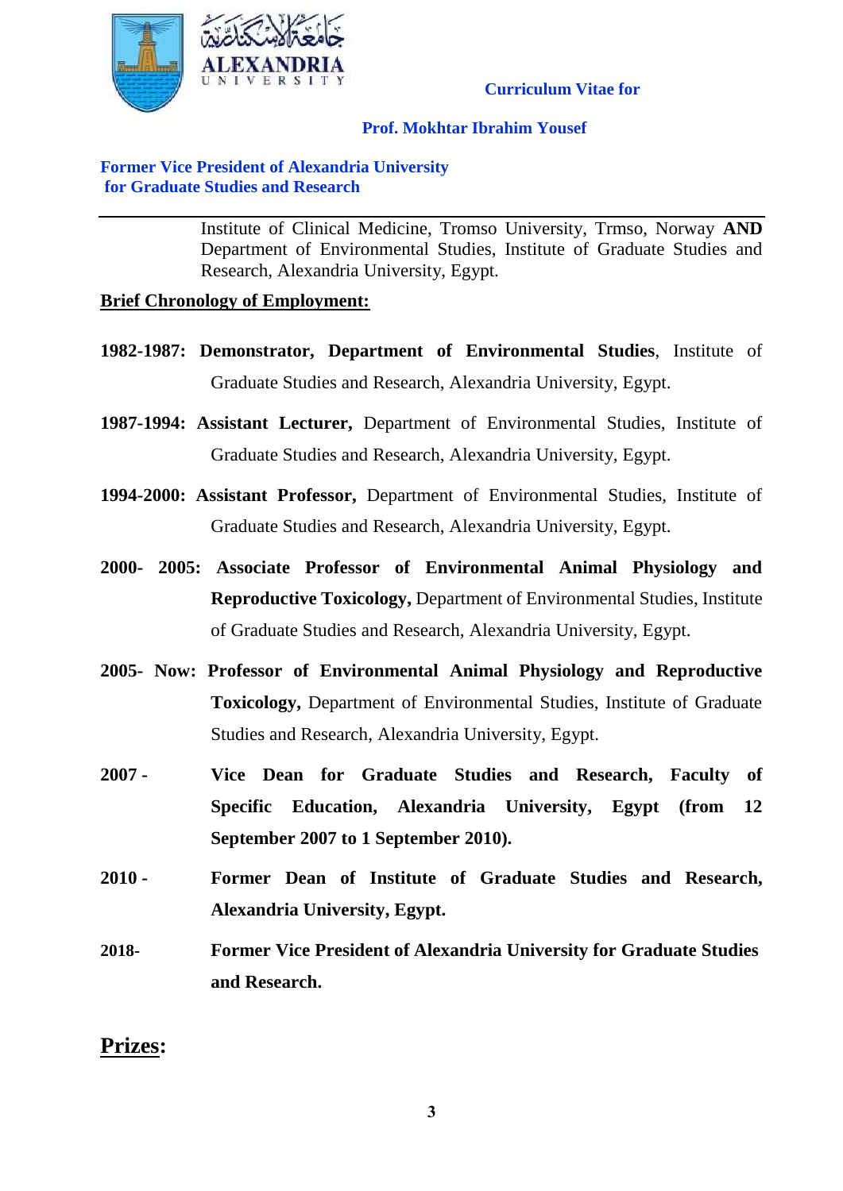Curriculum Vitae for

Prof. Mokhtar Ibrahim Yousef

**Former Vice President of Alexandria University for Graduate Studies and Research**

---

Institute of Clinical Medicine, Tromso University, Trmso, Norway **AND** Department of Environmental Studies, Institute of Graduate Studies and Research, Alexandria University, Egypt.

**Brief Chronology of Employment:**

**1982-1987: Demonstrator, Department of Environmental Studies**, Institute of Graduate Studies and Research, Alexandria University, Egypt.

**1987-1994: Assistant Lecturer,** Department of Environmental Studies, Institute of Graduate Studies and Research, Alexandria University, Egypt.

**1994-2000: Assistant Professor,** Department of Environmental Studies, Institute of Graduate Studies and Research, Alexandria University, Egypt.

**2000- 2005: Associate Professor of Environmental Animal Physiology and Reproductive Toxicology,** Department of Environmental Studies, Institute of Graduate Studies and Research, Alexandria University, Egypt.

**2005- Now: Professor of Environmental Animal Physiology and Reproductive Toxicology,** Department of Environmental Studies, Institute of Graduate Studies and Research, Alexandria University, Egypt.

**2007 - Vice Dean for Graduate Studies and Research, Faculty of Specific Education, Alexandria University, Egypt (from 12 September 2007 to 1 September 2010).**

**2010 - Former Dean of Institute of Graduate Studies and Research, Alexandria University, Egypt.**

**2018- Former Vice President of Alexandria University for Graduate Studies and Research.**

## Prizes: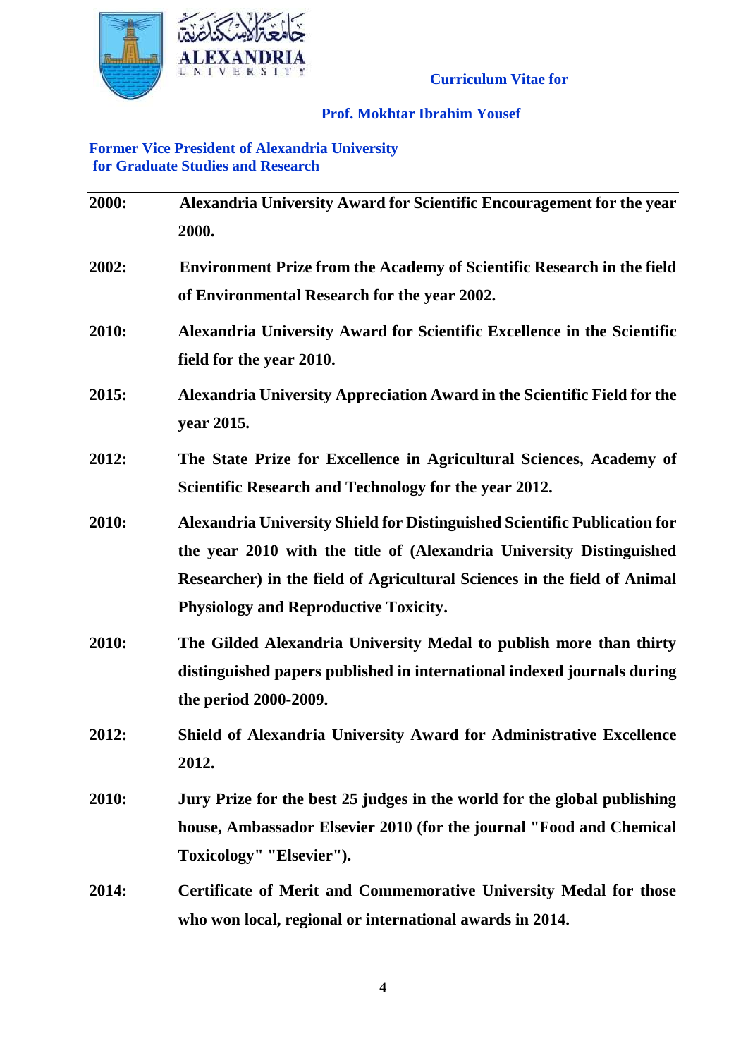**Curriculum Vitae for**

**Prof. Mokhtar Ibrahim Yousef**

**Former Vice President of Alexandria University for Graduate Studies and Research**

---

**2000:** **Alexandria University Award for Scientific Encouragement for the year 2000.**

**2002:** **Environment Prize from the Academy of Scientific Research in the field of Environmental Research for the year 2002.**

**2010:** **Alexandria University Award for Scientific Excellence in the Scientific field for the year 2010.**

**2015:** **Alexandria University Appreciation Award in the Scientific Field for the year 2015.**

**2012:** **The State Prize for Excellence in Agricultural Sciences, Academy of Scientific Research and Technology for the year 2012.**

**2010:** **Alexandria University Shield for Distinguished Scientific Publication for the year 2010 with the title of (Alexandria University Distinguished Researcher) in the field of Agricultural Sciences in the field of Animal Physiology and Reproductive Toxicity.**

**2010:** **The Gilded Alexandria University Medal to publish more than thirty distinguished papers published in international indexed journals during the period 2000-2009.**

**2012:** **Shield of Alexandria University Award for Administrative Excellence 2012.**

**2010:** **Jury Prize for the best 25 judges in the world for the global publishing house, Ambassador Elsevier 2010 (for the journal "Food and Chemical Toxicology" "Elsevier").**

**2014:** **Certificate of Merit and Commemorative University Medal for those who won local, regional or international awards in 2014.**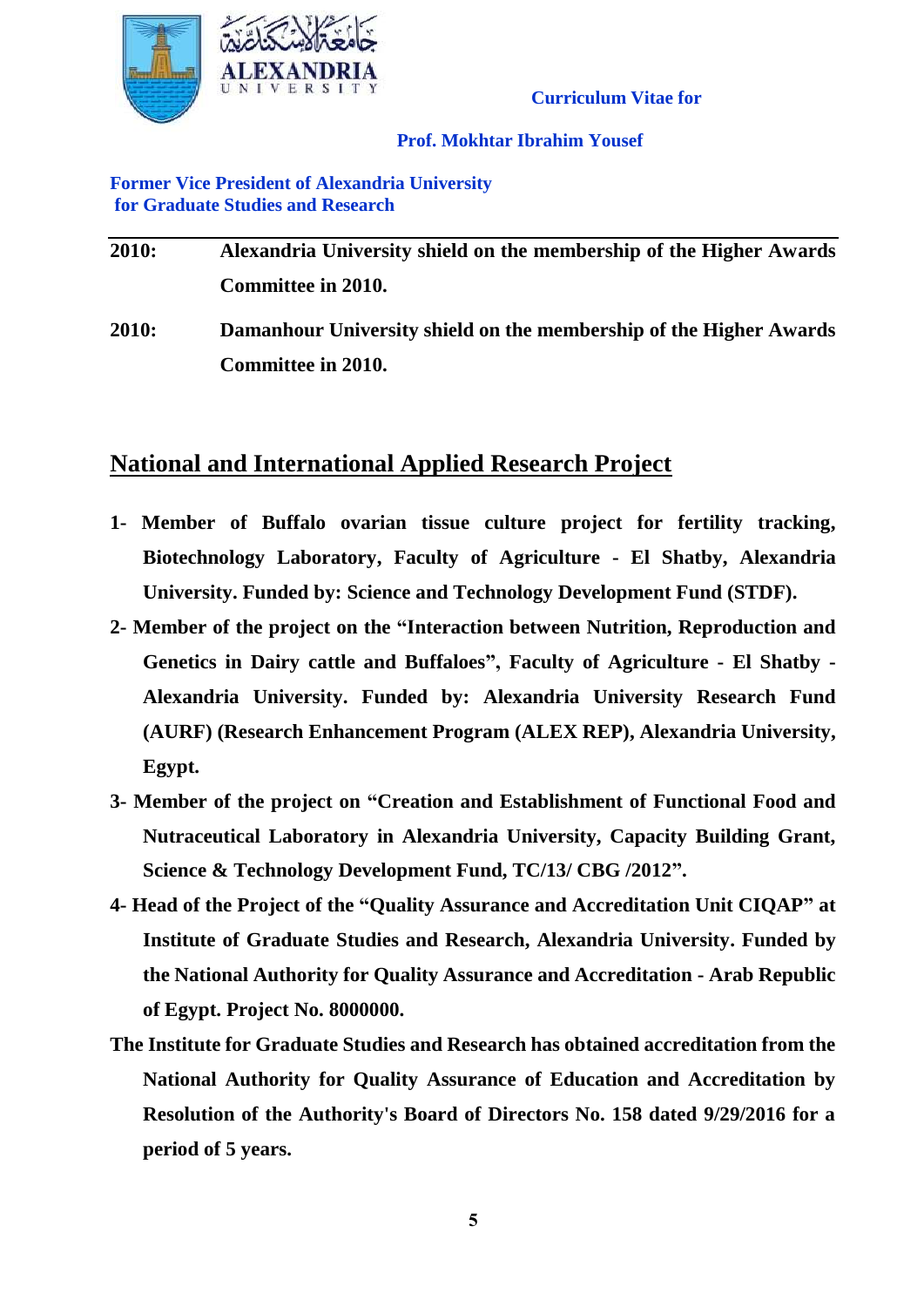| | |
|---|---|
| **2010:** | **Alexandria University shield on the membership of the Higher Awards Committee in 2010.** |
| **2010:** | **Damanhour University shield on the membership of the Higher Awards Committee in 2010.** |

## National and International Applied Research Project

**1- Member of Buffalo ovarian tissue culture project for fertility tracking, Biotechnology Laboratory, Faculty of Agriculture - El Shatby, Alexandria University. Funded by: Science and Technology Development Fund (STDF).**

**2- Member of the project on the "Interaction between Nutrition, Reproduction and Genetics in Dairy cattle and Buffaloes", Faculty of Agriculture - El Shatby - Alexandria University. Funded by: Alexandria University Research Fund (AURF) (Research Enhancement Program (ALEX REP), Alexandria University, Egypt.**

**3- Member of the project on "Creation and Establishment of Functional Food and Nutraceutical Laboratory in Alexandria University, Capacity Building Grant, Science & Technology Development Fund, TC/13/ CBG /2012".**

**4- Head of the Project of the "Quality Assurance and Accreditation Unit CIQAP" at Institute of Graduate Studies and Research, Alexandria University. Funded by the National Authority for Quality Assurance and Accreditation - Arab Republic of Egypt. Project No. 8000000.**

**The Institute for Graduate Studies and Research has obtained accreditation from the National Authority for Quality Assurance of Education and Accreditation by Resolution of the Authority's Board of Directors No. 158 dated 9/29/2016 for a period of 5 years.**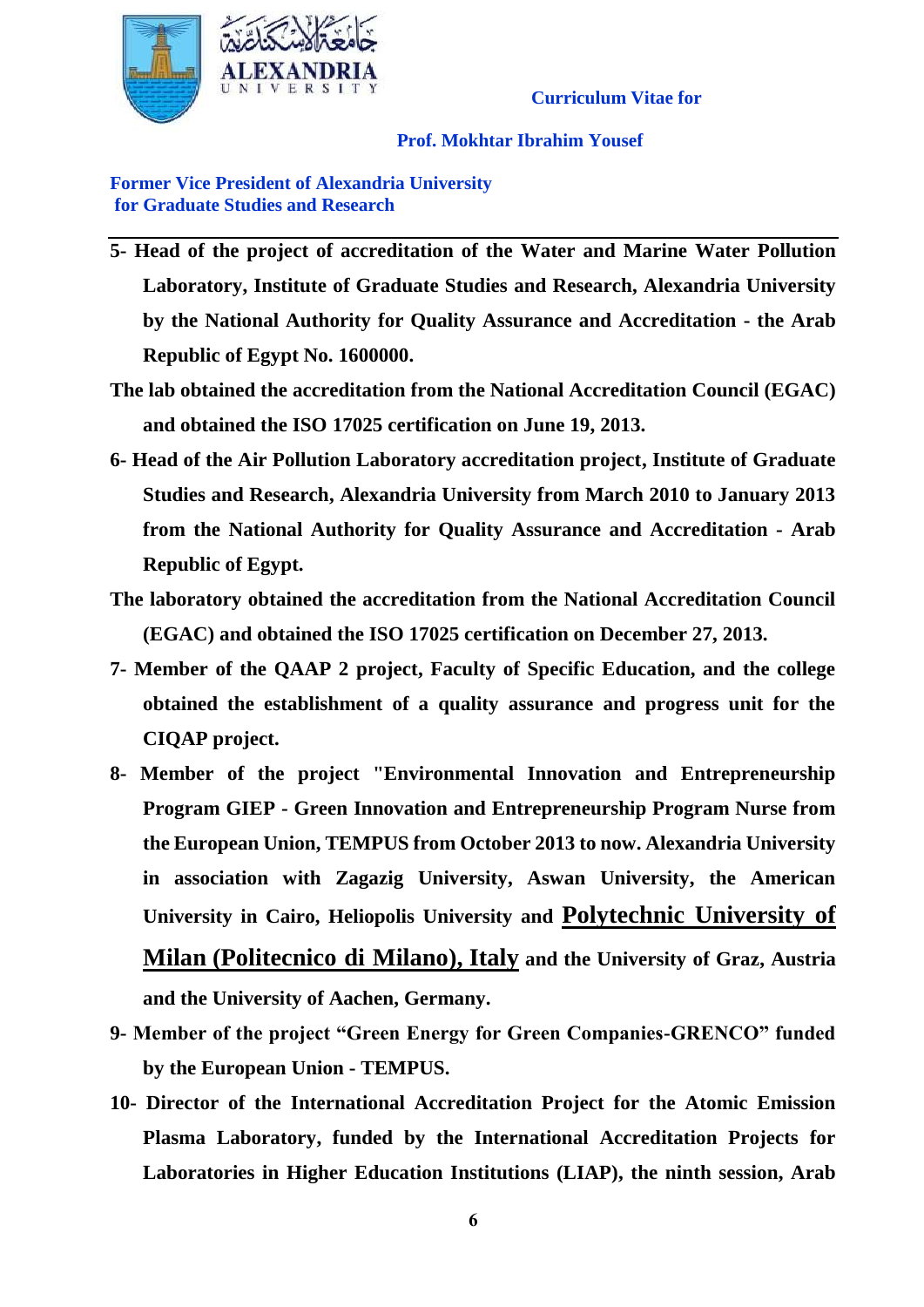5- Head of the project of accreditation of the Water and Marine Water Pollution Laboratory, Institute of Graduate Studies and Research, Alexandria University by the National Authority for Quality Assurance and Accreditation - the Arab Republic of Egypt No. 1600000.

The lab obtained the accreditation from the National Accreditation Council (EGAC) and obtained the ISO 17025 certification on June 19, 2013.

6- Head of the Air Pollution Laboratory accreditation project, Institute of Graduate Studies and Research, Alexandria University from March 2010 to January 2013 from the National Authority for Quality Assurance and Accreditation - Arab Republic of Egypt.

The laboratory obtained the accreditation from the National Accreditation Council (EGAC) and obtained the ISO 17025 certification on December 27, 2013.

7- Member of the QAAP 2 project, Faculty of Specific Education, and the college obtained the establishment of a quality assurance and progress unit for the CIQAP project.

8- Member of the project "Environmental Innovation and Entrepreneurship Program GIEP - Green Innovation and Entrepreneurship Program Nurse from the European Union, TEMPUS from October 2013 to now. Alexandria University in association with Zagazig University, Aswan University, the American University in Cairo, Heliopolis University and Polytechnic University of Milan (Politecnico di Milano), Italy and the University of Graz, Austria and the University of Aachen, Germany.

9- Member of the project "Green Energy for Green Companies-GRENCO" funded by the European Union - TEMPUS.

10- Director of the International Accreditation Project for the Atomic Emission Plasma Laboratory, funded by the International Accreditation Projects for Laboratories in Higher Education Institutions (LIAP), the ninth session, Arab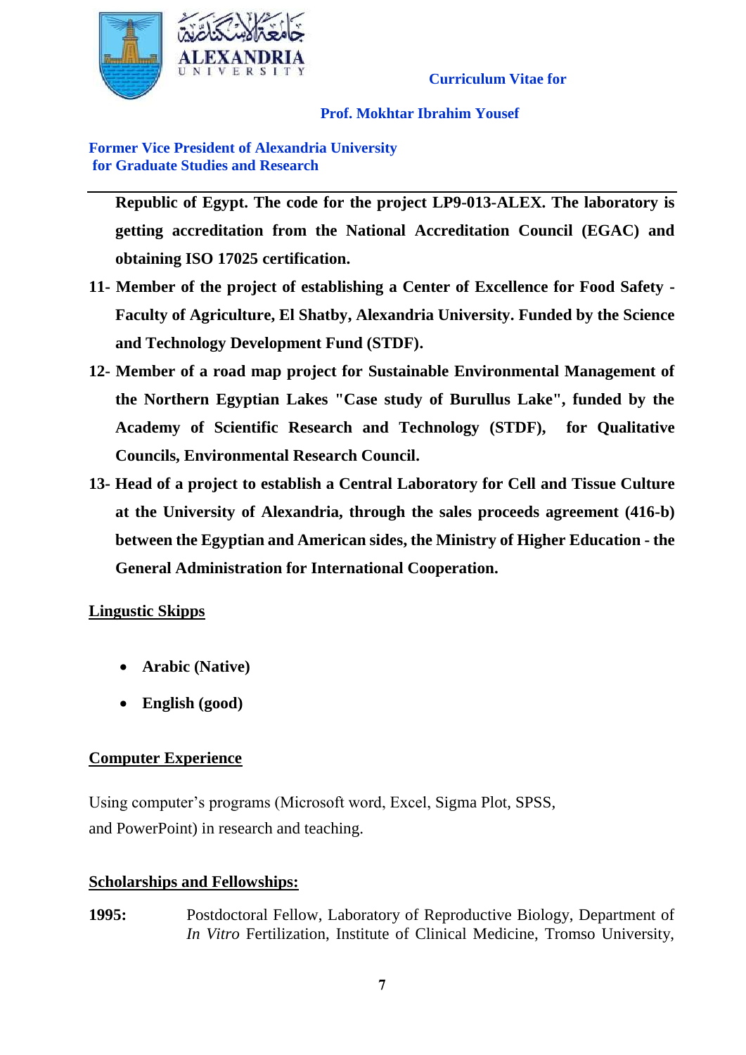**Republic of Egypt. The code for the project LP9-013-ALEX. The laboratory is getting accreditation from the National Accreditation Council (EGAC) and obtaining ISO 17025 certification.**

11- **Member of the project of establishing a Center of Excellence for Food Safety - Faculty of Agriculture, El Shatby, Alexandria University. Funded by the Science and Technology Development Fund (STDF).**

12- **Member of a road map project for Sustainable Environmental Management of the Northern Egyptian Lakes "Case study of Burullus Lake", funded by the Academy of Scientific Research and Technology (STDF), for Qualitative Councils, Environmental Research Council.**

13- **Head of a project to establish a Central Laboratory for Cell and Tissue Culture at the University of Alexandria, through the sales proceeds agreement (416-b) between the Egyptian and American sides, the Ministry of Higher Education - the General Administration for International Cooperation.**

## <u>Lingustic Skipps</u>

- **Arabic (Native)**
- **English (good)**

## <u>Computer Experience</u>

Using computer's programs (Microsoft word, Excel, Sigma Plot, SPSS, and PowerPoint) in research and teaching.

## <u>Scholarships and Fellowships:</u>

**1995:** Postdoctoral Fellow, Laboratory of Reproductive Biology, Department of *In Vitro* Fertilization, Institute of Clinical Medicine, Tromso University,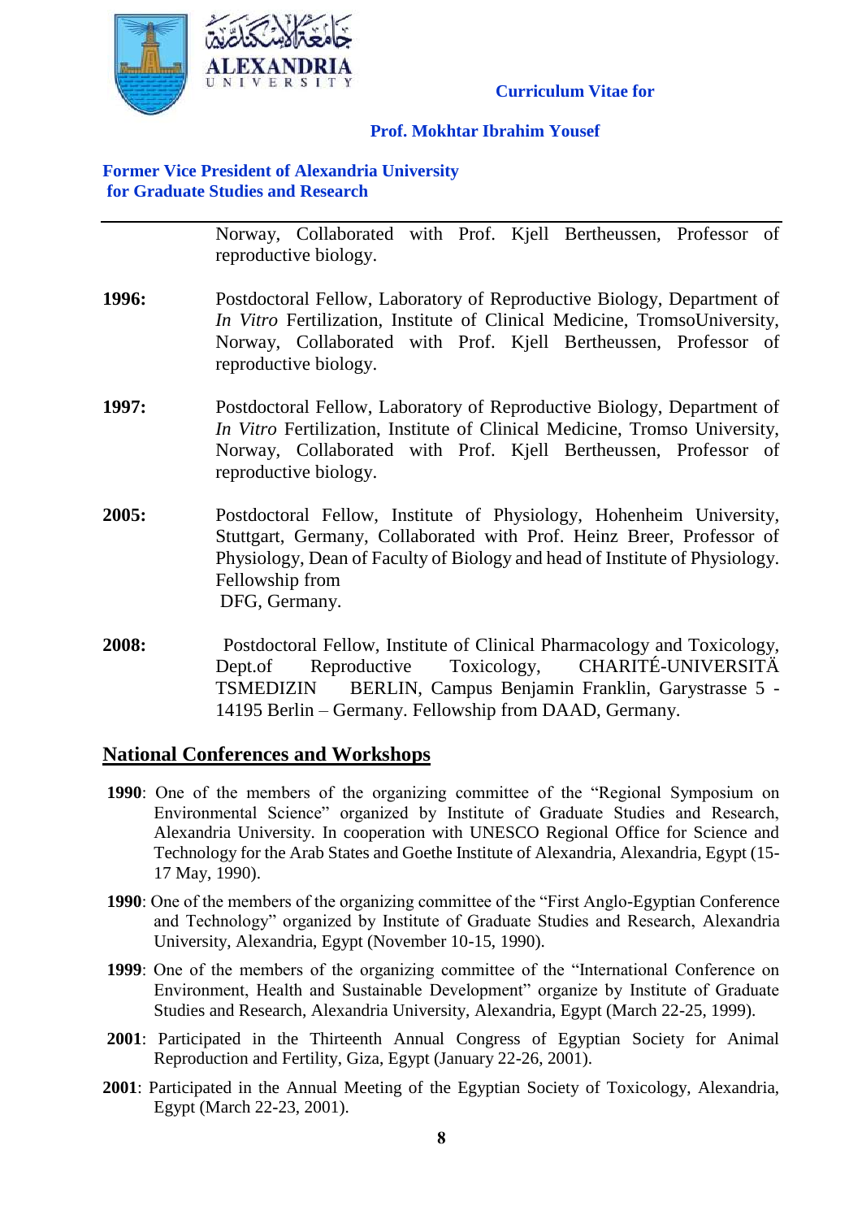Norway, Collaborated with Prof. Kjell Bertheussen, Professor of reproductive biology.

**1996:** Postdoctoral Fellow, Laboratory of Reproductive Biology, Department of *In Vitro* Fertilization, Institute of Clinical Medicine, TromsoUniversity, Norway, Collaborated with Prof. Kjell Bertheussen, Professor of reproductive biology.

**1997:** Postdoctoral Fellow, Laboratory of Reproductive Biology, Department of *In Vitro* Fertilization, Institute of Clinical Medicine, Tromso University, Norway, Collaborated with Prof. Kjell Bertheussen, Professor of reproductive biology.

**2005:** Postdoctoral Fellow, Institute of Physiology, Hohenheim University, Stuttgart, Germany, Collaborated with Prof. Heinz Breer, Professor of Physiology, Dean of Faculty of Biology and head of Institute of Physiology. Fellowship from DFG, Germany.

**2008:** Postdoctoral Fellow, Institute of Clinical Pharmacology and Toxicology, Dept.of Reproductive Toxicology, CHARITÉ-UNIVERSITÄ TSMEDIZIN BERLIN, Campus Benjamin Franklin, Garystrasse 5 - 14195 Berlin – Germany. Fellowship from DAAD, Germany.

## National Conferences and Workshops

- **1990**: One of the members of the organizing committee of the "Regional Symposium on Environmental Science" organized by Institute of Graduate Studies and Research, Alexandria University. In cooperation with UNESCO Regional Office for Science and Technology for the Arab States and Goethe Institute of Alexandria, Alexandria, Egypt (15-17 May, 1990).
- **1990**: One of the members of the organizing committee of the "First Anglo-Egyptian Conference and Technology" organized by Institute of Graduate Studies and Research, Alexandria University, Alexandria, Egypt (November 10-15, 1990).
- **1999**: One of the members of the organizing committee of the "International Conference on Environment, Health and Sustainable Development" organize by Institute of Graduate Studies and Research, Alexandria University, Alexandria, Egypt (March 22-25, 1999).
- **2001**: Participated in the Thirteenth Annual Congress of Egyptian Society for Animal Reproduction and Fertility, Giza, Egypt (January 22-26, 2001).
- **2001**: Participated in the Annual Meeting of the Egyptian Society of Toxicology, Alexandria, Egypt (March 22-23, 2001).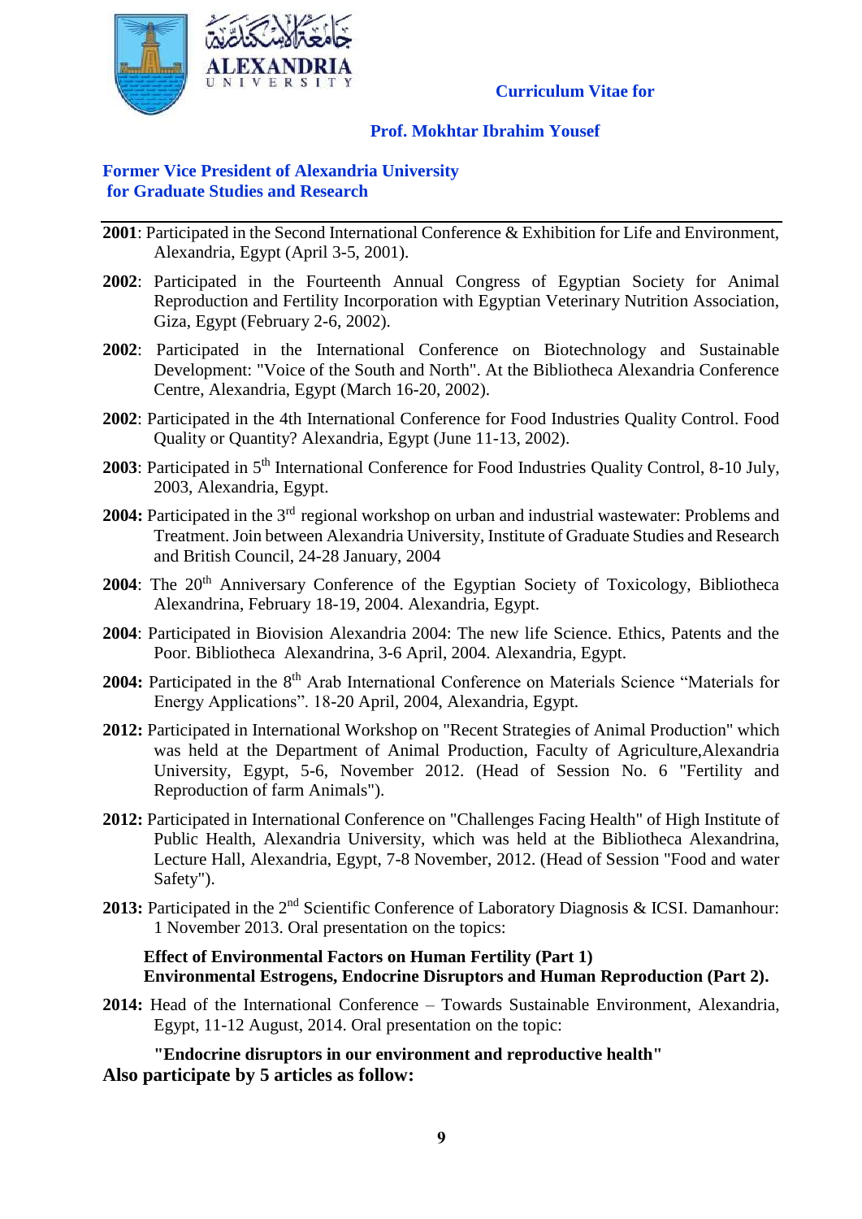Curriculum Vitae for

**Prof. Mokhtar Ibrahim Yousef**

**Former Vice President of Alexandria University for Graduate Studies and Research**

---

**2001**: Participated in the Second International Conference & Exhibition for Life and Environment, Alexandria, Egypt (April 3-5, 2001).

**2002**: Participated in the Fourteenth Annual Congress of Egyptian Society for Animal Reproduction and Fertility Incorporation with Egyptian Veterinary Nutrition Association, Giza, Egypt (February 2-6, 2002).

**2002**: Participated in the International Conference on Biotechnology and Sustainable Development: "Voice of the South and North". At the Bibliotheca Alexandria Conference Centre, Alexandria, Egypt (March 16-20, 2002).

**2002**: Participated in the 4th International Conference for Food Industries Quality Control. Food Quality or Quantity? Alexandria, Egypt (June 11-13, 2002).

**2003**: Participated in 5th International Conference for Food Industries Quality Control, 8-10 July, 2003, Alexandria, Egypt.

**2004:** Participated in the 3rd regional workshop on urban and industrial wastewater: Problems and Treatment. Join between Alexandria University, Institute of Graduate Studies and Research and British Council, 24-28 January, 2004

**2004**: The 20th Anniversary Conference of the Egyptian Society of Toxicology, Bibliotheca Alexandrina, February 18-19, 2004. Alexandria, Egypt.

**2004**: Participated in Biovision Alexandria 2004: The new life Science. Ethics, Patents and the Poor. Bibliotheca Alexandrina, 3-6 April, 2004. Alexandria, Egypt.

**2004:** Participated in the 8th Arab International Conference on Materials Science "Materials for Energy Applications". 18-20 April, 2004, Alexandria, Egypt.

**2012:** Participated in International Workshop on "Recent Strategies of Animal Production" which was held at the Department of Animal Production, Faculty of Agriculture,Alexandria University, Egypt, 5-6, November 2012. (Head of Session No. 6 "Fertility and Reproduction of farm Animals").

**2012:** Participated in International Conference on "Challenges Facing Health" of High Institute of Public Health, Alexandria University, which was held at the Bibliotheca Alexandrina, Lecture Hall, Alexandria, Egypt, 7-8 November, 2012. (Head of Session "Food and water Safety").

**2013:** Participated in the 2nd Scientific Conference of Laboratory Diagnosis & ICSI. Damanhour: 1 November 2013. Oral presentation on the topics:

**Effect of Environmental Factors on Human Fertility (Part 1)**
**Environmental Estrogens, Endocrine Disruptors and Human Reproduction (Part 2).**

**2014:** Head of the International Conference – Towards Sustainable Environment, Alexandria, Egypt, 11-12 August, 2014. Oral presentation on the topic:

**"Endocrine disruptors in our environment and reproductive health"**

**Also participate by 5 articles as follow:**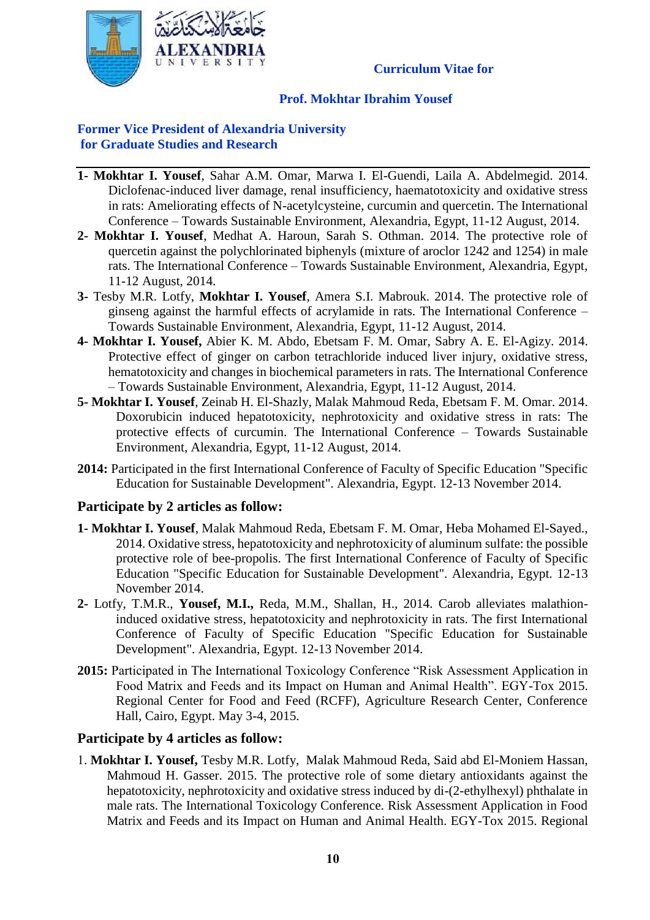Curriculum Vitae for

**Prof. Mokhtar Ibrahim Yousef**

**Former Vice President of Alexandria University for Graduate Studies and Research**

---

1- **Mokhtar I. Yousef**, Sahar A.M. Omar, Marwa I. El-Guendi, Laila A. Abdelmegid. 2014. Diclofenac-induced liver damage, renal insufficiency, haematotoxicity and oxidative stress in rats: Ameliorating effects of N-acetylcysteine, curcumin and quercetin. The International Conference – Towards Sustainable Environment, Alexandria, Egypt, 11-12 August, 2014.

2- **Mokhtar I. Yousef**, Medhat A. Haroun, Sarah S. Othman. 2014. The protective role of quercetin against the polychlorinated biphenyls (mixture of aroclor 1242 and 1254) in male rats. The International Conference – Towards Sustainable Environment, Alexandria, Egypt, 11-12 August, 2014.

3- Tesby M.R. Lotfy, **Mokhtar I. Yousef**, Amera S.I. Mabrouk. 2014. The protective role of ginseng against the harmful effects of acrylamide in rats. The International Conference – Towards Sustainable Environment, Alexandria, Egypt, 11-12 August, 2014.

4- **Mokhtar I. Yousef,** Abier K. M. Abdo, Ebetsam F. M. Omar, Sabry A. E. El-Agizy. 2014. Protective effect of ginger on carbon tetrachloride induced liver injury, oxidative stress, hematotoxicity and changes in biochemical parameters in rats. The International Conference – Towards Sustainable Environment, Alexandria, Egypt, 11-12 August, 2014.

5- **Mokhtar I. Yousef**, Zeinab H. El-Shazly, Malak Mahmoud Reda, Ebetsam F. M. Omar. 2014. Doxorubicin induced hepatotoxicity, nephrotoxicity and oxidative stress in rats: The protective effects of curcumin. The International Conference – Towards Sustainable Environment, Alexandria, Egypt, 11-12 August, 2014.

**2014:** Participated in the first International Conference of Faculty of Specific Education "Specific Education for Sustainable Development". Alexandria, Egypt. 12-13 November 2014.

### Participate by 2 articles as follow:

1- **Mokhtar I. Yousef**, Malak Mahmoud Reda, Ebetsam F. M. Omar, Heba Mohamed El-Sayed., 2014. Oxidative stress, hepatotoxicity and nephrotoxicity of aluminum sulfate: the possible protective role of bee-propolis. The first International Conference of Faculty of Specific Education "Specific Education for Sustainable Development". Alexandria, Egypt. 12-13 November 2014.

2- Lotfy, T.M.R., **Yousef, M.I.,** Reda, M.M., Shallan, H., 2014. Carob alleviates malathion-induced oxidative stress, hepatotoxicity and nephrotoxicity in rats. The first International Conference of Faculty of Specific Education "Specific Education for Sustainable Development". Alexandria, Egypt. 12-13 November 2014.

**2015:** Participated in The International Toxicology Conference "Risk Assessment Application in Food Matrix and Feeds and its Impact on Human and Animal Health". EGY-Tox 2015. Regional Center for Food and Feed (RCFF), Agriculture Research Center, Conference Hall, Cairo, Egypt. May 3-4, 2015.

### Participate by 4 articles as follow:

1. **Mokhtar I. Yousef,** Tesby M.R. Lotfy, Malak Mahmoud Reda, Said abd El-Moniem Hassan, Mahmoud H. Gasser. 2015. The protective role of some dietary antioxidants against the hepatotoxicity, nephrotoxicity and oxidative stress induced by di-(2-ethylhexyl) phthalate in male rats. The International Toxicology Conference. Risk Assessment Application in Food Matrix and Feeds and its Impact on Human and Animal Health. EGY-Tox 2015. Regional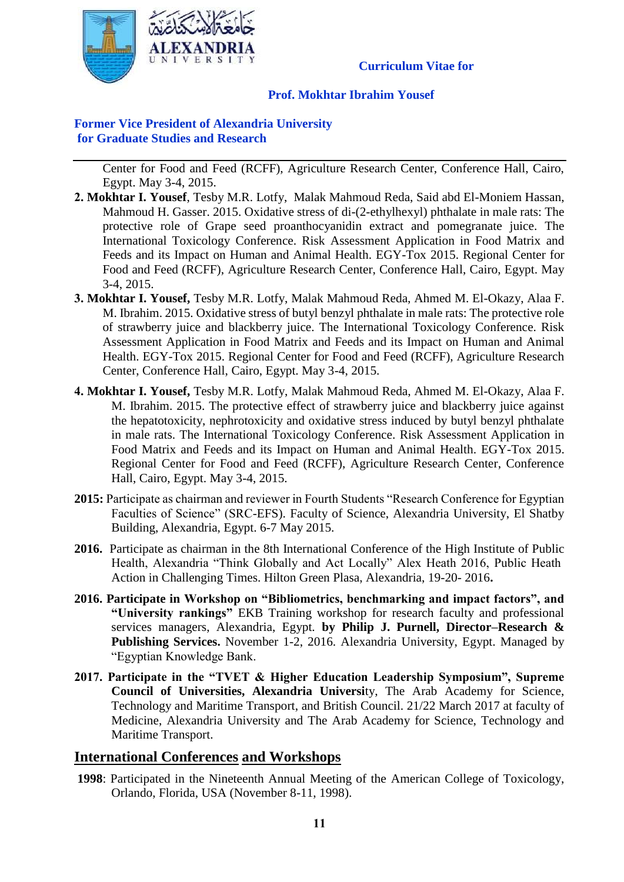Center for Food and Feed (RCFF), Agriculture Research Center, Conference Hall, Cairo, Egypt. May 3-4, 2015.

**2. Mokhtar I. Yousef**, Tesby M.R. Lotfy, Malak Mahmoud Reda, Said abd El-Moniem Hassan, Mahmoud H. Gasser. 2015. Oxidative stress of di-(2-ethylhexyl) phthalate in male rats: The protective role of Grape seed proanthocyanidin extract and pomegranate juice. The International Toxicology Conference. Risk Assessment Application in Food Matrix and Feeds and its Impact on Human and Animal Health. EGY-Tox 2015. Regional Center for Food and Feed (RCFF), Agriculture Research Center, Conference Hall, Cairo, Egypt. May 3-4, 2015.

**3. Mokhtar I. Yousef,** Tesby M.R. Lotfy, Malak Mahmoud Reda, Ahmed M. El-Okazy, Alaa F. M. Ibrahim. 2015. Oxidative stress of butyl benzyl phthalate in male rats: The protective role of strawberry juice and blackberry juice. The International Toxicology Conference. Risk Assessment Application in Food Matrix and Feeds and its Impact on Human and Animal Health. EGY-Tox 2015. Regional Center for Food and Feed (RCFF), Agriculture Research Center, Conference Hall, Cairo, Egypt. May 3-4, 2015.

**4. Mokhtar I. Yousef,** Tesby M.R. Lotfy, Malak Mahmoud Reda, Ahmed M. El-Okazy, Alaa F. M. Ibrahim. 2015. The protective effect of strawberry juice and blackberry juice against the hepatotoxicity, nephrotoxicity and oxidative stress induced by butyl benzyl phthalate in male rats. The International Toxicology Conference. Risk Assessment Application in Food Matrix and Feeds and its Impact on Human and Animal Health. EGY-Tox 2015. Regional Center for Food and Feed (RCFF), Agriculture Research Center, Conference Hall, Cairo, Egypt. May 3-4, 2015.

**2015:** Participate as chairman and reviewer in Fourth Students "Research Conference for Egyptian Faculties of Science" (SRC-EFS). Faculty of Science, Alexandria University, El Shatby Building, Alexandria, Egypt. 6-7 May 2015.

**2016.** Participate as chairman in the 8th International Conference of the High Institute of Public Health, Alexandria "Think Globally and Act Locally" Alex Heath 2016, Public Heath Action in Challenging Times. Hilton Green Plasa, Alexandria, 19-20- 2016**.**

**2016. Participate in Workshop on "Bibliometrics, benchmarking and impact factors", and "University rankings"** EKB Training workshop for research faculty and professional services managers, Alexandria, Egypt. **by Philip J. Purnell, Director–Research & Publishing Services.** November 1-2, 2016. Alexandria University, Egypt. Managed by "Egyptian Knowledge Bank.

**2017. Participate in the "TVET & Higher Education Leadership Symposium", Supreme Council of Universities, Alexandria Universi**ty, The Arab Academy for Science, Technology and Maritime Transport, and British Council. 21/22 March 2017 at faculty of Medicine, Alexandria University and The Arab Academy for Science, Technology and Maritime Transport.

## International Conferences and Workshops

**1998**: Participated in the Nineteenth Annual Meeting of the American College of Toxicology, Orlando, Florida, USA (November 8-11, 1998).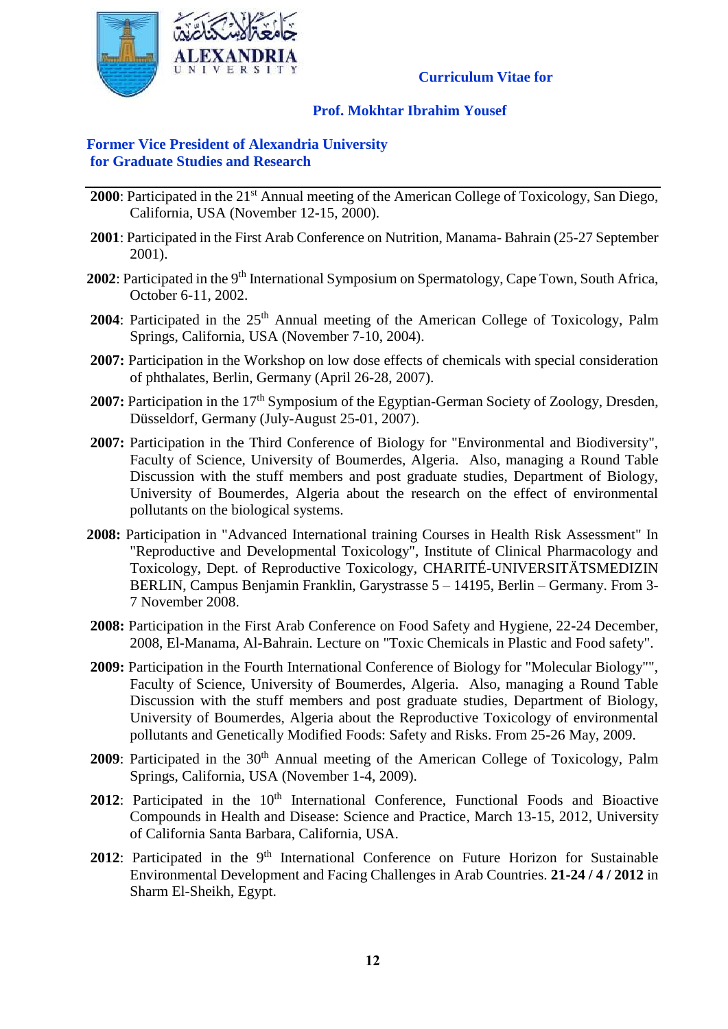2000: Participated in the 21st Annual meeting of the American College of Toxicology, San Diego, California, USA (November 12-15, 2000).

2001: Participated in the First Arab Conference on Nutrition, Manama- Bahrain (25-27 September 2001).

2002: Participated in the 9th International Symposium on Spermatology, Cape Town, South Africa, October 6-11, 2002.

2004: Participated in the 25th Annual meeting of the American College of Toxicology, Palm Springs, California, USA (November 7-10, 2004).

2007: Participation in the Workshop on low dose effects of chemicals with special consideration of phthalates, Berlin, Germany (April 26-28, 2007).

2007: Participation in the 17th Symposium of the Egyptian-German Society of Zoology, Dresden, Düsseldorf, Germany (July-August 25-01, 2007).

2007: Participation in the Third Conference of Biology for "Environmental and Biodiversity", Faculty of Science, University of Boumerdes, Algeria. Also, managing a Round Table Discussion with the stuff members and post graduate studies, Department of Biology, University of Boumerdes, Algeria about the research on the effect of environmental pollutants on the biological systems.

2008: Participation in "Advanced International training Courses in Health Risk Assessment" In "Reproductive and Developmental Toxicology", Institute of Clinical Pharmacology and Toxicology, Dept. of Reproductive Toxicology, CHARITÉ-UNIVERSITÄTSMEDIZIN BERLIN, Campus Benjamin Franklin, Garystrasse 5 – 14195, Berlin – Germany. From 3-7 November 2008.

2008: Participation in the First Arab Conference on Food Safety and Hygiene, 22-24 December, 2008, El-Manama, Al-Bahrain. Lecture on "Toxic Chemicals in Plastic and Food safety".

2009: Participation in the Fourth International Conference of Biology for "Molecular Biology"", Faculty of Science, University of Boumerdes, Algeria. Also, managing a Round Table Discussion with the stuff members and post graduate studies, Department of Biology, University of Boumerdes, Algeria about the Reproductive Toxicology of environmental pollutants and Genetically Modified Foods: Safety and Risks. From 25-26 May, 2009.

2009: Participated in the 30th Annual meeting of the American College of Toxicology, Palm Springs, California, USA (November 1-4, 2009).

2012: Participated in the 10th International Conference, Functional Foods and Bioactive Compounds in Health and Disease: Science and Practice, March 13-15, 2012, University of California Santa Barbara, California, USA.

2012: Participated in the 9th International Conference on Future Horizon for Sustainable Environmental Development and Facing Challenges in Arab Countries. **21-24 / 4 / 2012** in Sharm El-Sheikh, Egypt.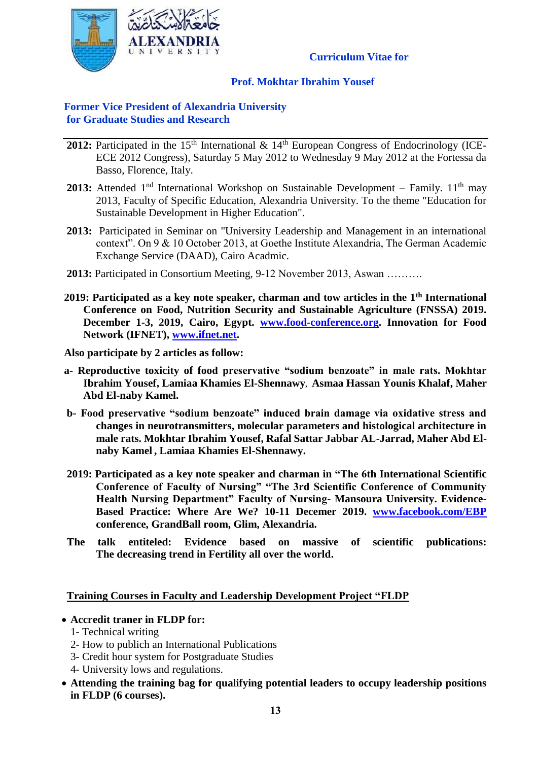**2012:** Participated in the 15th International & 14th European Congress of Endocrinology (ICE-ECE 2012 Congress), Saturday 5 May 2012 to Wednesday 9 May 2012 at the Fortessa da Basso, Florence, Italy.

**2013:** Attended 1st International Workshop on Sustainable Development – Family. 11th may 2013, Faculty of Specific Education, Alexandria University. To the theme "Education for Sustainable Development in Higher Education".

**2013:** Participated in Seminar on "University Leadership and Management in an international context". On 9 & 10 October 2013, at Goethe Institute Alexandria, The German Academic Exchange Service (DAAD), Cairo Acadmic.

**2013:** Participated in Consortium Meeting, 9-12 November 2013, Aswan ……….

**2019: Participated as a key note speaker, charman and tow articles in the 1th International Conference on Food, Nutrition Security and Sustainable Agriculture (FNSSA) 2019. December 1-3, 2019, Cairo, Egypt. www.food-conference.org. Innovation for Food Network (IFNET), www.ifnet.net.**

**Also participate by 2 articles as follow:**

**a- Reproductive toxicity of food preservative "sodium benzoate" in male rats. Mokhtar Ibrahim Yousef, Lamiaa Khamies El-Shennawy, Asmaa Hassan Younis Khalaf, Maher Abd El-naby Kamel.**

**b- Food preservative "sodium benzoate" induced brain damage via oxidative stress and changes in neurotransmitters, molecular parameters and histological architecture in male rats. Mokhtar Ibrahim Yousef, Rafal Sattar Jabbar AL-Jarrad, Maher Abd El-naby Kamel , Lamiaa Khamies El-Shennawy.**

**2019: Participated as a key note speaker and charman in "The 6th International Scientific Conference of Faculty of Nursing" "The 3rd Scientific Conference of Community Health Nursing Department" Faculty of Nursing- Mansoura University. Evidence-Based Practice: Where Are We? 10-11 Decemer 2019. www.facebook.com/EBP conference, GrandBall room, Glim, Alexandria.**

**The talk entiteled: Evidence based on massive of scientific publications: The decreasing trend in Fertility all over the world.**

## Training Courses in Faculty and Leadership Development Project "FLDP

- **Accredit traner in FLDP for:**
  1- Technical writing
  2- How to publich an International Publications
  3- Credit hour system for Postgraduate Studies
  4- University lows and regulations.
- **Attending the training bag for qualifying potential leaders to occupy leadership positions in FLDP (6 courses).**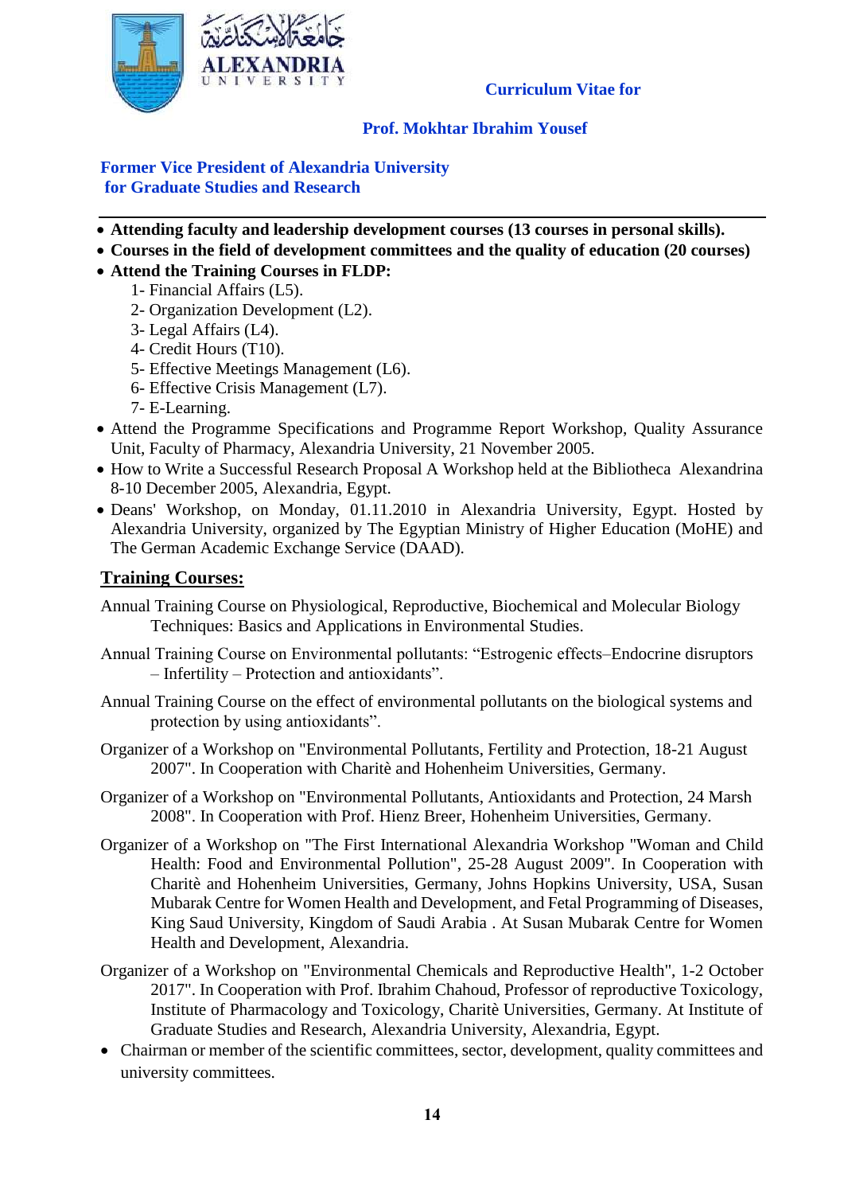**Curriculum Vitae for**

**Prof. Mokhtar Ibrahim Yousef**

**Former Vice President of Alexandria University for Graduate Studies and Research**

---

- **Attending faculty and leadership development courses (13 courses in personal skills).**
- **Courses in the field of development committees and the quality of education (20 courses)**
- **Attend the Training Courses in FLDP:**
  1- Financial Affairs (L5).
  2- Organization Development (L2).
  3- Legal Affairs (L4).
  4- Credit Hours (T10).
  5- Effective Meetings Management (L6).
  6- Effective Crisis Management (L7).
  7- E-Learning.
- Attend the Programme Specifications and Programme Report Workshop, Quality Assurance Unit, Faculty of Pharmacy, Alexandria University, 21 November 2005.
- How to Write a Successful Research Proposal A Workshop held at the Bibliotheca Alexandrina 8-10 December 2005, Alexandria, Egypt.
- Deans' Workshop, on Monday, 01.11.2010 in Alexandria University, Egypt. Hosted by Alexandria University, organized by The Egyptian Ministry of Higher Education (MoHE) and The German Academic Exchange Service (DAAD).

## Training Courses:

Annual Training Course on Physiological, Reproductive, Biochemical and Molecular Biology Techniques: Basics and Applications in Environmental Studies.

Annual Training Course on Environmental pollutants: “Estrogenic effects–Endocrine disruptors – Infertility – Protection and antioxidants”.

Annual Training Course on the effect of environmental pollutants on the biological systems and protection by using antioxidants”.

Organizer of a Workshop on "Environmental Pollutants, Fertility and Protection, 18-21 August 2007". In Cooperation with Charitè and Hohenheim Universities, Germany.

Organizer of a Workshop on "Environmental Pollutants, Antioxidants and Protection, 24 Marsh 2008". In Cooperation with Prof. Hienz Breer, Hohenheim Universities, Germany.

Organizer of a Workshop on "The First International Alexandria Workshop "Woman and Child Health: Food and Environmental Pollution", 25-28 August 2009". In Cooperation with Charitè and Hohenheim Universities, Germany, Johns Hopkins University, USA, Susan Mubarak Centre for Women Health and Development, and Fetal Programming of Diseases, King Saud University, Kingdom of Saudi Arabia . At Susan Mubarak Centre for Women Health and Development, Alexandria.

Organizer of a Workshop on "Environmental Chemicals and Reproductive Health", 1-2 October 2017". In Cooperation with Prof. Ibrahim Chahoud, Professor of reproductive Toxicology, Institute of Pharmacology and Toxicology, Charitè Universities, Germany. At Institute of Graduate Studies and Research, Alexandria University, Alexandria, Egypt.

- Chairman or member of the scientific committees, sector, development, quality committees and university committees.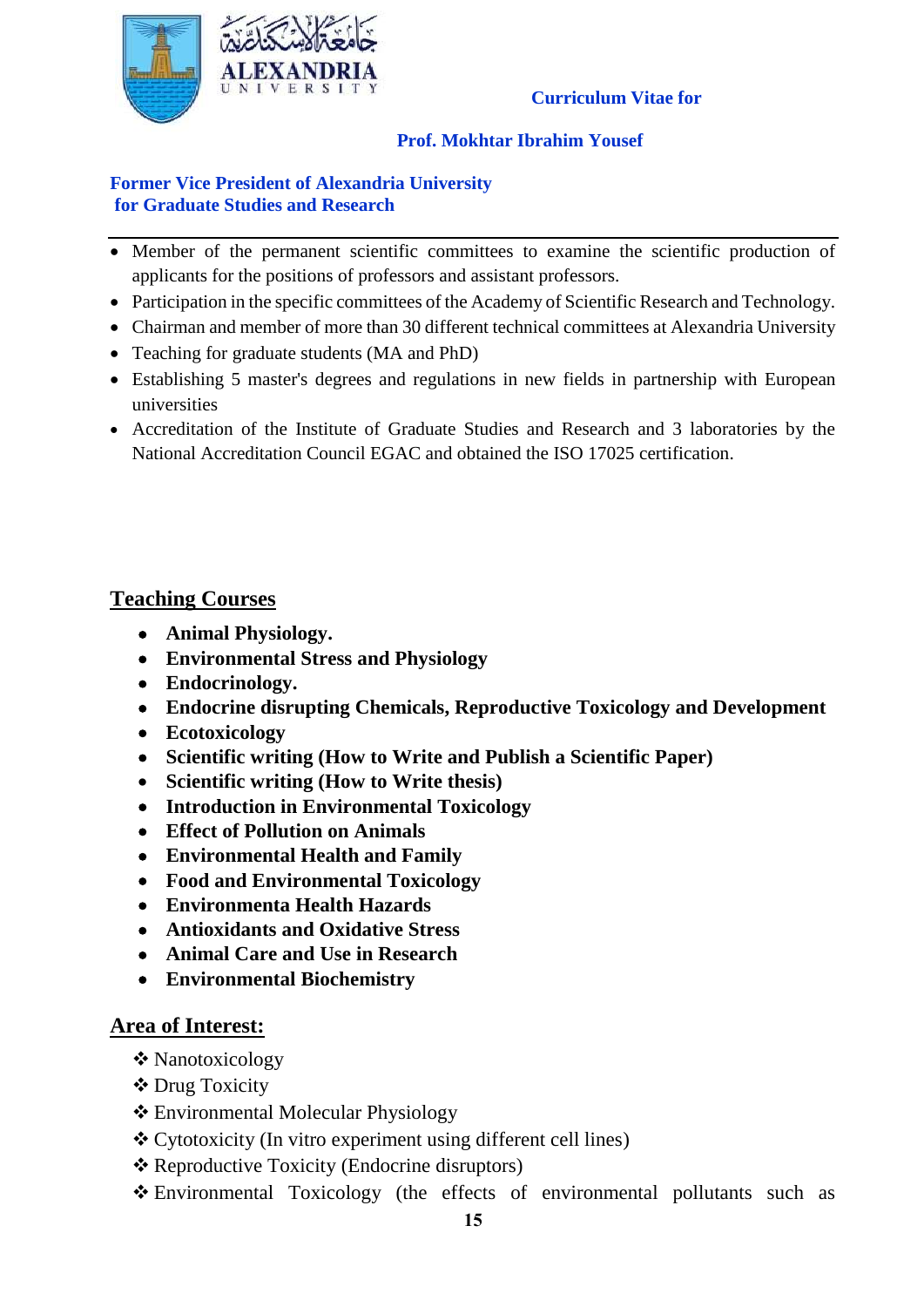Curriculum Vitae for

**Prof. Mokhtar Ibrahim Yousef**

**Former Vice President of Alexandria University for Graduate Studies and Research**

---

- Member of the permanent scientific committees to examine the scientific production of applicants for the positions of professors and assistant professors.
- Participation in the specific committees of the Academy of Scientific Research and Technology.
- Chairman and member of more than 30 different technical committees at Alexandria University
- Teaching for graduate students (MA and PhD)
- Establishing 5 master's degrees and regulations in new fields in partnership with European universities
- Accreditation of the Institute of Graduate Studies and Research and 3 laboratories by the National Accreditation Council EGAC and obtained the ISO 17025 certification.

## Teaching Courses

- **Animal Physiology.**
- **Environmental Stress and Physiology**
- **Endocrinology.**
- **Endocrine disrupting Chemicals, Reproductive Toxicology and Development**
- **Ecotoxicology**
- **Scientific writing (How to Write and Publish a Scientific Paper)**
- **Scientific writing (How to Write thesis)**
- **Introduction in Environmental Toxicology**
- **Effect of Pollution on Animals**
- **Environmental Health and Family**
- **Food and Environmental Toxicology**
- **Environmenta Health Hazards**
- **Antioxidants and Oxidative Stress**
- **Animal Care and Use in Research**
- **Environmental Biochemistry**

## Area of Interest:

- ❖ Nanotoxicology
- ❖ Drug Toxicity
- ❖ Environmental Molecular Physiology
- ❖ Cytotoxicity (In vitro experiment using different cell lines)
- ❖ Reproductive Toxicity (Endocrine disruptors)
- ❖ Environmental Toxicology (the effects of environmental pollutants such as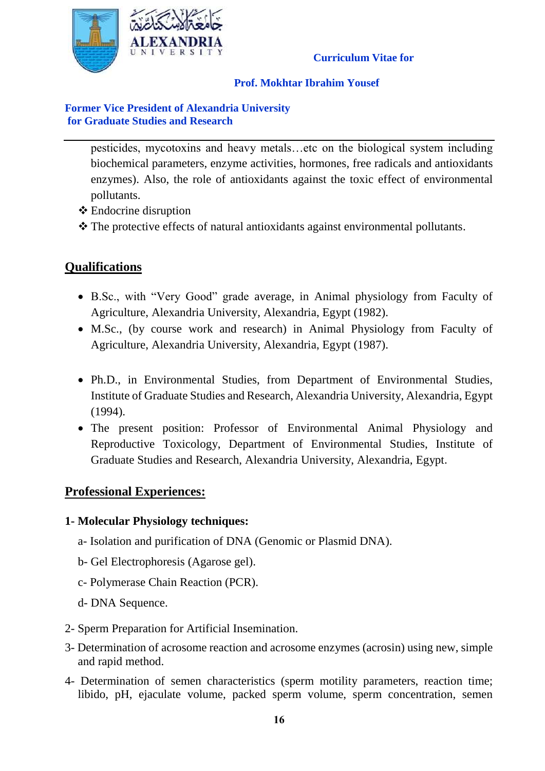pesticides, mycotoxins and heavy metals…etc on the biological system including biochemical parameters, enzyme activities, hormones, free radicals and antioxidants enzymes). Also, the role of antioxidants against the toxic effect of environmental pollutants.

- ❖ Endocrine disruption
- ❖ The protective effects of natural antioxidants against environmental pollutants.

## Qualifications

- B.Sc., with "Very Good" grade average, in Animal physiology from Faculty of Agriculture, Alexandria University, Alexandria, Egypt (1982).
- M.Sc., (by course work and research) in Animal Physiology from Faculty of Agriculture, Alexandria University, Alexandria, Egypt (1987).
- Ph.D., in Environmental Studies, from Department of Environmental Studies, Institute of Graduate Studies and Research, Alexandria University, Alexandria, Egypt (1994).
- The present position: Professor of Environmental Animal Physiology and Reproductive Toxicology, Department of Environmental Studies, Institute of Graduate Studies and Research, Alexandria University, Alexandria, Egypt.

## Professional Experiences:

**1- Molecular Physiology techniques:**

a- Isolation and purification of DNA (Genomic or Plasmid DNA).

b- Gel Electrophoresis (Agarose gel).

c- Polymerase Chain Reaction (PCR).

d- DNA Sequence.

2- Sperm Preparation for Artificial Insemination.

3- Determination of acrosome reaction and acrosome enzymes (acrosin) using new, simple and rapid method.

4- Determination of semen characteristics (sperm motility parameters, reaction time; libido, pH, ejaculate volume, packed sperm volume, sperm concentration, semen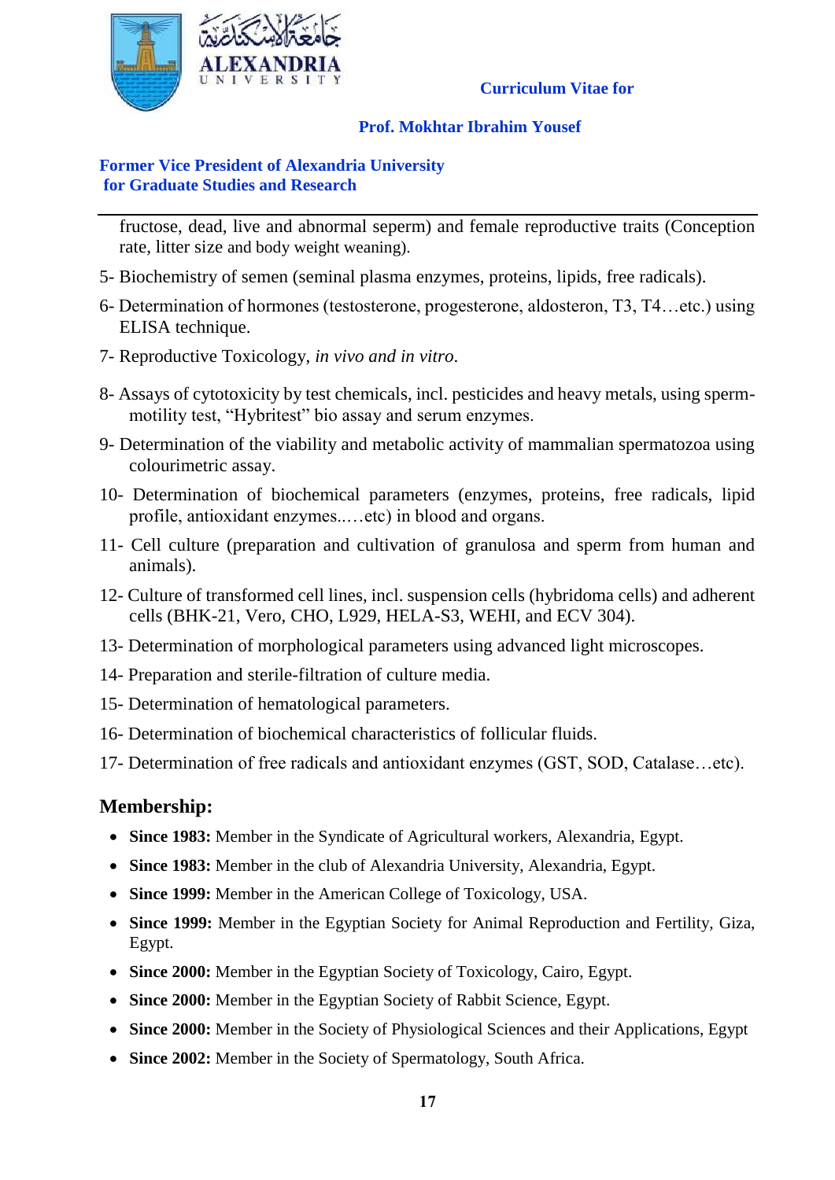fructose, dead, live and abnormal seperm) and female reproductive traits (Conception rate, litter size and body weight weaning).

5- Biochemistry of semen (seminal plasma enzymes, proteins, lipids, free radicals).

6- Determination of hormones (testosterone, progesterone, aldosteron, T3, T4…etc.) using ELISA technique.

7- Reproductive Toxicology, *in vivo and in vitro.*

8- Assays of cytotoxicity by test chemicals, incl. pesticides and heavy metals, using sperm-motility test, “Hybritest” bio assay and serum enzymes.

9- Determination of the viability and metabolic activity of mammalian spermatozoa using colourimetric assay.

10- Determination of biochemical parameters (enzymes, proteins, free radicals, lipid profile, antioxidant enzymes..…etc) in blood and organs.

11- Cell culture (preparation and cultivation of granulosa and sperm from human and animals).

12- Culture of transformed cell lines, incl. suspension cells (hybridoma cells) and adherent cells (BHK-21, Vero, CHO, L929, HELA-S3, WEHI, and ECV 304).

13- Determination of morphological parameters using advanced light microscopes.

14- Preparation and sterile-filtration of culture media.

15- Determination of hematological parameters.

16- Determination of biochemical characteristics of follicular fluids.

17- Determination of free radicals and antioxidant enzymes (GST, SOD, Catalase…etc).

## Membership:

- **Since 1983:** Member in the Syndicate of Agricultural workers, Alexandria, Egypt.
- **Since 1983:** Member in the club of Alexandria University, Alexandria, Egypt.
- **Since 1999:** Member in the American College of Toxicology, USA.
- **Since 1999:** Member in the Egyptian Society for Animal Reproduction and Fertility, Giza, Egypt.
- **Since 2000:** Member in the Egyptian Society of Toxicology, Cairo, Egypt.
- **Since 2000:** Member in the Egyptian Society of Rabbit Science, Egypt.
- **Since 2000:** Member in the Society of Physiological Sciences and their Applications, Egypt
- **Since 2002:** Member in the Society of Spermatology, South Africa.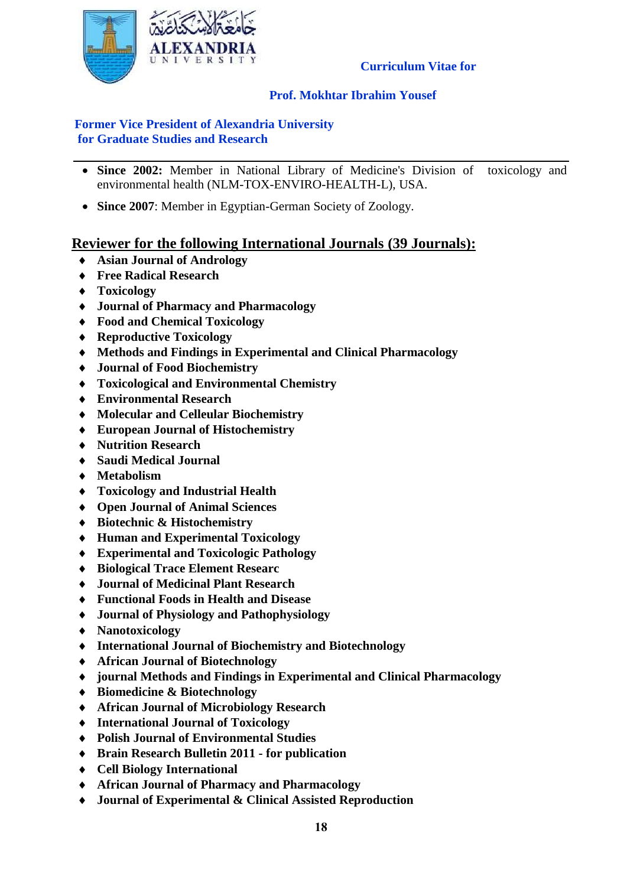**Curriculum Vitae for**

**Prof. Mokhtar Ibrahim Yousef**

**Former Vice President of Alexandria University**
**for Graduate Studies and Research**

---

- **Since 2002:** Member in National Library of Medicine's Division of toxicology and environmental health (NLM-TOX-ENVIRO-HEALTH-L), USA.
- **Since 2007**: Member in Egyptian-German Society of Zoology.

## Reviewer for the following International Journals (39 Journals):

- **Asian Journal of Andrology**
- **Free Radical Research**
- **Toxicology**
- **Journal of Pharmacy and Pharmacology**
- **Food and Chemical Toxicology**
- **Reproductive Toxicology**
- **Methods and Findings in Experimental and Clinical Pharmacology**
- **Journal of Food Biochemistry**
- **Toxicological and Environmental Chemistry**
- **Environmental Research**
- **Molecular and Celleular Biochemistry**
- **European Journal of Histochemistry**
- **Nutrition Research**
- **Saudi Medical Journal**
- **Metabolism**
- **Toxicology and Industrial Health**
- **Open Journal of Animal Sciences**
- **Biotechnic & Histochemistry**
- **Human and Experimental Toxicology**
- **Experimental and Toxicologic Pathology**
- **Biological Trace Element Researc**
- **Journal of Medicinal Plant Research**
- **Functional Foods in Health and Disease**
- **Journal of Physiology and Pathophysiology**
- **Nanotoxicology**
- **International Journal of Biochemistry and Biotechnology**
- **African Journal of Biotechnology**
- **journal Methods and Findings in Experimental and Clinical Pharmacology**
- **Biomedicine & Biotechnology**
- **African Journal of Microbiology Research**
- **International Journal of Toxicology**
- **Polish Journal of Environmental Studies**
- **Brain Research Bulletin 2011 - for publication**
- **Cell Biology International**
- **African Journal of Pharmacy and Pharmacology**
- **Journal of Experimental & Clinical Assisted Reproduction**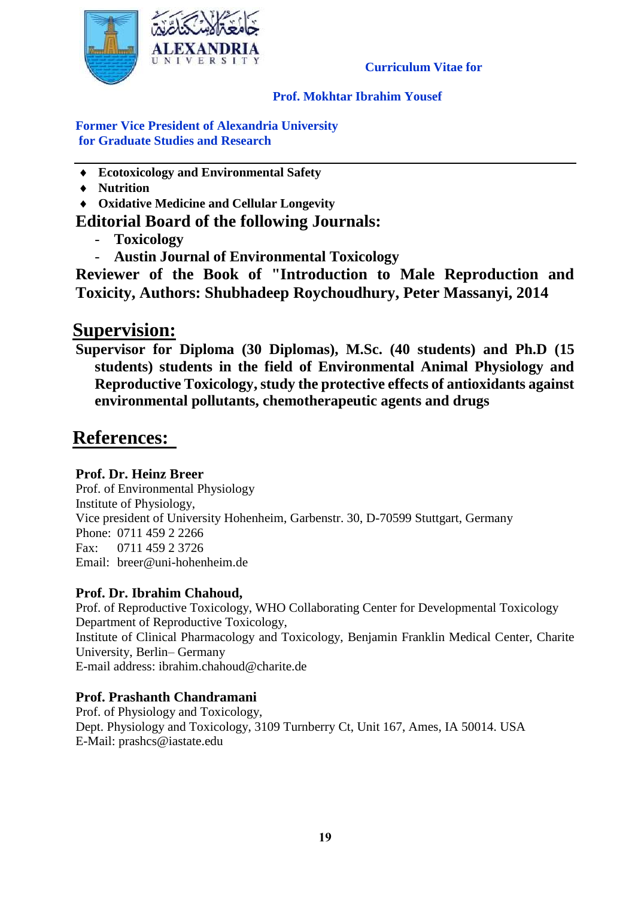**Curriculum Vitae for**

**Prof. Mokhtar Ibrahim Yousef**

**Former Vice President of Alexandria University for Graduate Studies and Research**

---

- **Ecotoxicology and Environmental Safety**
- **Nutrition**
- **Oxidative Medicine and Cellular Longevity**

**Editorial Board of the following Journals:**

- **Toxicology**
- **Austin Journal of Environmental Toxicology**

**Reviewer of the Book of "Introduction to Male Reproduction and Toxicity, Authors: Shubhadeep Roychoudhury, Peter Massanyi, 2014**

## Supervision:

**Supervisor for Diploma (30 Diplomas), M.Sc. (40 students) and Ph.D (15 students) students in the field of Environmental Animal Physiology and Reproductive Toxicology, study the protective effects of antioxidants against environmental pollutants, chemotherapeutic agents and drugs**

## References:

**Prof. Dr. Heinz Breer**
Prof. of Environmental Physiology
Institute of Physiology,
Vice president of University Hohenheim, Garbenstr. 30, D-70599 Stuttgart, Germany
Phone: 0711 459 2 2266
Fax: 0711 459 2 3726
Email: breer@uni-hohenheim.de

**Prof. Dr. Ibrahim Chahoud,**
Prof. of Reproductive Toxicology, WHO Collaborating Center for Developmental Toxicology
Department of Reproductive Toxicology,
Institute of Clinical Pharmacology and Toxicology, Benjamin Franklin Medical Center, Charite University, Berlin– Germany
E-mail address: ibrahim.chahoud@charite.de

**Prof. Prashanth Chandramani**
Prof. of Physiology and Toxicology,
Dept. Physiology and Toxicology, 3109 Turnberry Ct, Unit 167, Ames, IA 50014. USA
E-Mail: prashcs@iastate.edu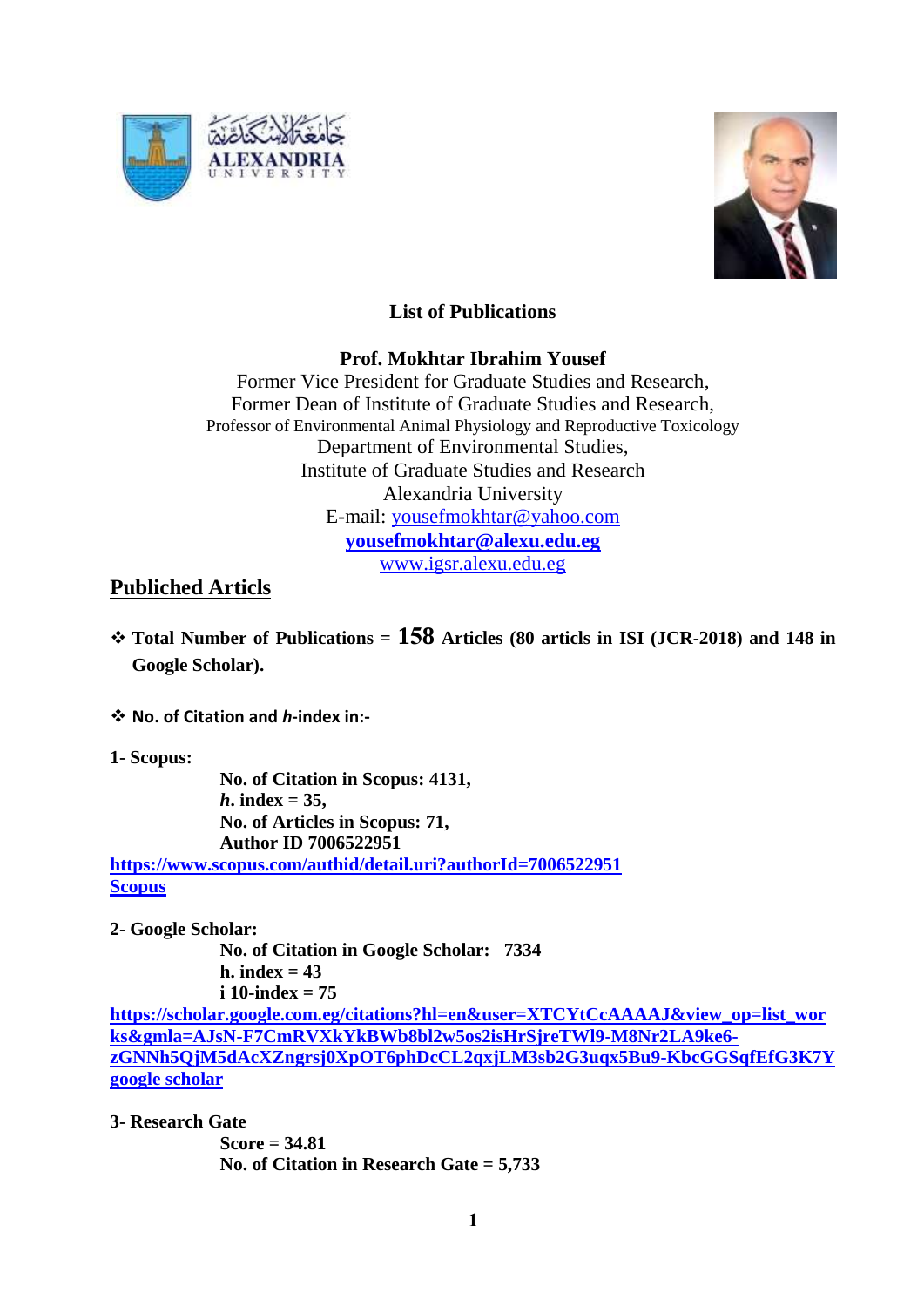# List of Publications

**Prof. Mokhtar Ibrahim Yousef**

Former Vice President for Graduate Studies and Research,
Former Dean of Institute of Graduate Studies and Research,
Professor of Environmental Animal Physiology and Reproductive Toxicology
Department of Environmental Studies,
Institute of Graduate Studies and Research
Alexandria University
E-mail: yousefmokhtar@yahoo.com
**yousefmokhtar@alexu.edu.eg**
www.igsr.alexu.edu.eg

## Publiched Articls

- **Total Number of Publications = 158 Articles (80 articls in ISI (JCR-2018) and 148 in Google Scholar).**

- **No. of Citation and *h*-index in:-**

**1- Scopus:**

**No. of Citation in Scopus: 4131,**
***h*. index = 35,**
**No. of Articles in Scopus: 71,**
**Author ID 7006522951**

**https://www.scopus.com/authid/detail.uri?authorId=7006522951**
**Scopus**

**2- Google Scholar:**

**No. of Citation in Google Scholar: 7334**
**h. index = 43**
**i 10-index = 75**

**https://scholar.google.com.eg/citations?hl=en&user=XTCYtCcAAAAJ&view_op=list_works&gmla=AJsN-F7CmRVXkYkBWb8bl2w5os2isHrSjreTWl9-M8Nr2LA9ke6-zGNNh5QjM5dAcXZngrsj0XpOT6phDcCL2qxjLM3sb2G3uqx5Bu9-KbcGGSqfEfG3K7Y**
**google scholar**

**3- Research Gate**

**Score = 34.81**
**No. of Citation in Research Gate = 5,733**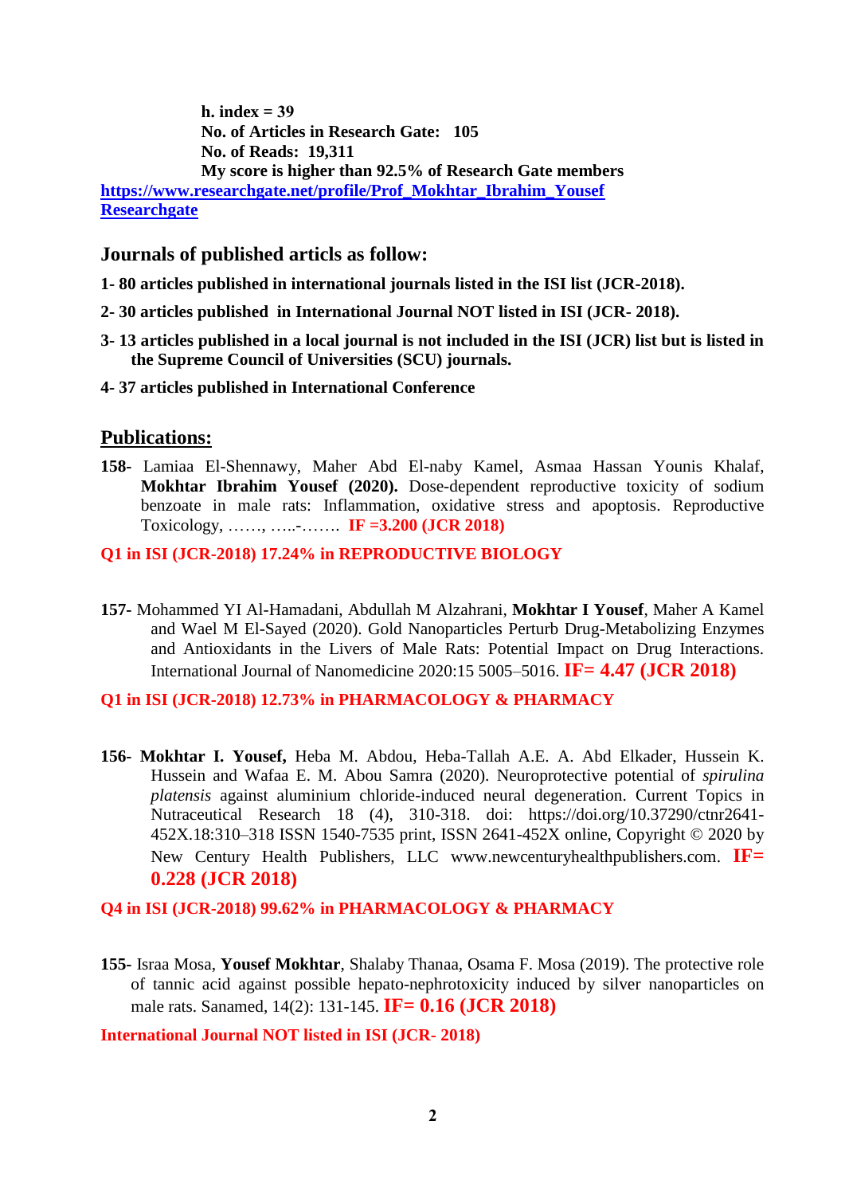**h. index = 39**
**No. of Articles in Research Gate: 105**
**No. of Reads: 19,311**
**My score is higher than 92.5% of Research Gate members**

[https://www.researchgate.net/profile/Prof_Mokhtar_Ibrahim_Yousef](https://www.researchgate.net/profile/Prof_Mokhtar_Ibrahim_Yousef)
[Researchgate](https://www.researchgate.net/profile/Prof_Mokhtar_Ibrahim_Yousef)

## Journals of published articls as follow:

**1- 80 articles published in international journals listed in the ISI list (JCR-2018).**

**2- 30 articles published in International Journal NOT listed in ISI (JCR- 2018).**

**3- 13 articles published in a local journal is not included in the ISI (JCR) list but is listed in the Supreme Council of Universities (SCU) journals.**

**4- 37 articles published in International Conference**

## Publications:

**158-** Lamiaa El-Shennawy, Maher Abd El-naby Kamel, Asmaa Hassan Younis Khalaf, **Mokhtar Ibrahim Yousef (2020).** Dose-dependent reproductive toxicity of sodium benzoate in male rats: Inflammation, oxidative stress and apoptosis. Reproductive Toxicology, ……, …..-……. **IF =3.200 (JCR 2018)**

**Q1 in ISI (JCR-2018) 17.24% in REPRODUCTIVE BIOLOGY**

**157-** Mohammed YI Al-Hamadani, Abdullah M Alzahrani, **Mokhtar I Yousef**, Maher A Kamel and Wael M El-Sayed (2020). Gold Nanoparticles Perturb Drug-Metabolizing Enzymes and Antioxidants in the Livers of Male Rats: Potential Impact on Drug Interactions. International Journal of Nanomedicine 2020:15 5005–5016. **IF= 4.47 (JCR 2018)**

**Q1 in ISI (JCR-2018) 12.73% in PHARMACOLOGY & PHARMACY**

**156- Mokhtar I. Yousef,** Heba M. Abdou, Heba-Tallah A.E. A. Abd Elkader, Hussein K. Hussein and Wafaa E. M. Abou Samra (2020). Neuroprotective potential of *spirulina platensis* against aluminium chloride-induced neural degeneration. Current Topics in Nutraceutical Research 18 (4), 310-318. doi: https://doi.org/10.37290/ctnr2641-452X.18:310–318 ISSN 1540-7535 print, ISSN 2641-452X online, Copyright © 2020 by New Century Health Publishers, LLC www.newcenturyhealthpublishers.com. **IF= 0.228 (JCR 2018)**

**Q4 in ISI (JCR-2018) 99.62% in PHARMACOLOGY & PHARMACY**

**155-** Israa Mosa, **Yousef Mokhtar**, Shalaby Thanaa, Osama F. Mosa (2019). The protective role of tannic acid against possible hepato-nephrotoxicity induced by silver nanoparticles on male rats. Sanamed, 14(2): 131-145. **IF= 0.16 (JCR 2018)**

**International Journal NOT listed in ISI (JCR- 2018)**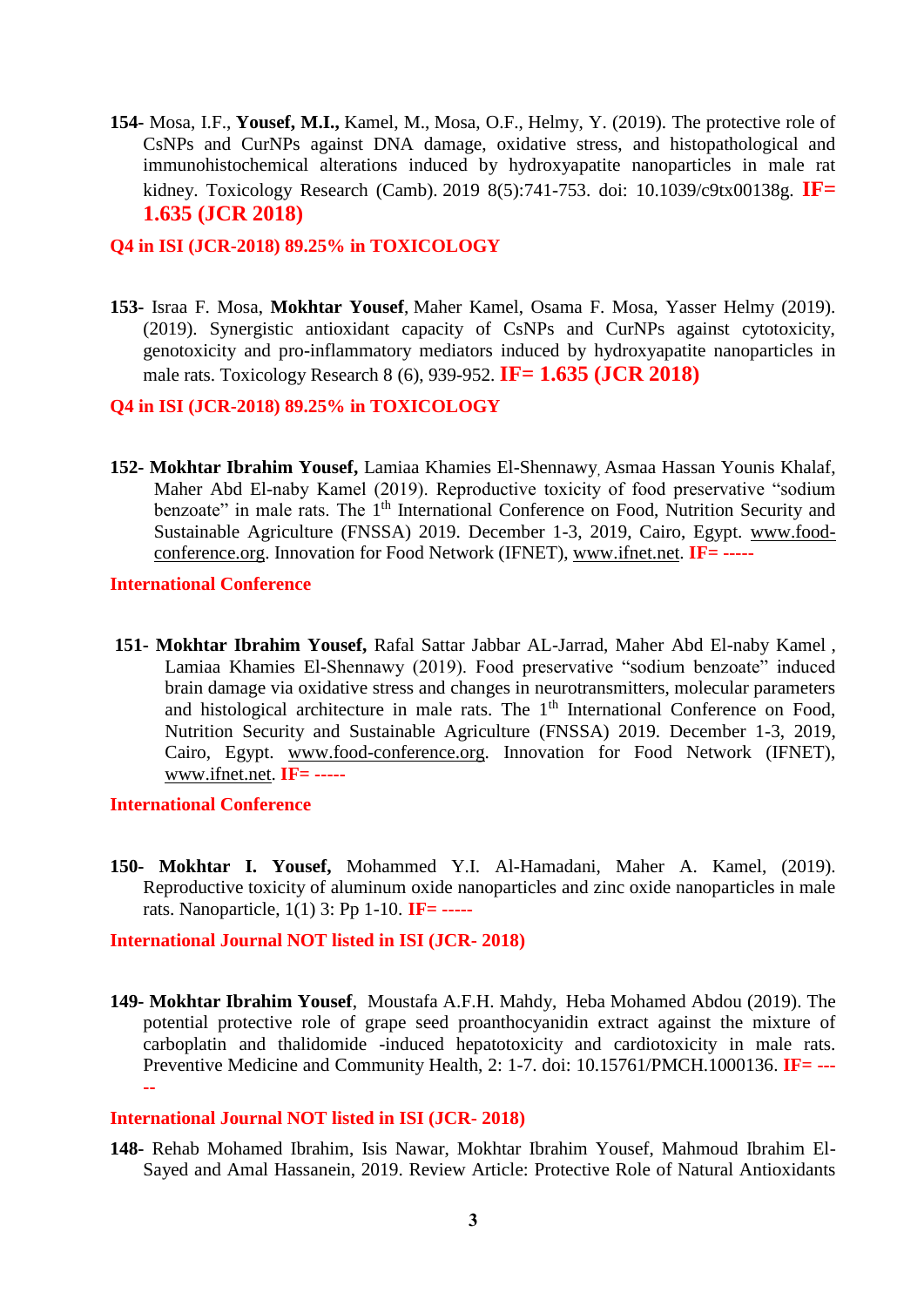**154**- Mosa, I.F., **Yousef, M.I.,** Kamel, M., Mosa, O.F., Helmy, Y. (2019). The protective role of CsNPs and CurNPs against DNA damage, oxidative stress, and histopathological and immunohistochemical alterations induced by hydroxyapatite nanoparticles in male rat kidney. Toxicology Research (Camb). 2019 8(5):741-753. doi: 10.1039/c9tx00138g. **IF= 1.635 (JCR 2018)**

**Q4 in ISI (JCR-2018) 89.25% in TOXICOLOGY**

**153**- Israa F. Mosa, **Mokhtar Yousef**, Maher Kamel, Osama F. Mosa, Yasser Helmy (2019). (2019). Synergistic antioxidant capacity of CsNPs and CurNPs against cytotoxicity, genotoxicity and pro-inflammatory mediators induced by hydroxyapatite nanoparticles in male rats. Toxicology Research 8 (6), 939-952. **IF= 1.635 (JCR 2018)**

**Q4 in ISI (JCR-2018) 89.25% in TOXICOLOGY**

**152- Mokhtar Ibrahim Yousef,** Lamiaa Khamies El-Shennawy, Asmaa Hassan Younis Khalaf, Maher Abd El-naby Kamel (2019). Reproductive toxicity of food preservative "sodium benzoate" in male rats. The 1th International Conference on Food, Nutrition Security and Sustainable Agriculture (FNSSA) 2019. December 1-3, 2019, Cairo, Egypt. www.food-conference.org. Innovation for Food Network (IFNET), www.ifnet.net. **IF= -----**

**International Conference**

**151- Mokhtar Ibrahim Yousef,** Rafal Sattar Jabbar AL-Jarrad, Maher Abd El-naby Kamel , Lamiaa Khamies El-Shennawy (2019). Food preservative "sodium benzoate" induced brain damage via oxidative stress and changes in neurotransmitters, molecular parameters and histological architecture in male rats. The 1th International Conference on Food, Nutrition Security and Sustainable Agriculture (FNSSA) 2019. December 1-3, 2019, Cairo, Egypt. www.food-conference.org. Innovation for Food Network (IFNET), www.ifnet.net. **IF= -----**

**International Conference**

**150- Mokhtar I. Yousef,** Mohammed Y.I. Al-Hamadani, Maher A. Kamel, (2019). Reproductive toxicity of aluminum oxide nanoparticles and zinc oxide nanoparticles in male rats. Nanoparticle, 1(1) 3: Pp 1-10. **IF= -----**

**International Journal NOT listed in ISI (JCR- 2018)**

**149- Mokhtar Ibrahim Yousef**, Moustafa A.F.H. Mahdy, Heba Mohamed Abdou (2019). The potential protective role of grape seed proanthocyanidin extract against the mixture of carboplatin and thalidomide -induced hepatotoxicity and cardiotoxicity in male rats. Preventive Medicine and Community Health, 2: 1-7. doi: 10.15761/PMCH.1000136. **IF= -----**

**International Journal NOT listed in ISI (JCR- 2018)**

**148**- Rehab Mohamed Ibrahim, Isis Nawar, Mokhtar Ibrahim Yousef, Mahmoud Ibrahim El-Sayed and Amal Hassanein, 2019. Review Article: Protective Role of Natural Antioxidants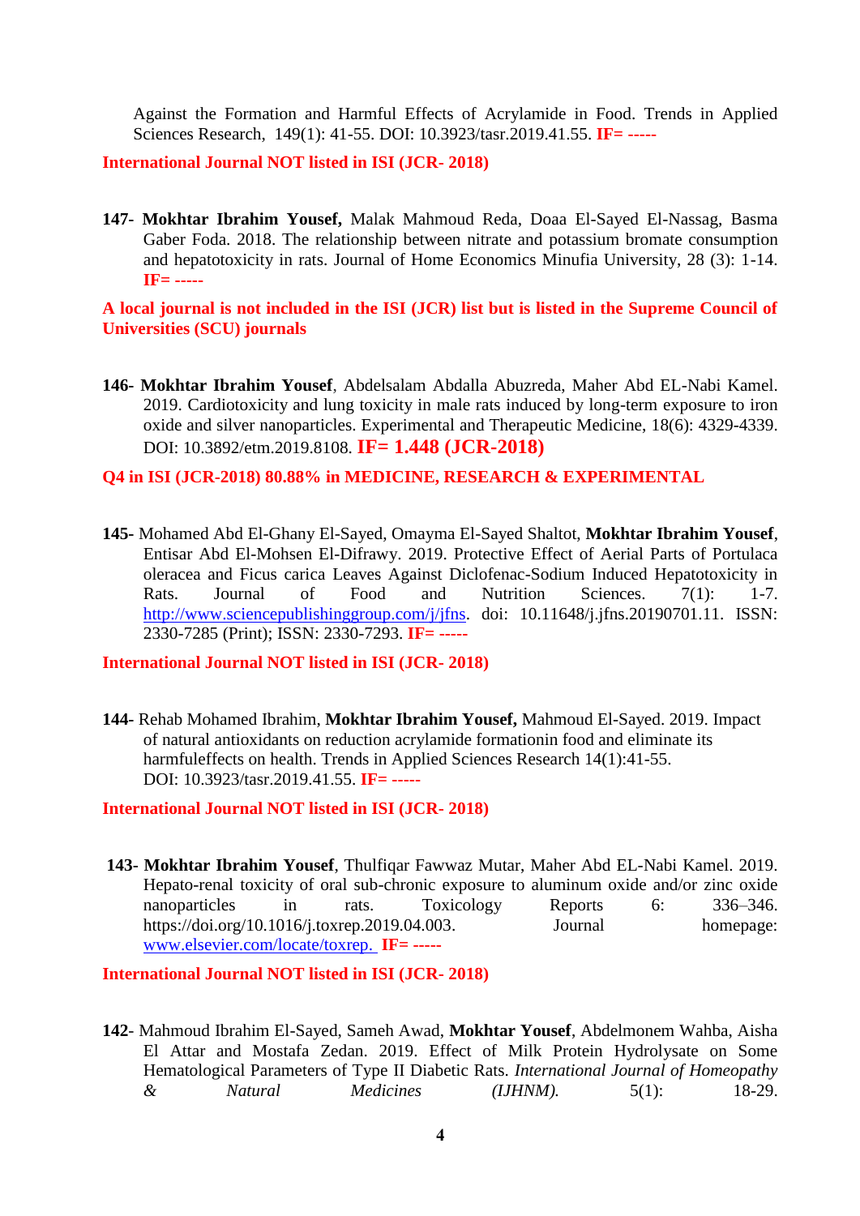Against the Formation and Harmful Effects of Acrylamide in Food. Trends in Applied Sciences Research, 149(1): 41-55. DOI: 10.3923/tasr.2019.41.55. **IF= -----**

**International Journal NOT listed in ISI (JCR- 2018)**

**147- Mokhtar Ibrahim Yousef,** Malak Mahmoud Reda, Doaa El-Sayed El-Nassag, Basma Gaber Foda. 2018. The relationship between nitrate and potassium bromate consumption and hepatotoxicity in rats. Journal of Home Economics Minufia University, 28 (3): 1-14. **IF= -----**

**A local journal is not included in the ISI (JCR) list but is listed in the Supreme Council of Universities (SCU) journals**

**146- Mokhtar Ibrahim Yousef**, Abdelsalam Abdalla Abuzreda, Maher Abd EL-Nabi Kamel. 2019. Cardiotoxicity and lung toxicity in male rats induced by long-term exposure to iron oxide and silver nanoparticles. Experimental and Therapeutic Medicine, 18(6): 4329-4339. DOI: 10.3892/etm.2019.8108. **IF= 1.448 (JCR-2018)**

**Q4 in ISI (JCR-2018) 80.88% in MEDICINE, RESEARCH & EXPERIMENTAL**

**145-** Mohamed Abd El-Ghany El-Sayed, Omayma El-Sayed Shaltot, **Mokhtar Ibrahim Yousef**, Entisar Abd El-Mohsen El-Difrawy. 2019. Protective Effect of Aerial Parts of Portulaca oleracea and Ficus carica Leaves Against Diclofenac-Sodium Induced Hepatotoxicity in Rats. Journal of Food and Nutrition Sciences. 7(1): 1-7. http://www.sciencepublishinggroup.com/j/jfns. doi: 10.11648/j.jfns.20190701.11. ISSN: 2330-7285 (Print); ISSN: 2330-7293. **IF= -----**

**International Journal NOT listed in ISI (JCR- 2018)**

**144-** Rehab Mohamed Ibrahim, **Mokhtar Ibrahim Yousef,** Mahmoud El-Sayed. 2019. Impact of natural antioxidants on reduction acrylamide formationin food and eliminate its harmfuleffects on health. Trends in Applied Sciences Research 14(1):41-55. DOI: 10.3923/tasr.2019.41.55. **IF= -----**

**International Journal NOT listed in ISI (JCR- 2018)**

**143- Mokhtar Ibrahim Yousef**, Thulfiqar Fawwaz Mutar, Maher Abd EL-Nabi Kamel. 2019. Hepato-renal toxicity of oral sub-chronic exposure to aluminum oxide and/or zinc oxide nanoparticles in rats. Toxicology Reports 6: 336–346. https://doi.org/10.1016/j.toxrep.2019.04.003. Journal homepage: www.elsevier.com/locate/toxrep. **IF= -----**

**International Journal NOT listed in ISI (JCR- 2018)**

**142**- Mahmoud Ibrahim El-Sayed, Sameh Awad, **Mokhtar Yousef**, Abdelmonem Wahba, Aisha El Attar and Mostafa Zedan. 2019. Effect of Milk Protein Hydrolysate on Some Hematological Parameters of Type II Diabetic Rats. *International Journal of Homeopathy & Natural Medicines (IJHNM).* 5(1): 18-29.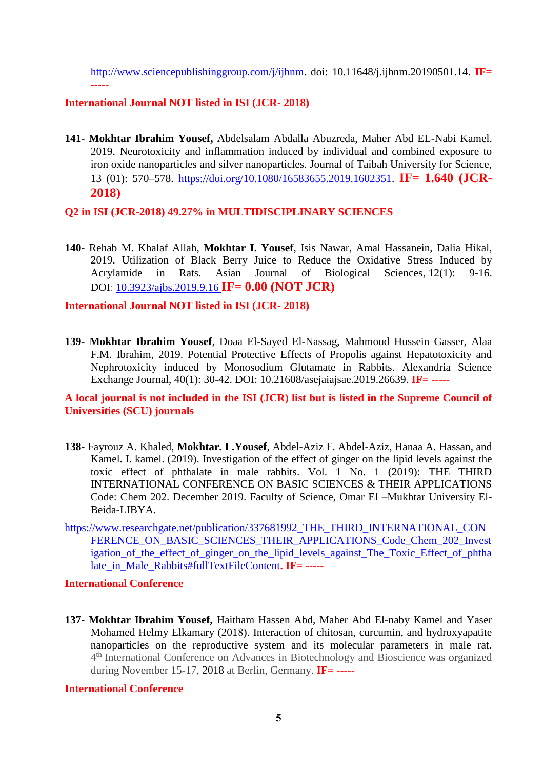http://www.sciencepublishinggroup.com/j/ijhnm. doi: 10.11648/j.ijhnm.20190501.14. **IF= -----**

**International Journal NOT listed in ISI (JCR- 2018)**

**141- Mokhtar Ibrahim Yousef,** Abdelsalam Abdalla Abuzreda, Maher Abd EL-Nabi Kamel. 2019. Neurotoxicity and inflammation induced by individual and combined exposure to iron oxide nanoparticles and silver nanoparticles. Journal of Taibah University for Science, 13 (01): 570–578. https://doi.org/10.1080/16583655.2019.1602351. **IF= 1.640 (JCR-2018)**

**Q2 in ISI (JCR-2018) 49.27% in MULTIDISCIPLINARY SCIENCES**

**140-** Rehab M. Khalaf Allah, **Mokhtar I. Yousef**, Isis Nawar, Amal Hassanein, Dalia Hikal, 2019. Utilization of Black Berry Juice to Reduce the Oxidative Stress Induced by Acrylamide in Rats. Asian Journal of Biological Sciences, 12(1): 9-16. DOI: 10.3923/ajbs.2019.9.16 **IF= 0.00 (NOT JCR)**

**International Journal NOT listed in ISI (JCR- 2018)**

**139- Mokhtar Ibrahim Yousef**, Doaa El-Sayed El-Nassag, Mahmoud Hussein Gasser, Alaa F.M. Ibrahim, 2019. Potential Protective Effects of Propolis against Hepatotoxicity and Nephrotoxicity induced by Monosodium Glutamate in Rabbits. Alexandria Science Exchange Journal, 40(1): 30-42. DOI: 10.21608/asejaiajsae.2019.26639. **IF= -----**

**A local journal is not included in the ISI (JCR) list but is listed in the Supreme Council of Universities (SCU) journals**

**138-** Fayrouz A. Khaled, **Mokhtar. I .Yousef**, Abdel-Aziz F. Abdel-Aziz, Hanaa A. Hassan, and Kamel. I. kamel. (2019). Investigation of the effect of ginger on the lipid levels against the toxic effect of phthalate in male rabbits. Vol. 1 No. 1 (2019): THE THIRD INTERNATIONAL CONFERENCE ON BASIC SCIENCES & THEIR APPLICATIONS Code: Chem 202. December 2019. Faculty of Science, Omar El –Mukhtar University El-Beida-LIBYA.

https://www.researchgate.net/publication/337681992_THE_THIRD_INTERNATIONAL_CONFERENCE_ON_BASIC_SCIENCES_THEIR_APPLICATIONS_Code_Chem_202_Investigation_of_the_effect_of_ginger_on_the_lipid_levels_against_The_Toxic_Effect_of_phthalate_in_Male_Rabbits#fullTextFileContent. **IF= -----**

**International Conference**

**137- Mokhtar Ibrahim Yousef,** Haitham Hassen Abd, Maher Abd El-naby Kamel and Yaser Mohamed Helmy Elkamary (2018). Interaction of chitosan, curcumin, and hydroxyapatite nanoparticles on the reproductive system and its molecular parameters in male rat. 4th International Conference on Advances in Biotechnology and Bioscience was organized during November 15-17, 2018 at Berlin, Germany. **IF= -----**

**International Conference**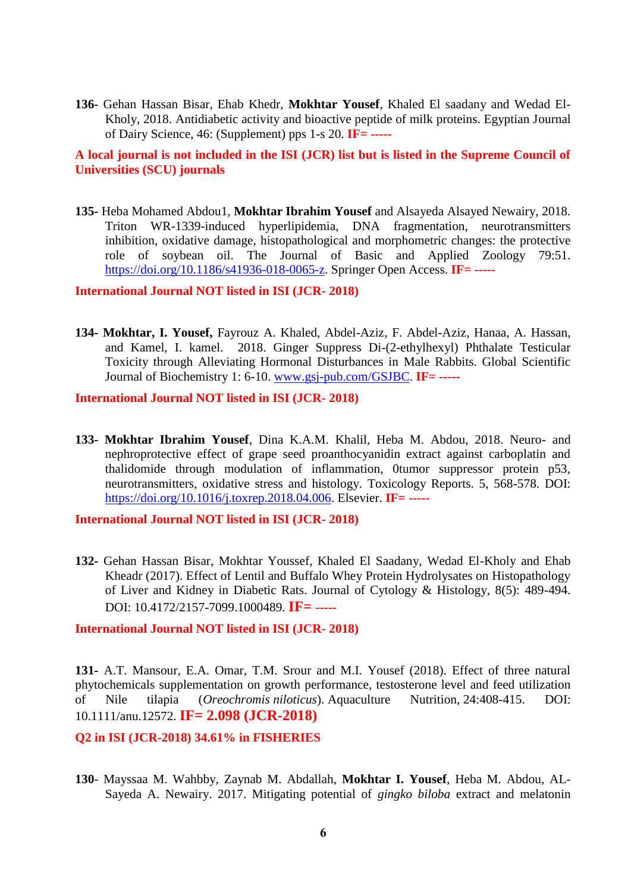**136-** Gehan Hassan Bisar, Ehab Khedr, **Mokhtar Yousef**, Khaled El saadany and Wedad El-Kholy, 2018. Antidiabetic activity and bioactive peptide of milk proteins. Egyptian Journal of Dairy Science, 46: (Supplement) pps 1-s 20. **IF= -----**

**A local journal is not included in the ISI (JCR) list but is listed in the Supreme Council of Universities (SCU) journals**

**135-** Heba Mohamed Abdou1, **Mokhtar Ibrahim Yousef** and Alsayeda Alsayed Newairy, 2018. Triton WR-1339-induced hyperlipidemia, DNA fragmentation, neurotransmitters inhibition, oxidative damage, histopathological and morphometric changes: the protective role of soybean oil. The Journal of Basic and Applied Zoology 79:51. https://doi.org/10.1186/s41936-018-0065-z. Springer Open Access. **IF= -----**

**International Journal NOT listed in ISI (JCR- 2018)**

**134- Mokhtar, I. Yousef,** Fayrouz A. Khaled, Abdel-Aziz, F. Abdel-Aziz, Hanaa, A. Hassan, and Kamel, I. kamel. 2018. Ginger Suppress Di-(2-ethylhexyl) Phthalate Testicular Toxicity through Alleviating Hormonal Disturbances in Male Rabbits. Global Scientific Journal of Biochemistry 1: 6-10. www.gsj-pub.com/GSJBC. **IF= -----**

**International Journal NOT listed in ISI (JCR- 2018)**

**133- Mokhtar Ibrahim Yousef**, Dina K.A.M. Khalil, Heba M. Abdou, 2018. Neuro- and nephroprotective effect of grape seed proanthocyanidin extract against carboplatin and thalidomide through modulation of inflammation, 0tumor suppressor protein p53, neurotransmitters, oxidative stress and histology. Toxicology Reports. 5, 568-578. DOI: https://doi.org/10.1016/j.toxrep.2018.04.006. Elsevier. **IF= -----**

**International Journal NOT listed in ISI (JCR- 2018)**

**132-** Gehan Hassan Bisar, Mokhtar Youssef, Khaled El Saadany, Wedad El-Kholy and Ehab Kheadr (2017). Effect of Lentil and Buffalo Whey Protein Hydrolysates on Histopathology of Liver and Kidney in Diabetic Rats. Journal of Cytology & Histology, 8(5): 489-494. DOI: 10.4172/2157-7099.1000489. **IF= -----**

**International Journal NOT listed in ISI (JCR- 2018)**

**131-** A.T. Mansour, E.A. Omar, T.M. Srour and M.I. Yousef (2018). Effect of three natural phytochemicals supplementation on growth performance, testosterone level and feed utilization of Nile tilapia (*Oreochromis niloticus*). Aquaculture Nutrition, 24:408-415. DOI: 10.1111/anu.12572. **IF= 2.098 (JCR-2018)**

**Q2 in ISI (JCR-2018) 34.61% in FISHERIES**

**130-** Mayssaa M. Wahbby, Zaynab M. Abdallah, **Mokhtar I. Yousef**, Heba M. Abdou, AL-Sayeda A. Newairy. 2017. Mitigating potential of *gingko biloba* extract and melatonin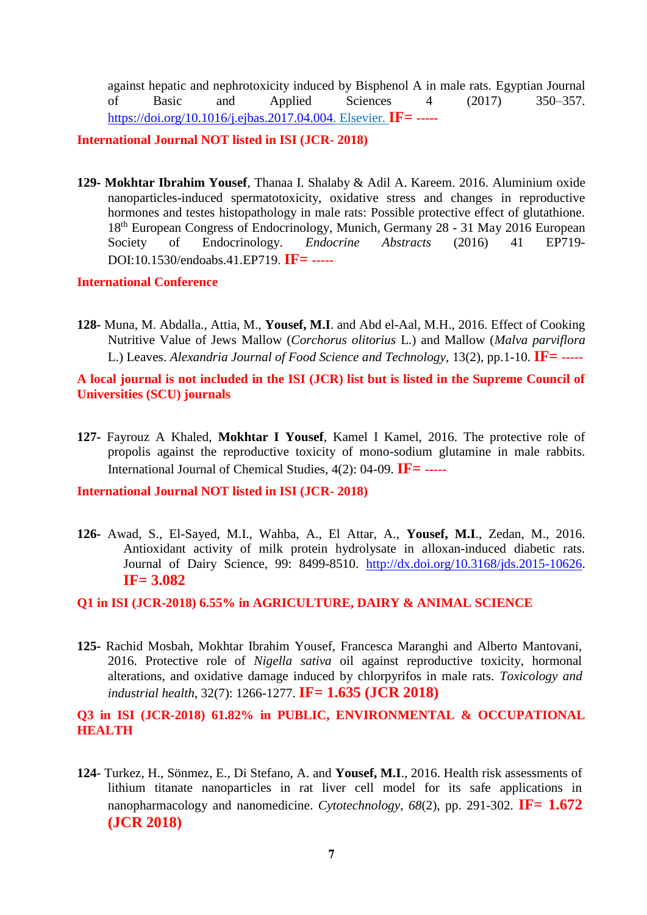against hepatic and nephrotoxicity induced by Bisphenol A in male rats. Egyptian Journal of Basic and Applied Sciences 4 (2017) 350–357. https://doi.org/10.1016/j.ejbas.2017.04.004. Elsevier. **IF= -----**

**International Journal NOT listed in ISI (JCR- 2018)**

**129- Mokhtar Ibrahim Yousef**, Thanaa I. Shalaby & Adil A. Kareem. 2016. Aluminium oxide nanoparticles-induced spermatotoxicity, oxidative stress and changes in reproductive hormones and testes histopathology in male rats: Possible protective effect of glutathione. 18th European Congress of Endocrinology, Munich, Germany 28 - 31 May 2016 European Society of Endocrinology. *Endocrine Abstracts* (2016) 41 EP719-DOI:10.1530/endoabs.41.EP719. **IF= -----**

**International Conference**

**128-** Muna, M. Abdalla., Attia, M., **Yousef, M.I**. and Abd el-Aal, M.H., 2016. Effect of Cooking Nutritive Value of Jews Mallow (*Corchorus olitorius* L.) and Mallow (*Malva parviflora* L.) Leaves. *Alexandria Journal of Food Science and Technology*, 13(2), pp.1-10. **IF= -----**

**A local journal is not included in the ISI (JCR) list but is listed in the Supreme Council of Universities (SCU) journals**

**127-** Fayrouz A Khaled, **Mokhtar I Yousef**, Kamel I Kamel, 2016. The protective role of propolis against the reproductive toxicity of mono-sodium glutamine in male rabbits. International Journal of Chemical Studies, 4(2): 04-09. **IF= -----**

**International Journal NOT listed in ISI (JCR- 2018)**

**126-** Awad, S., El-Sayed, M.I., Wahba, A., El Attar, A., **Yousef, M.I**., Zedan, M., 2016. Antioxidant activity of milk protein hydrolysate in alloxan-induced diabetic rats. Journal of Dairy Science, 99: 8499-8510. http://dx.doi.org/10.3168/jds.2015-10626. **IF= 3.082**

**Q1 in ISI (JCR-2018) 6.55% in AGRICULTURE, DAIRY & ANIMAL SCIENCE**

**125-** Rachid Mosbah, Mokhtar Ibrahim Yousef, Francesca Maranghi and Alberto Mantovani, 2016. Protective role of *Nigella sativa* oil against reproductive toxicity, hormonal alterations, and oxidative damage induced by chlorpyrifos in male rats. *Toxicology and industrial health*, 32(7): 1266-1277. **IF= 1.635 (JCR 2018)**

**Q3 in ISI (JCR-2018) 61.82% in PUBLIC, ENVIRONMENTAL & OCCUPATIONAL HEALTH**

**124**- Turkez, H., Sönmez, E., Di Stefano, A. and **Yousef, M.I**., 2016. Health risk assessments of lithium titanate nanoparticles in rat liver cell model for its safe applications in nanopharmacology and nanomedicine. *Cytotechnology*, *68*(2), pp. 291-302. **IF= 1.672 (JCR 2018)**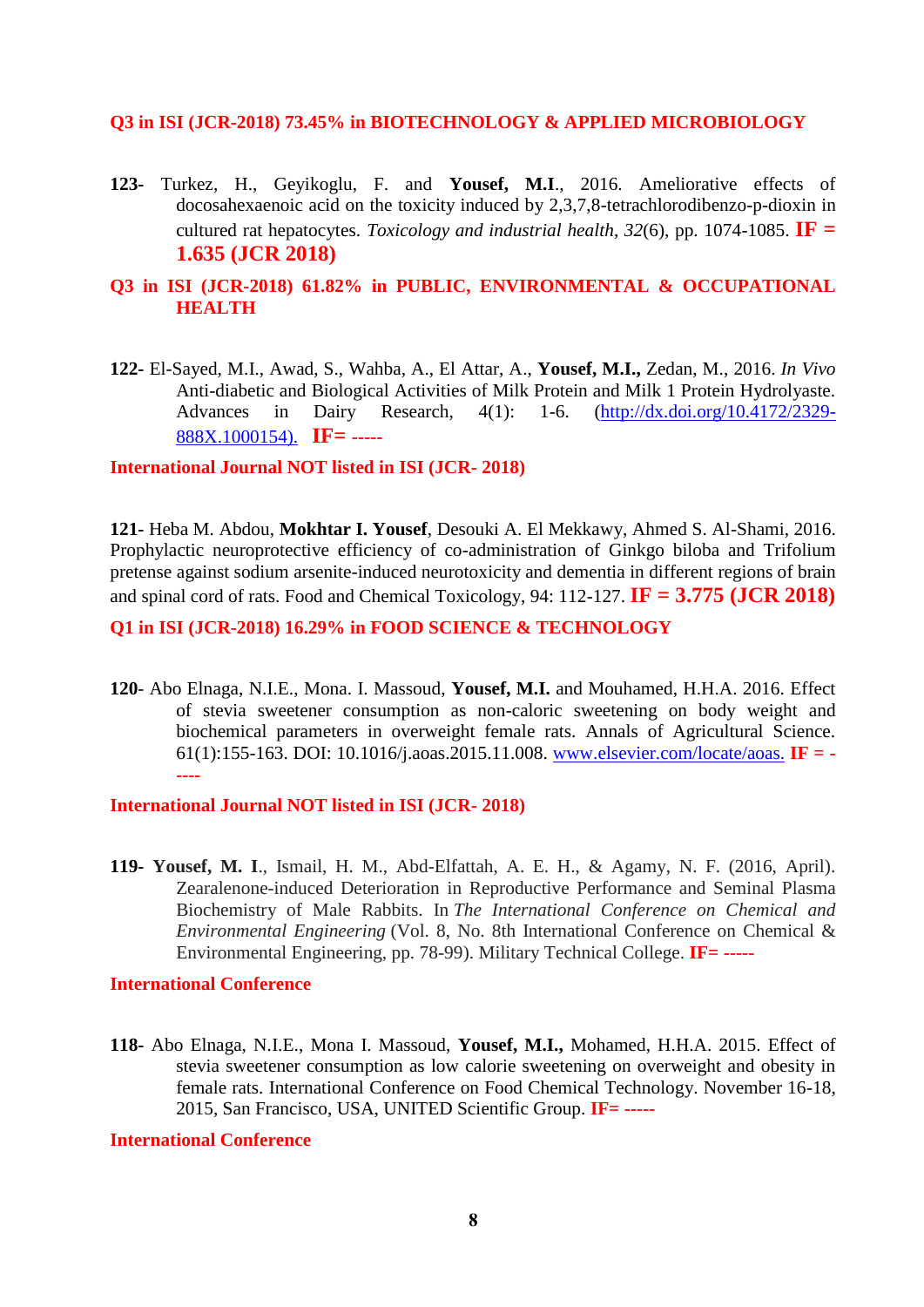**Q3 in ISI (JCR-2018) 73.45% in BIOTECHNOLOGY & APPLIED MICROBIOLOGY**

**123-** Turkez, H., Geyikoglu, F. and **Yousef, M.I**., 2016. Ameliorative effects of docosahexaenoic acid on the toxicity induced by 2,3,7,8-tetrachlorodibenzo-p-dioxin in cultured rat hepatocytes. *Toxicology and industrial health*, *32*(6), pp. 1074-1085. **IF = 1.635 (JCR 2018)**

**Q3 in ISI (JCR-2018) 61.82% in PUBLIC, ENVIRONMENTAL & OCCUPATIONAL HEALTH**

**122-** El-Sayed, M.I., Awad, S., Wahba, A., El Attar, A., **Yousef, M.I.,** Zedan, M., 2016. *In Vivo* Anti-diabetic and Biological Activities of Milk Protein and Milk 1 Protein Hydrolyaste. Advances in Dairy Research, 4(1): 1-6. (http://dx.doi.org/10.4172/2329-888X.1000154). **IF= -----**

**International Journal NOT listed in ISI (JCR- 2018)**

**121-** Heba M. Abdou, **Mokhtar I. Yousef**, Desouki A. El Mekkawy, Ahmed S. Al-Shami, 2016. Prophylactic neuroprotective efficiency of co-administration of Ginkgo biloba and Trifolium pretense against sodium arsenite-induced neurotoxicity and dementia in different regions of brain and spinal cord of rats. Food and Chemical Toxicology, 94: 112-127. **IF = 3.775 (JCR 2018)**

**Q1 in ISI (JCR-2018) 16.29% in FOOD SCIENCE & TECHNOLOGY**

**120**- Abo Elnaga, N.I.E., Mona. I. Massoud, **Yousef, M.I.** and Mouhamed, H.H.A. 2016. Effect of stevia sweetener consumption as non-caloric sweetening on body weight and biochemical parameters in overweight female rats. Annals of Agricultural Science. 61(1):155-163. DOI: 10.1016/j.aoas.2015.11.008. www.elsevier.com/locate/aoas. **IF = -----**

**International Journal NOT listed in ISI (JCR- 2018)**

**119- Yousef, M. I**., Ismail, H. M., Abd-Elfattah, A. E. H., & Agamy, N. F. (2016, April). Zearalenone-induced Deterioration in Reproductive Performance and Seminal Plasma Biochemistry of Male Rabbits. In *The International Conference on Chemical and Environmental Engineering* (Vol. 8, No. 8th International Conference on Chemical & Environmental Engineering, pp. 78-99). Military Technical College. **IF= -----**

**International Conference**

**118-** Abo Elnaga, N.I.E., Mona I. Massoud, **Yousef, M.I.,** Mohamed, H.H.A. 2015. Effect of stevia sweetener consumption as low calorie sweetening on overweight and obesity in female rats. International Conference on Food Chemical Technology. November 16-18, 2015, San Francisco, USA, UNITED Scientific Group. **IF= -----**

**International Conference**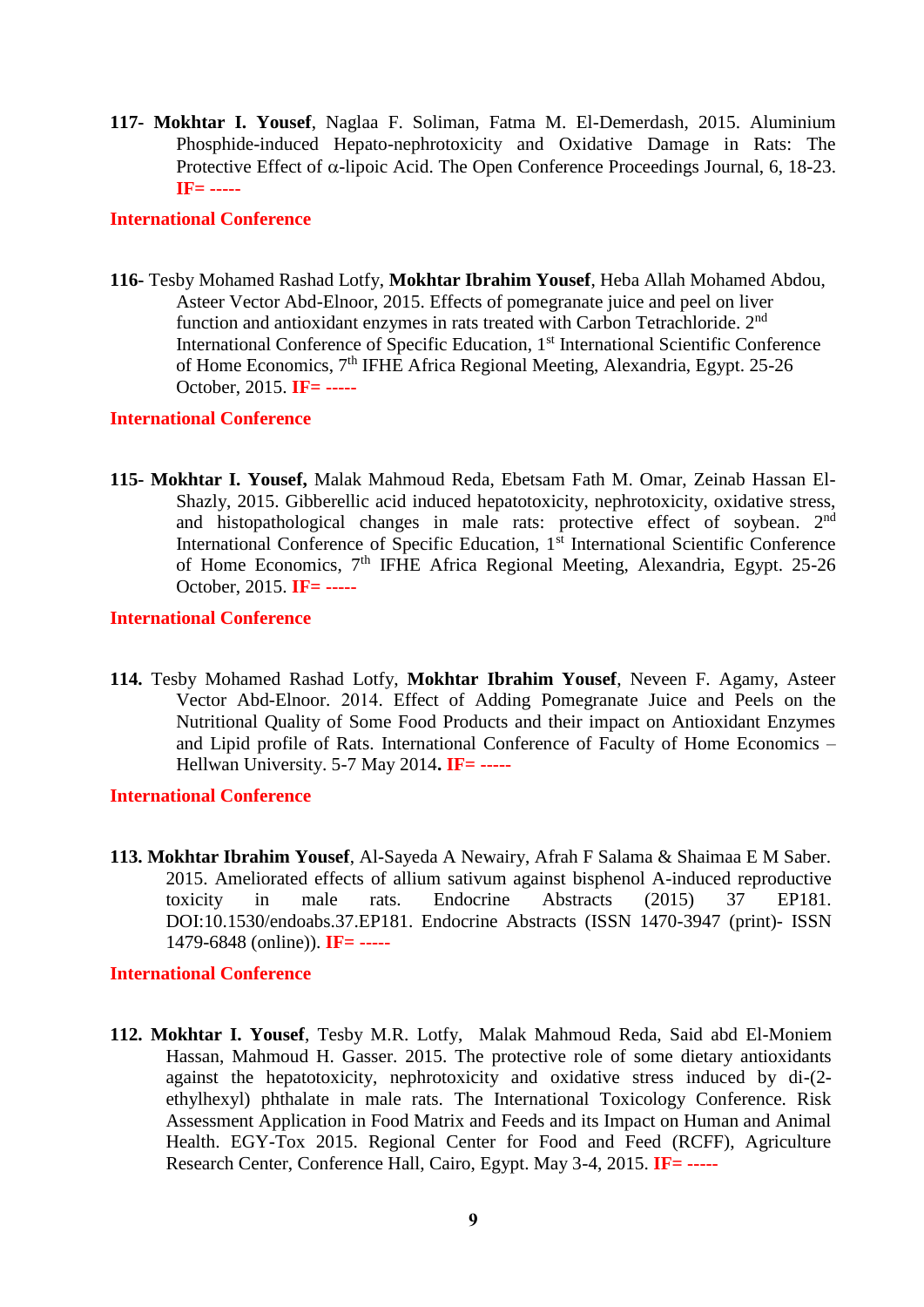**117- Mokhtar I. Yousef**, Naglaa F. Soliman, Fatma M. El-Demerdash, 2015. Aluminium Phosphide-induced Hepato-nephrotoxicity and Oxidative Damage in Rats: The Protective Effect of α-lipoic Acid. The Open Conference Proceedings Journal, 6, 18-23. **IF= -----**

**International Conference**

**116-** Tesby Mohamed Rashad Lotfy, **Mokhtar Ibrahim Yousef**, Heba Allah Mohamed Abdou, Asteer Vector Abd-Elnoor, 2015. Effects of pomegranate juice and peel on liver function and antioxidant enzymes in rats treated with Carbon Tetrachloride. 2$^{nd}$ International Conference of Specific Education, 1$^{st}$ International Scientific Conference of Home Economics, 7$^{th}$ IFHE Africa Regional Meeting, Alexandria, Egypt. 25-26 October, 2015. **IF= -----**

**International Conference**

**115- Mokhtar I. Yousef,** Malak Mahmoud Reda, Ebetsam Fath M. Omar, Zeinab Hassan El-Shazly, 2015. Gibberellic acid induced hepatotoxicity, nephrotoxicity, oxidative stress, and histopathological changes in male rats: protective effect of soybean. 2$^{nd}$ International Conference of Specific Education, 1$^{st}$ International Scientific Conference of Home Economics, 7$^{th}$ IFHE Africa Regional Meeting, Alexandria, Egypt. 25-26 October, 2015. **IF= -----**

**International Conference**

**114.** Tesby Mohamed Rashad Lotfy, **Mokhtar Ibrahim Yousef**, Neveen F. Agamy, Asteer Vector Abd-Elnoor. 2014. Effect of Adding Pomegranate Juice and Peels on the Nutritional Quality of Some Food Products and their impact on Antioxidant Enzymes and Lipid profile of Rats. International Conference of Faculty of Home Economics – Hellwan University. 5-7 May 2014**.** **IF= -----**

**International Conference**

**113. Mokhtar Ibrahim Yousef**, Al-Sayeda A Newairy, Afrah F Salama & Shaimaa E M Saber. 2015. Ameliorated effects of allium sativum against bisphenol A-induced reproductive toxicity in male rats. Endocrine Abstracts (2015) 37 EP181. DOI:10.1530/endoabs.37.EP181. Endocrine Abstracts (ISSN 1470-3947 (print)- ISSN 1479-6848 (online)). **IF= -----**

**International Conference**

**112. Mokhtar I. Yousef**, Tesby M.R. Lotfy, Malak Mahmoud Reda, Said abd El-Moniem Hassan, Mahmoud H. Gasser. 2015. The protective role of some dietary antioxidants against the hepatotoxicity, nephrotoxicity and oxidative stress induced by di-(2-ethylhexyl) phthalate in male rats. The International Toxicology Conference. Risk Assessment Application in Food Matrix and Feeds and its Impact on Human and Animal Health. EGY-Tox 2015. Regional Center for Food and Feed (RCFF), Agriculture Research Center, Conference Hall, Cairo, Egypt. May 3-4, 2015. **IF= -----**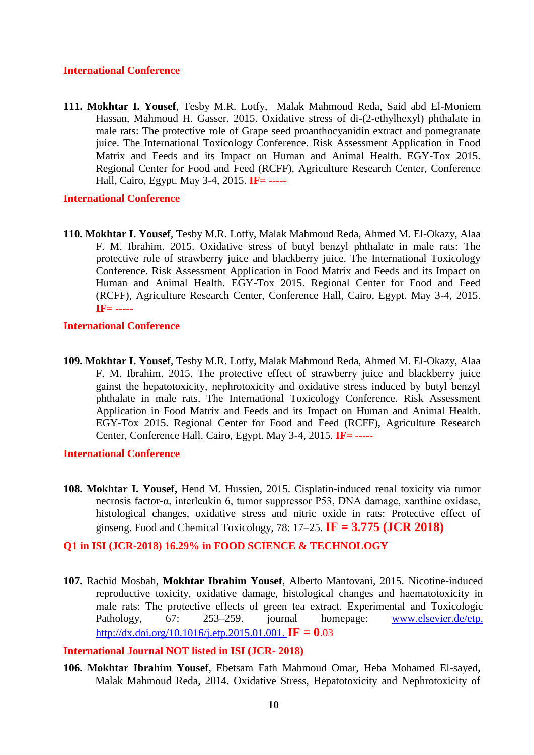**International Conference**

**111. Mokhtar I. Yousef**, Tesby M.R. Lotfy, Malak Mahmoud Reda, Said abd El-Moniem Hassan, Mahmoud H. Gasser. 2015. Oxidative stress of di-(2-ethylhexyl) phthalate in male rats: The protective role of Grape seed proanthocyanidin extract and pomegranate juice. The International Toxicology Conference. Risk Assessment Application in Food Matrix and Feeds and its Impact on Human and Animal Health. EGY-Tox 2015. Regional Center for Food and Feed (RCFF), Agriculture Research Center, Conference Hall, Cairo, Egypt. May 3-4, 2015. **IF= -----**

**International Conference**

**110. Mokhtar I. Yousef**, Tesby M.R. Lotfy, Malak Mahmoud Reda, Ahmed M. El-Okazy, Alaa F. M. Ibrahim. 2015. Oxidative stress of butyl benzyl phthalate in male rats: The protective role of strawberry juice and blackberry juice. The International Toxicology Conference. Risk Assessment Application in Food Matrix and Feeds and its Impact on Human and Animal Health. EGY-Tox 2015. Regional Center for Food and Feed (RCFF), Agriculture Research Center, Conference Hall, Cairo, Egypt. May 3-4, 2015. **IF= -----**

**International Conference**

**109. Mokhtar I. Yousef**, Tesby M.R. Lotfy, Malak Mahmoud Reda, Ahmed M. El-Okazy, Alaa F. M. Ibrahim. 2015. The protective effect of strawberry juice and blackberry juice gainst the hepatotoxicity, nephrotoxicity and oxidative stress induced by butyl benzyl phthalate in male rats. The International Toxicology Conference. Risk Assessment Application in Food Matrix and Feeds and its Impact on Human and Animal Health. EGY-Tox 2015. Regional Center for Food and Feed (RCFF), Agriculture Research Center, Conference Hall, Cairo, Egypt. May 3-4, 2015. **IF= -----**

**International Conference**

**108. Mokhtar I. Yousef,** Hend M. Hussien, 2015. Cisplatin-induced renal toxicity via tumor necrosis factor-α, interleukin 6, tumor suppressor P53, DNA damage, xanthine oxidase, histological changes, oxidative stress and nitric oxide in rats: Protective effect of ginseng. Food and Chemical Toxicology, 78: 17–25. **IF = 3.775 (JCR 2018)**

**Q1 in ISI (JCR-2018) 16.29% in FOOD SCIENCE & TECHNOLOGY**

**107.** Rachid Mosbah, **Mokhtar Ibrahim Yousef**, Alberto Mantovani, 2015. Nicotine-induced reproductive toxicity, oxidative damage, histological changes and haematotoxicity in male rats: The protective effects of green tea extract. Experimental and Toxicologic Pathology, 67: 253–259. journal homepage: www.elsevier.de/etp. http://dx.doi.org/10.1016/j.etp.2015.01.001. **IF = 0**.03

**International Journal NOT listed in ISI (JCR- 2018)**

**106. Mokhtar Ibrahim Yousef**, Ebetsam Fath Mahmoud Omar, Heba Mohamed El-sayed, Malak Mahmoud Reda, 2014. Oxidative Stress, Hepatotoxicity and Nephrotoxicity of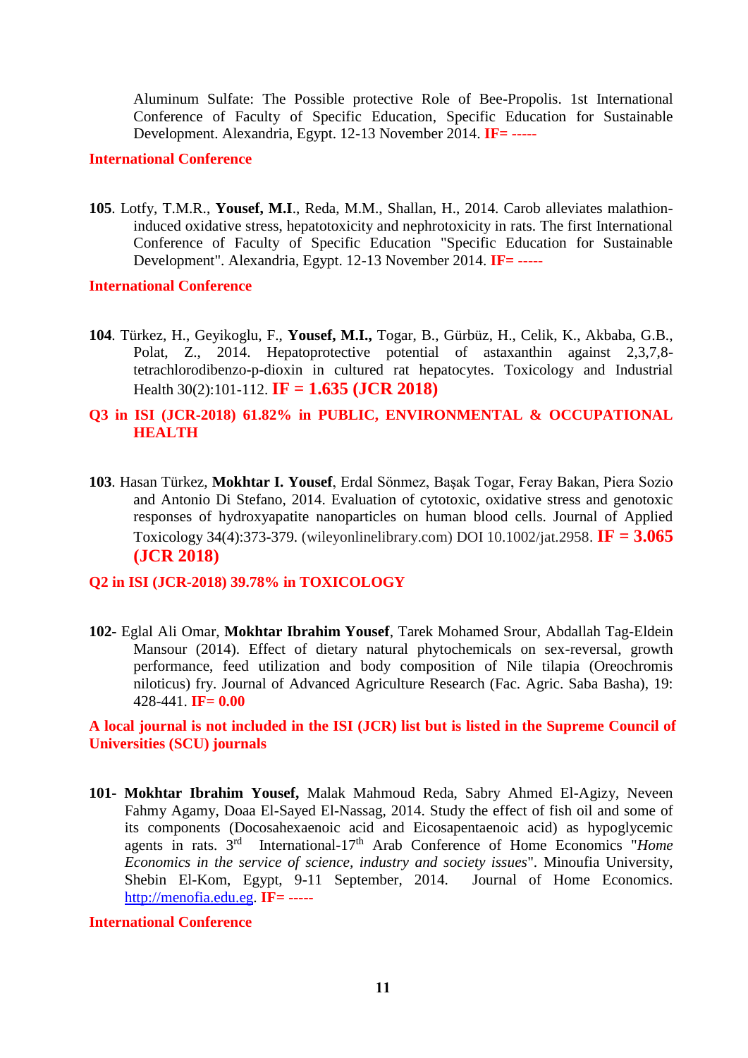Aluminum Sulfate: The Possible protective Role of Bee-Propolis. 1st International Conference of Faculty of Specific Education, Specific Education for Sustainable Development. Alexandria, Egypt. 12-13 November 2014. **IF= -----**

**International Conference**

**105**. Lotfy, T.M.R., **Yousef, M.I**., Reda, M.M., Shallan, H., 2014. Carob alleviates malathion-induced oxidative stress, hepatotoxicity and nephrotoxicity in rats. The first International Conference of Faculty of Specific Education "Specific Education for Sustainable Development". Alexandria, Egypt. 12-13 November 2014. **IF= -----**

**International Conference**

**104**. Türkez, H., Geyikoglu, F., **Yousef, M.I.,** Togar, B., Gürbüz, H., Celik, K., Akbaba, G.B., Polat, Z., 2014. Hepatoprotective potential of astaxanthin against 2,3,7,8-tetrachlorodibenzo-p-dioxin in cultured rat hepatocytes. Toxicology and Industrial Health 30(2):101-112. **IF = 1.635 (JCR 2018)**

**Q3 in ISI (JCR-2018) 61.82% in PUBLIC, ENVIRONMENTAL & OCCUPATIONAL HEALTH**

**103**. Hasan Türkez, **Mokhtar I. Yousef**, Erdal Sönmez, Başak Togar, Feray Bakan, Piera Sozio and Antonio Di Stefano, 2014. Evaluation of cytotoxic, oxidative stress and genotoxic responses of hydroxyapatite nanoparticles on human blood cells. Journal of Applied Toxicology 34(4):373-379. (wileyonlinelibrary.com) DOI 10.1002/jat.2958. **IF = 3.065 (JCR 2018)**

**Q2 in ISI (JCR-2018) 39.78% in TOXICOLOGY**

**102-** Eglal Ali Omar, **Mokhtar Ibrahim Yousef**, Tarek Mohamed Srour, Abdallah Tag-Eldein Mansour (2014). Effect of dietary natural phytochemicals on sex-reversal, growth performance, feed utilization and body composition of Nile tilapia (Oreochromis niloticus) fry. Journal of Advanced Agriculture Research (Fac. Agric. Saba Basha), 19: 428-441. **IF= 0.00**

**A local journal is not included in the ISI (JCR) list but is listed in the Supreme Council of Universities (SCU) journals**

**101- Mokhtar Ibrahim Yousef,** Malak Mahmoud Reda, Sabry Ahmed El-Agizy, Neveen Fahmy Agamy, Doaa El-Sayed El-Nassag, 2014. Study the effect of fish oil and some of its components (Docosahexaenoic acid and Eicosapentaenoic acid) as hypoglycemic agents in rats. 3rd International-17th Arab Conference of Home Economics "*Home Economics in the service of science, industry and society issues*". Minoufia University, Shebin El-Kom, Egypt, 9-11 September, 2014. Journal of Home Economics. http://menofia.edu.eg. **IF= -----**

**International Conference**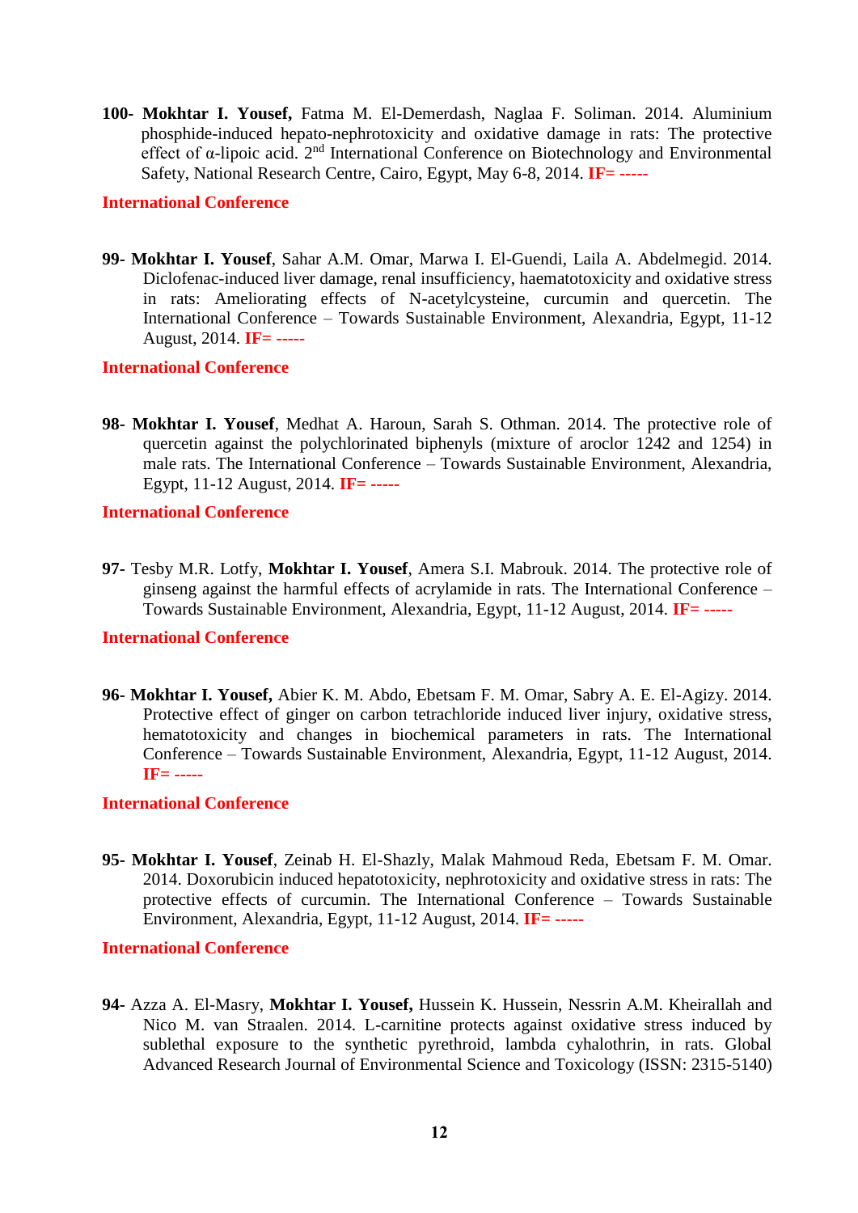**100- Mokhtar I. Yousef,** Fatma M. El-Demerdash, Naglaa F. Soliman. 2014. Aluminium phosphide-induced hepato-nephrotoxicity and oxidative damage in rats: The protective effect of α-lipoic acid. 2nd International Conference on Biotechnology and Environmental Safety, National Research Centre, Cairo, Egypt, May 6-8, 2014. **IF= -----**

**International Conference**

**99- Mokhtar I. Yousef**, Sahar A.M. Omar, Marwa I. El-Guendi, Laila A. Abdelmegid. 2014. Diclofenac-induced liver damage, renal insufficiency, haematotoxicity and oxidative stress in rats: Ameliorating effects of N-acetylcysteine, curcumin and quercetin. The International Conference – Towards Sustainable Environment, Alexandria, Egypt, 11-12 August, 2014. **IF= -----**

**International Conference**

**98- Mokhtar I. Yousef**, Medhat A. Haroun, Sarah S. Othman. 2014. The protective role of quercetin against the polychlorinated biphenyls (mixture of aroclor 1242 and 1254) in male rats. The International Conference – Towards Sustainable Environment, Alexandria, Egypt, 11-12 August, 2014. **IF= -----**

**International Conference**

**97-** Tesby M.R. Lotfy, **Mokhtar I. Yousef**, Amera S.I. Mabrouk. 2014. The protective role of ginseng against the harmful effects of acrylamide in rats. The International Conference – Towards Sustainable Environment, Alexandria, Egypt, 11-12 August, 2014. **IF= -----**

**International Conference**

**96- Mokhtar I. Yousef,** Abier K. M. Abdo, Ebetsam F. M. Omar, Sabry A. E. El-Agizy. 2014. Protective effect of ginger on carbon tetrachloride induced liver injury, oxidative stress, hematotoxicity and changes in biochemical parameters in rats. The International Conference – Towards Sustainable Environment, Alexandria, Egypt, 11-12 August, 2014. **IF= -----**

**International Conference**

**95- Mokhtar I. Yousef**, Zeinab H. El-Shazly, Malak Mahmoud Reda, Ebetsam F. M. Omar. 2014. Doxorubicin induced hepatotoxicity, nephrotoxicity and oxidative stress in rats: The protective effects of curcumin. The International Conference – Towards Sustainable Environment, Alexandria, Egypt, 11-12 August, 2014. **IF= -----**

**International Conference**

**94-** Azza A. El-Masry, **Mokhtar I. Yousef,** Hussein K. Hussein, Nessrin A.M. Kheirallah and Nico M. van Straalen. 2014. L-carnitine protects against oxidative stress induced by sublethal exposure to the synthetic pyrethroid, lambda cyhalothrin, in rats. Global Advanced Research Journal of Environmental Science and Toxicology (ISSN: 2315-5140)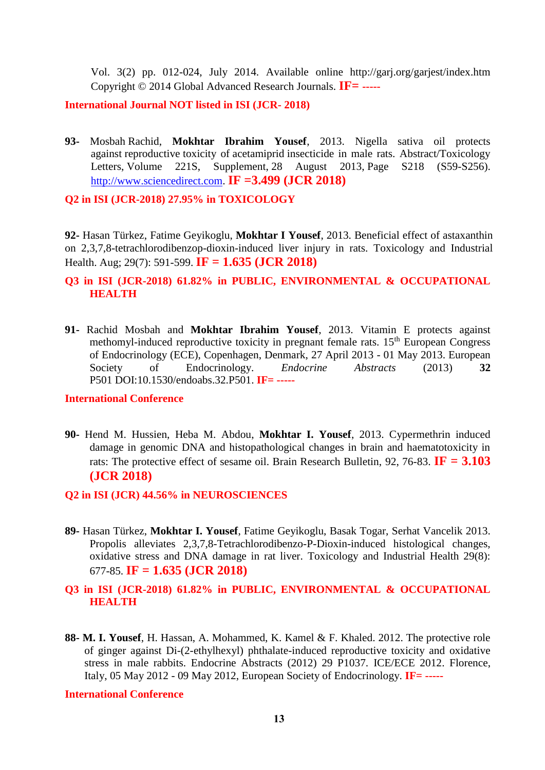Vol. 3(2) pp. 012-024, July 2014. Available online http://garj.org/garjest/index.htm Copyright © 2014 Global Advanced Research Journals. **IF= -----**

**International Journal NOT listed in ISI (JCR- 2018)**

**93-** Mosbah Rachid, **Mokhtar Ibrahim Yousef**, 2013. Nigella sativa oil protects against reproductive toxicity of acetamiprid insecticide in male rats. Abstract/Toxicology Letters, Volume 221S, Supplement, 28 August 2013, Page S218 (S59-S256). http://www.sciencedirect.com. **IF =3.499 (JCR 2018)**

**Q2 in ISI (JCR-2018) 27.95% in TOXICOLOGY**

**92-** Hasan Türkez, Fatime Geyikoglu, **Mokhtar I Yousef**, 2013. Beneficial effect of astaxanthin on 2,3,7,8-tetrachlorodibenzop-dioxin-induced liver injury in rats. Toxicology and Industrial Health. Aug; 29(7): 591-599. **IF = 1.635 (JCR 2018)**

**Q3 in ISI (JCR-2018) 61.82% in PUBLIC, ENVIRONMENTAL & OCCUPATIONAL HEALTH**

**91-** Rachid Mosbah and **Mokhtar Ibrahim Yousef**, 2013. Vitamin E protects against methomyl-induced reproductive toxicity in pregnant female rats. 15th European Congress of Endocrinology (ECE), Copenhagen, Denmark, 27 April 2013 - 01 May 2013. European Society of Endocrinology. *Endocrine Abstracts* (2013) **32** P501 DOI:10.1530/endoabs.32.P501. **IF= -----**

**International Conference**

**90-** Hend M. Hussien, Heba M. Abdou, **Mokhtar I. Yousef**, 2013. Cypermethrin induced damage in genomic DNA and histopathological changes in brain and haematotoxicity in rats: The protective effect of sesame oil. Brain Research Bulletin, 92, 76-83. **IF = 3.103 (JCR 2018)**

**Q2 in ISI (JCR) 44.56% in NEUROSCIENCES**

**89-** Hasan Türkez, **Mokhtar I. Yousef**, Fatime Geyikoglu, Basak Togar, Serhat Vancelik 2013. Propolis alleviates 2,3,7,8-Tetrachlorodibenzo-P-Dioxin-induced histological changes, oxidative stress and DNA damage in rat liver. Toxicology and Industrial Health 29(8): 677-85. **IF = 1.635 (JCR 2018)**

**Q3 in ISI (JCR-2018) 61.82% in PUBLIC, ENVIRONMENTAL & OCCUPATIONAL HEALTH**

**88- M. I. Yousef**, H. Hassan, A. Mohammed, K. Kamel & F. Khaled. 2012. The protective role of ginger against Di-(2-ethylhexyl) phthalate-induced reproductive toxicity and oxidative stress in male rabbits. Endocrine Abstracts (2012) 29 P1037. ICE/ECE 2012. Florence, Italy, 05 May 2012 - 09 May 2012, European Society of Endocrinology. **IF= -----**

**International Conference**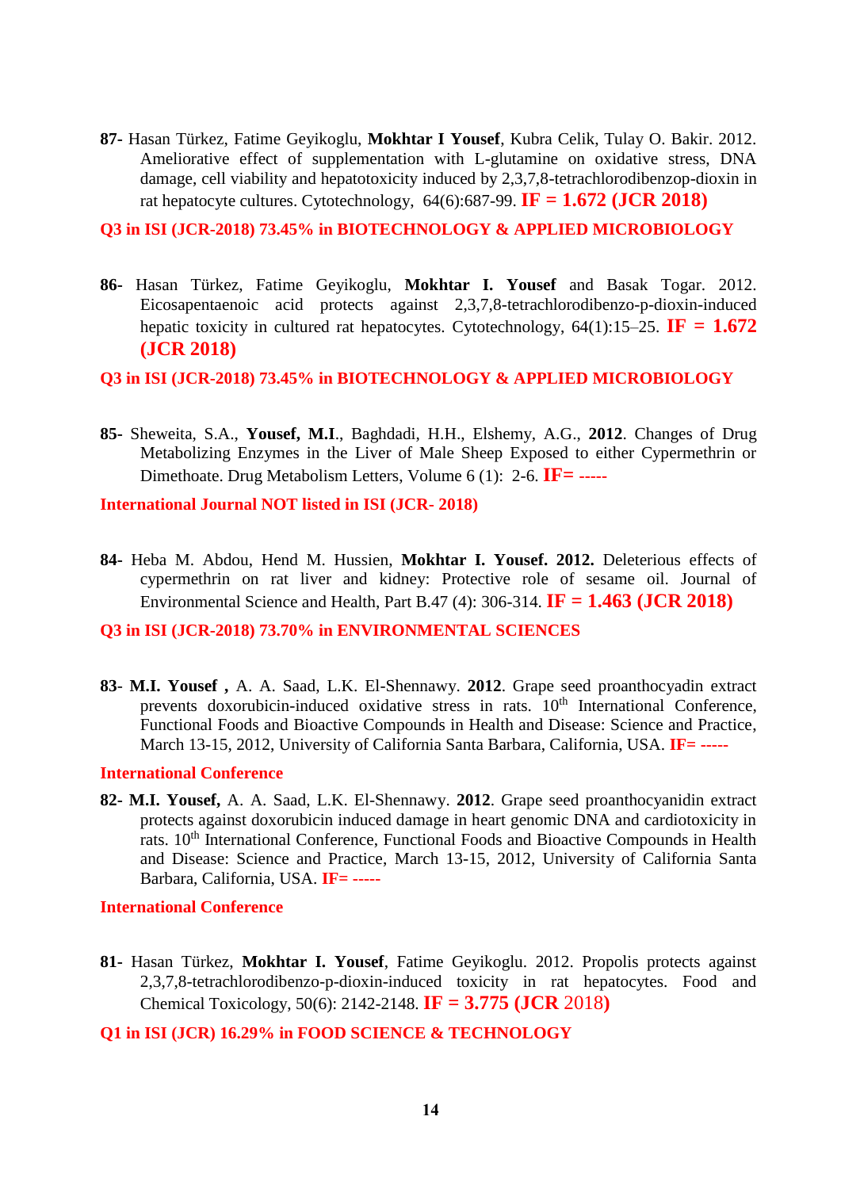**87-** Hasan Türkez, Fatime Geyikoglu, **Mokhtar I Yousef**, Kubra Celik, Tulay O. Bakir. 2012. Ameliorative effect of supplementation with L-glutamine on oxidative stress, DNA damage, cell viability and hepatotoxicity induced by 2,3,7,8-tetrachlorodibenzop-dioxin in rat hepatocyte cultures. Cytotechnology, 64(6):687-99. **IF = 1.672 (JCR 2018)**

**Q3 in ISI (JCR-2018) 73.45% in BIOTECHNOLOGY & APPLIED MICROBIOLOGY**

**86-** Hasan Türkez, Fatime Geyikoglu, **Mokhtar I. Yousef** and Basak Togar. 2012. Eicosapentaenoic acid protects against 2,3,7,8-tetrachlorodibenzo-p-dioxin-induced hepatic toxicity in cultured rat hepatocytes. Cytotechnology, 64(1):15–25. **IF = 1.672 (JCR 2018)**

**Q3 in ISI (JCR-2018) 73.45% in BIOTECHNOLOGY & APPLIED MICROBIOLOGY**

**85-** Sheweita, S.A., **Yousef, M.I**., Baghdadi, H.H., Elshemy, A.G., **2012**. Changes of Drug Metabolizing Enzymes in the Liver of Male Sheep Exposed to either Cypermethrin or Dimethoate. Drug Metabolism Letters, Volume 6 (1): 2-6. **IF= -----**

**International Journal NOT listed in ISI (JCR- 2018)**

**84-** Heba M. Abdou, Hend M. Hussien, **Mokhtar I. Yousef. 2012.** Deleterious effects of cypermethrin on rat liver and kidney: Protective role of sesame oil. Journal of Environmental Science and Health, Part B.47 (4): 306-314. **IF = 1.463 (JCR 2018)**

**Q3 in ISI (JCR-2018) 73.70% in ENVIRONMENTAL SCIENCES**

**83- M.I. Yousef ,** A. A. Saad, L.K. El-Shennawy. **2012**. Grape seed proanthocyadin extract prevents doxorubicin-induced oxidative stress in rats. 10th International Conference, Functional Foods and Bioactive Compounds in Health and Disease: Science and Practice, March 13-15, 2012, University of California Santa Barbara, California, USA. **IF= -----**

**International Conference**

**82- M.I. Yousef,** A. A. Saad, L.K. El-Shennawy. **2012**. Grape seed proanthocyanidin extract protects against doxorubicin induced damage in heart genomic DNA and cardiotoxicity in rats. 10th International Conference, Functional Foods and Bioactive Compounds in Health and Disease: Science and Practice, March 13-15, 2012, University of California Santa Barbara, California, USA. **IF= -----**

**International Conference**

**81-** Hasan Türkez, **Mokhtar I. Yousef**, Fatime Geyikoglu. 2012. Propolis protects against 2,3,7,8-tetrachlorodibenzo-p-dioxin-induced toxicity in rat hepatocytes. Food and Chemical Toxicology, 50(6): 2142-2148. **IF = 3.775 (JCR 2018)**

**Q1 in ISI (JCR) 16.29% in FOOD SCIENCE & TECHNOLOGY**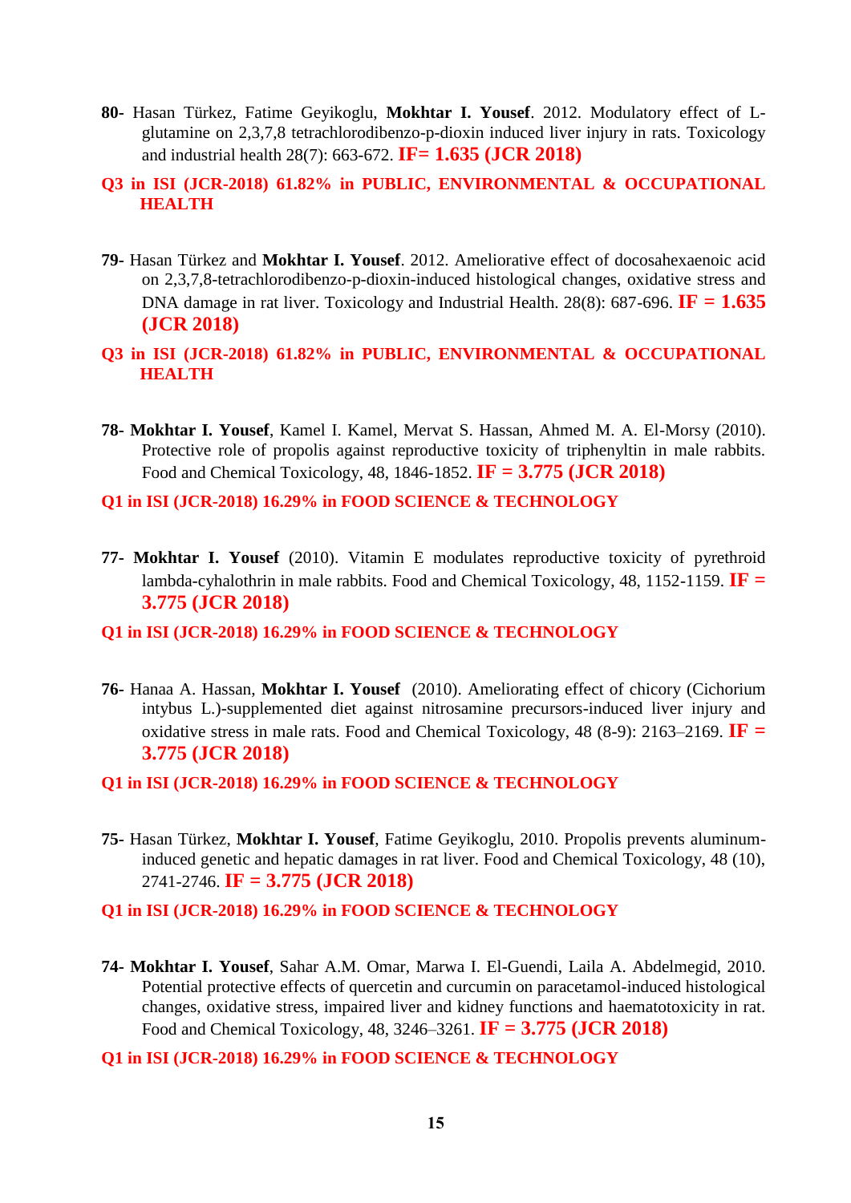**80**- Hasan Türkez, Fatime Geyikoglu, **Mokhtar I. Yousef**. 2012. Modulatory effect of L-glutamine on 2,3,7,8 tetrachlorodibenzo-p-dioxin induced liver injury in rats. Toxicology and industrial health 28(7): 663-672. **IF= 1.635 (JCR 2018)**

**Q3 in ISI (JCR-2018) 61.82% in PUBLIC, ENVIRONMENTAL & OCCUPATIONAL HEALTH**

**79**- Hasan Türkez and **Mokhtar I. Yousef**. 2012. Ameliorative effect of docosahexaenoic acid on 2,3,7,8-tetrachlorodibenzo-p-dioxin-induced histological changes, oxidative stress and DNA damage in rat liver. Toxicology and Industrial Health. 28(8): 687-696. **IF = 1.635 (JCR 2018)**

**Q3 in ISI (JCR-2018) 61.82% in PUBLIC, ENVIRONMENTAL & OCCUPATIONAL HEALTH**

**78- Mokhtar I. Yousef**, Kamel I. Kamel, Mervat S. Hassan, Ahmed M. A. El-Morsy (2010). Protective role of propolis against reproductive toxicity of triphenyltin in male rabbits. Food and Chemical Toxicology, 48, 1846-1852. **IF = 3.775 (JCR 2018)**

**Q1 in ISI (JCR-2018) 16.29% in FOOD SCIENCE & TECHNOLOGY**

**77- Mokhtar I. Yousef** (2010). Vitamin E modulates reproductive toxicity of pyrethroid lambda-cyhalothrin in male rabbits. Food and Chemical Toxicology, 48, 1152-1159. **IF = 3.775 (JCR 2018)**

**Q1 in ISI (JCR-2018) 16.29% in FOOD SCIENCE & TECHNOLOGY**

**76**- Hanaa A. Hassan, **Mokhtar I. Yousef** (2010). Ameliorating effect of chicory (Cichorium intybus L.)-supplemented diet against nitrosamine precursors-induced liver injury and oxidative stress in male rats. Food and Chemical Toxicology, 48 (8-9): 2163–2169. **IF = 3.775 (JCR 2018)**

**Q1 in ISI (JCR-2018) 16.29% in FOOD SCIENCE & TECHNOLOGY**

**75**- Hasan Türkez, **Mokhtar I. Yousef**, Fatime Geyikoglu, 2010. Propolis prevents aluminum-induced genetic and hepatic damages in rat liver. Food and Chemical Toxicology, 48 (10), 2741-2746. **IF = 3.775 (JCR 2018)**

**Q1 in ISI (JCR-2018) 16.29% in FOOD SCIENCE & TECHNOLOGY**

**74- Mokhtar I. Yousef**, Sahar A.M. Omar, Marwa I. El-Guendi, Laila A. Abdelmegid, 2010. Potential protective effects of quercetin and curcumin on paracetamol-induced histological changes, oxidative stress, impaired liver and kidney functions and haematotoxicity in rat. Food and Chemical Toxicology, 48, 3246–3261. **IF = 3.775 (JCR 2018)**

**Q1 in ISI (JCR-2018) 16.29% in FOOD SCIENCE & TECHNOLOGY**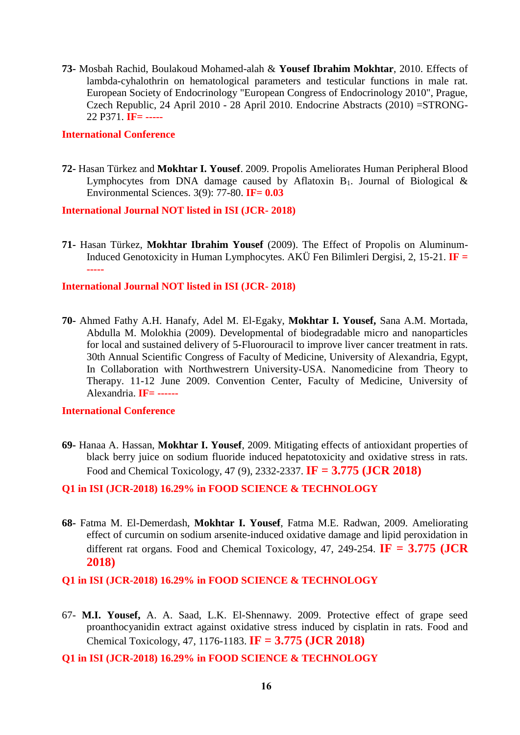**73-** Mosbah Rachid, Boulakoud Mohamed-alah & **Yousef Ibrahim Mokhtar**, 2010. Effects of lambda-cyhalothrin on hematological parameters and testicular functions in male rat. European Society of Endocrinology "European Congress of Endocrinology 2010", Prague, Czech Republic, 24 April 2010 - 28 April 2010. Endocrine Abstracts (2010) =STRONG-22 P371. **IF= -----**

**International Conference**

**72-** Hasan Türkez and **Mokhtar I. Yousef**. 2009. Propolis Ameliorates Human Peripheral Blood Lymphocytes from DNA damage caused by Aflatoxin $B_1$. Journal of Biological & Environmental Sciences. 3(9): 77-80. **IF= 0.03**

**International Journal NOT listed in ISI (JCR- 2018)**

**71-** Hasan Türkez, **Mokhtar Ibrahim Yousef** (2009). The Effect of Propolis on Aluminum-Induced Genotoxicity in Human Lymphocytes. AKÜ Fen Bilimleri Dergisi, 2, 15-21. **IF = -----**

**International Journal NOT listed in ISI (JCR- 2018)**

**70-** Ahmed Fathy A.H. Hanafy, Adel M. El-Egaky, **Mokhtar I. Yousef,** Sana A.M. Mortada, Abdulla M. Molokhia (2009). Developmental of biodegradable micro and nanoparticles for local and sustained delivery of 5-Fluorouracil to improve liver cancer treatment in rats. 30th Annual Scientific Congress of Faculty of Medicine, University of Alexandria, Egypt, In Collaboration with Northwestrern University-USA. Nanomedicine from Theory to Therapy. 11-12 June 2009. Convention Center, Faculty of Medicine, University of Alexandria. **IF= ------**

**International Conference**

**69-** Hanaa A. Hassan, **Mokhtar I. Yousef**, 2009. Mitigating effects of antioxidant properties of black berry juice on sodium fluoride induced hepatotoxicity and oxidative stress in rats. Food and Chemical Toxicology, 47 (9), 2332-2337. **IF = 3.775 (JCR 2018)**

**Q1 in ISI (JCR-2018) 16.29% in FOOD SCIENCE & TECHNOLOGY**

**68-** Fatma M. El-Demerdash, **Mokhtar I. Yousef**, Fatma M.E. Radwan, 2009. Ameliorating effect of curcumin on sodium arsenite-induced oxidative damage and lipid peroxidation in different rat organs. Food and Chemical Toxicology, 47, 249-254. **IF = 3.775 (JCR 2018)**

**Q1 in ISI (JCR-2018) 16.29% in FOOD SCIENCE & TECHNOLOGY**

67- **M.I. Yousef,** A. A. Saad, L.K. El-Shennawy. 2009. Protective effect of grape seed proanthocyanidin extract against oxidative stress induced by cisplatin in rats. Food and Chemical Toxicology, 47, 1176-1183. **IF = 3.775 (JCR 2018)**

**Q1 in ISI (JCR-2018) 16.29% in FOOD SCIENCE & TECHNOLOGY**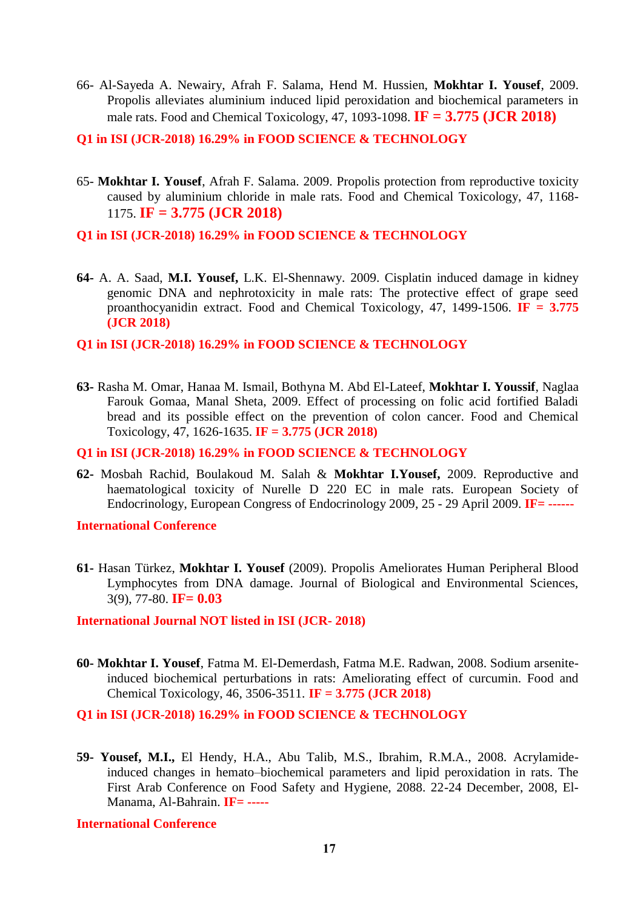66- Al-Sayeda A. Newairy, Afrah F. Salama, Hend M. Hussien, **Mokhtar I. Yousef**, 2009. Propolis alleviates aluminium induced lipid peroxidation and biochemical parameters in male rats. Food and Chemical Toxicology, 47, 1093-1098. **IF = 3.775 (JCR 2018)**

**Q1 in ISI (JCR-2018) 16.29% in FOOD SCIENCE & TECHNOLOGY**

65- **Mokhtar I. Yousef**, Afrah F. Salama. 2009. Propolis protection from reproductive toxicity caused by aluminium chloride in male rats. Food and Chemical Toxicology, 47, 1168-1175. **IF = 3.775 (JCR 2018)**

**Q1 in ISI (JCR-2018) 16.29% in FOOD SCIENCE & TECHNOLOGY**

**64-** A. A. Saad, **M.I. Yousef,** L.K. El-Shennawy. 2009. Cisplatin induced damage in kidney genomic DNA and nephrotoxicity in male rats: The protective effect of grape seed proanthocyanidin extract. Food and Chemical Toxicology, 47, 1499-1506. **IF = 3.775 (JCR 2018)**

**Q1 in ISI (JCR-2018) 16.29% in FOOD SCIENCE & TECHNOLOGY**

**63-** Rasha M. Omar, Hanaa M. Ismail, Bothyna M. Abd El-Lateef, **Mokhtar I. Youssif**, Naglaa Farouk Gomaa, Manal Sheta, 2009. Effect of processing on folic acid fortified Baladi bread and its possible effect on the prevention of colon cancer. Food and Chemical Toxicology, 47, 1626-1635. **IF = 3.775 (JCR 2018)**

**Q1 in ISI (JCR-2018) 16.29% in FOOD SCIENCE & TECHNOLOGY**

**62-** Mosbah Rachid, Boulakoud M. Salah & **Mokhtar I.Yousef,** 2009. Reproductive and haematological toxicity of Nurelle D 220 EC in male rats. European Society of Endocrinology, European Congress of Endocrinology 2009, 25 - 29 April 2009. **IF= ------**

**International Conference**

**61-** Hasan Türkez, **Mokhtar I. Yousef** (2009). Propolis Ameliorates Human Peripheral Blood Lymphocytes from DNA damage. Journal of Biological and Environmental Sciences, 3(9), 77-80. **IF= 0.03**

**International Journal NOT listed in ISI (JCR- 2018)**

**60- Mokhtar I. Yousef**, Fatma M. El-Demerdash, Fatma M.E. Radwan, 2008. Sodium arsenite-induced biochemical perturbations in rats: Ameliorating effect of curcumin. Food and Chemical Toxicology, 46, 3506-3511. **IF = 3.775 (JCR 2018)**

**Q1 in ISI (JCR-2018) 16.29% in FOOD SCIENCE & TECHNOLOGY**

**59- Yousef, M.I.,** El Hendy, H.A., Abu Talib, M.S., Ibrahim, R.M.A., 2008. Acrylamide-induced changes in hemato–biochemical parameters and lipid peroxidation in rats. The First Arab Conference on Food Safety and Hygiene, 2088. 22-24 December, 2008, El-Manama, Al-Bahrain. **IF= -----**

**International Conference**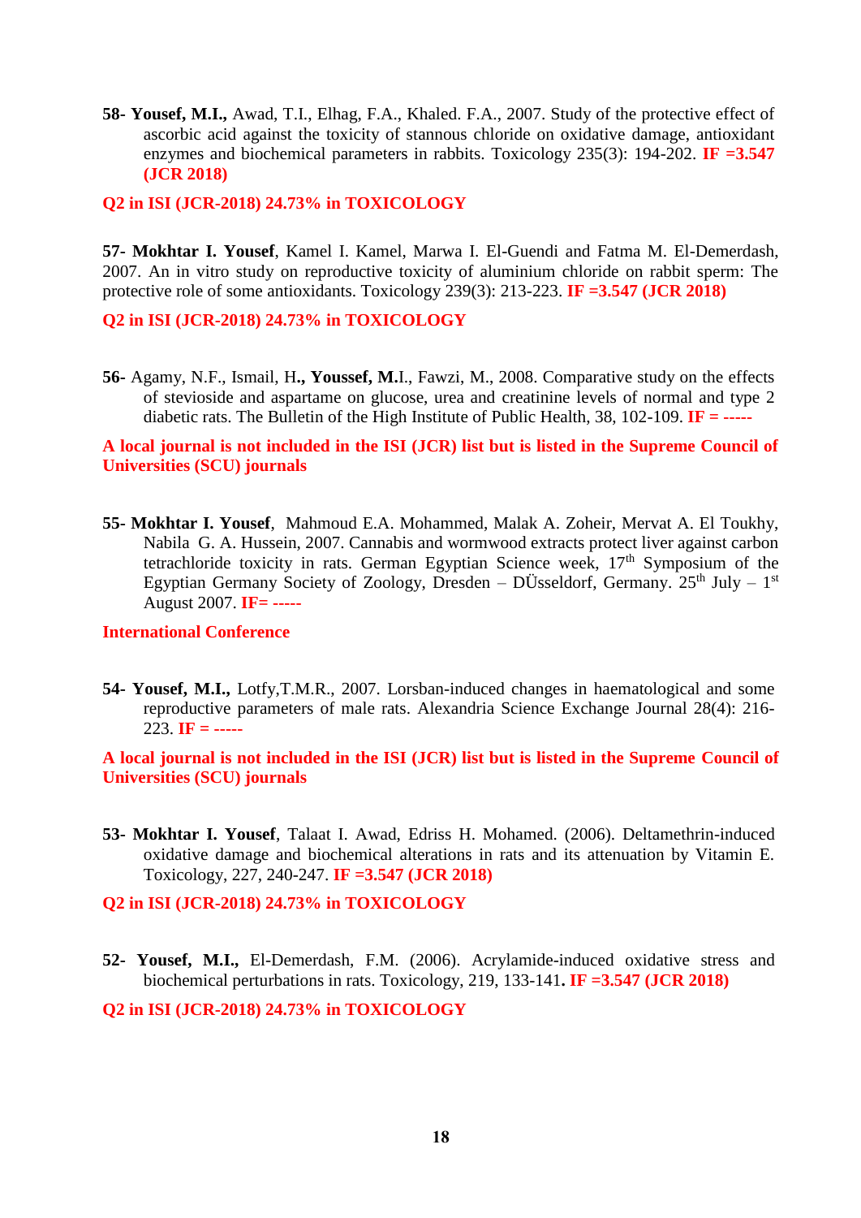**58- Yousef, M.I.,** Awad, T.I., Elhag, F.A., Khaled. F.A., 2007. Study of the protective effect of ascorbic acid against the toxicity of stannous chloride on oxidative damage, antioxidant enzymes and biochemical parameters in rabbits. Toxicology 235(3): 194-202. **IF =3.547 (JCR 2018)**

**Q2 in ISI (JCR-2018) 24.73% in TOXICOLOGY**

**57- Mokhtar I. Yousef**, Kamel I. Kamel, Marwa I. El-Guendi and Fatma M. El-Demerdash, 2007. An in vitro study on reproductive toxicity of aluminium chloride on rabbit sperm: The protective role of some antioxidants. Toxicology 239(3): 213-223. **IF =3.547 (JCR 2018)**

**Q2 in ISI (JCR-2018) 24.73% in TOXICOLOGY**

**56-** Agamy, N.F., Ismail, H**., Youssef, M.**I., Fawzi, M., 2008. Comparative study on the effects of stevioside and aspartame on glucose, urea and creatinine levels of normal and type 2 diabetic rats. The Bulletin of the High Institute of Public Health, 38, 102-109. **IF = -----**

**A local journal is not included in the ISI (JCR) list but is listed in the Supreme Council of Universities (SCU) journals**

**55- Mokhtar I. Yousef**, Mahmoud E.A. Mohammed, Malak A. Zoheir, Mervat A. El Toukhy, Nabila G. A. Hussein, 2007. Cannabis and wormwood extracts protect liver against carbon tetrachloride toxicity in rats. German Egyptian Science week, 17$^{th}$ Symposium of the Egyptian Germany Society of Zoology, Dresden – DÜsseldorf, Germany. 25$^{th}$ July – 1$^{st}$ August 2007. **IF= -----**

**International Conference**

**54- Yousef, M.I.,** Lotfy,T.M.R., 2007. Lorsban-induced changes in haematological and some reproductive parameters of male rats. Alexandria Science Exchange Journal 28(4): 216-223. **IF = -----**

**A local journal is not included in the ISI (JCR) list but is listed in the Supreme Council of Universities (SCU) journals**

**53- Mokhtar I. Yousef**, Talaat I. Awad, Edriss H. Mohamed. (2006). Deltamethrin-induced oxidative damage and biochemical alterations in rats and its attenuation by Vitamin E. Toxicology, 227, 240-247. **IF =3.547 (JCR 2018)**

**Q2 in ISI (JCR-2018) 24.73% in TOXICOLOGY**

**52- Yousef, M.I.,** El-Demerdash, F.M. (2006). Acrylamide-induced oxidative stress and biochemical perturbations in rats. Toxicology, 219, 133-141**. IF =3.547 (JCR 2018)**

**Q2 in ISI (JCR-2018) 24.73% in TOXICOLOGY**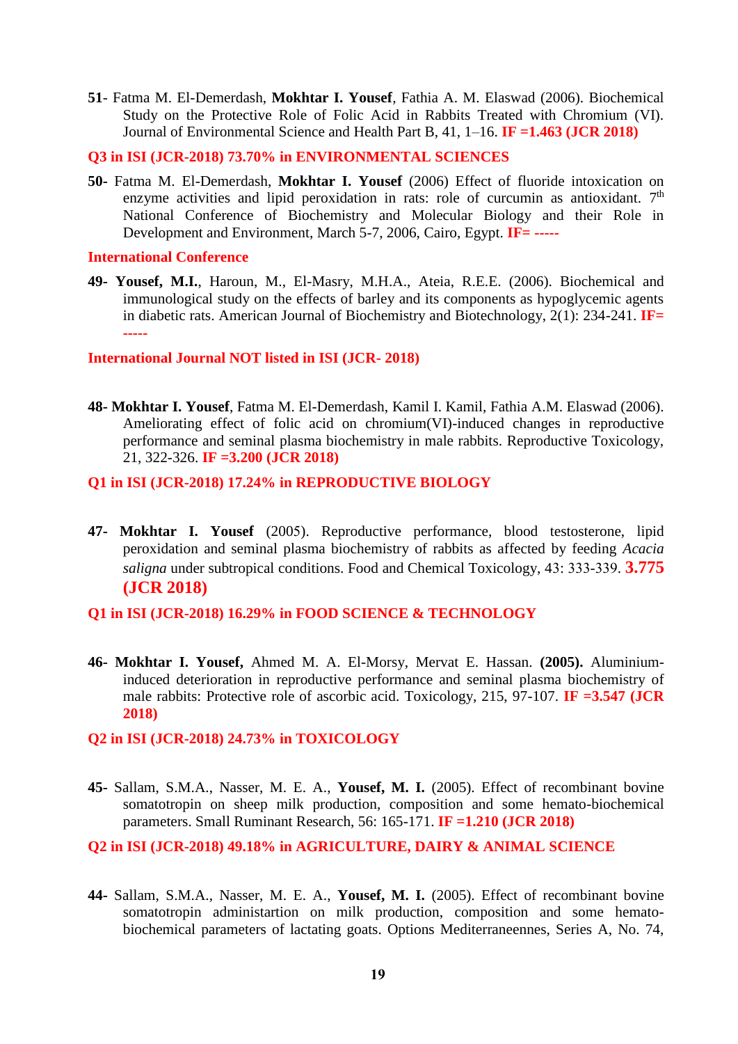**51**- Fatma M. El-Demerdash, **Mokhtar I. Yousef**, Fathia A. M. Elaswad (2006). Biochemical Study on the Protective Role of Folic Acid in Rabbits Treated with Chromium (VI). Journal of Environmental Science and Health Part B, 41, 1–16. **IF =1.463 (JCR 2018)**

**Q3 in ISI (JCR-2018) 73.70% in ENVIRONMENTAL SCIENCES**

**50**- Fatma M. El-Demerdash, **Mokhtar I. Yousef** (2006) Effect of fluoride intoxication on enzyme activities and lipid peroxidation in rats: role of curcumin as antioxidant. 7th National Conference of Biochemistry and Molecular Biology and their Role in Development and Environment, March 5-7, 2006, Cairo, Egypt. **IF= -----**

**International Conference**

**49**- **Yousef, M.I.**, Haroun, M., El-Masry, M.H.A., Ateia, R.E.E. (2006). Biochemical and immunological study on the effects of barley and its components as hypoglycemic agents in diabetic rats. American Journal of Biochemistry and Biotechnology, 2(1): 234-241. **IF= -----**

**International Journal NOT listed in ISI (JCR- 2018)**

**48**- **Mokhtar I. Yousef**, Fatma M. El-Demerdash, Kamil I. Kamil, Fathia A.M. Elaswad (2006). Ameliorating effect of folic acid on chromium(VI)-induced changes in reproductive performance and seminal plasma biochemistry in male rabbits. Reproductive Toxicology, 21, 322-326. **IF =3.200 (JCR 2018)**

**Q1 in ISI (JCR-2018) 17.24% in REPRODUCTIVE BIOLOGY**

**47**- **Mokhtar I. Yousef** (2005). Reproductive performance, blood testosterone, lipid peroxidation and seminal plasma biochemistry of rabbits as affected by feeding *Acacia saligna* under subtropical conditions. Food and Chemical Toxicology, 43: 333-339. **3.775 (JCR 2018)**

**Q1 in ISI (JCR-2018) 16.29% in FOOD SCIENCE & TECHNOLOGY**

**46**- **Mokhtar I. Yousef,** Ahmed M. A. El-Morsy, Mervat E. Hassan. **(2005).** Aluminium-induced deterioration in reproductive performance and seminal plasma biochemistry of male rabbits: Protective role of ascorbic acid. Toxicology, 215, 97-107. **IF =3.547 (JCR 2018)**

**Q2 in ISI (JCR-2018) 24.73% in TOXICOLOGY**

**45**- Sallam, S.M.A., Nasser, M. E. A., **Yousef, M. I.** (2005). Effect of recombinant bovine somatotropin on sheep milk production, composition and some hemato-biochemical parameters. Small Ruminant Research, 56: 165-171. **IF =1.210 (JCR 2018)**

**Q2 in ISI (JCR-2018) 49.18% in AGRICULTURE, DAIRY & ANIMAL SCIENCE**

**44**- Sallam, S.M.A., Nasser, M. E. A., **Yousef, M. I.** (2005). Effect of recombinant bovine somatotropin administartion on milk production, composition and some hemato-biochemical parameters of lactating goats. Options Mediterraneennes, Series A, No. 74,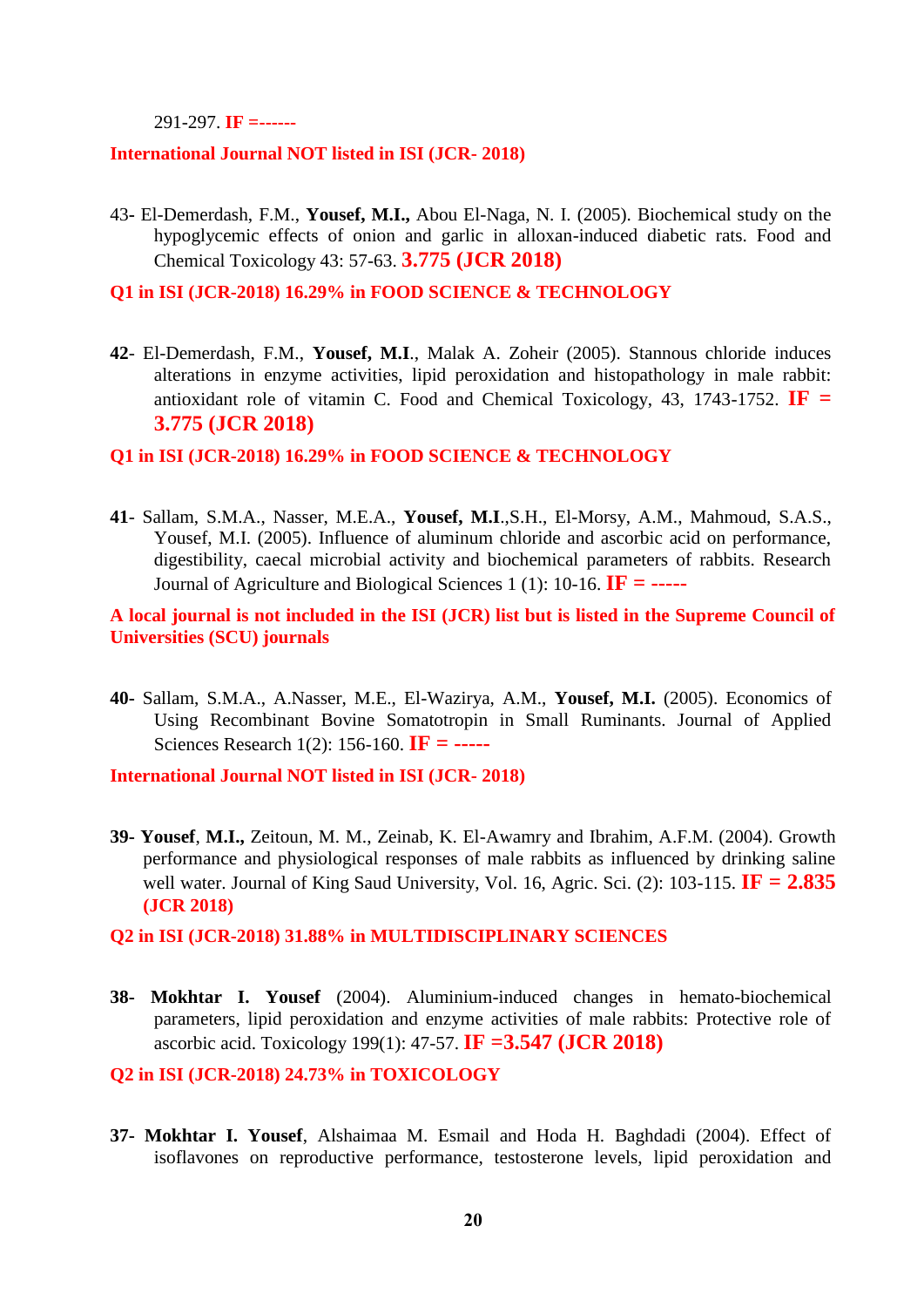291-297. **IF =------**

**International Journal NOT listed in ISI (JCR- 2018)**

43- El-Demerdash, F.M., **Yousef, M.I.,** Abou El-Naga, N. I. (2005). Biochemical study on the hypoglycemic effects of onion and garlic in alloxan-induced diabetic rats. Food and Chemical Toxicology 43: 57-63. **3.775 (JCR 2018)**

**Q1 in ISI (JCR-2018) 16.29% in FOOD SCIENCE & TECHNOLOGY**

**42**- El-Demerdash, F.M., **Yousef, M.I**., Malak A. Zoheir (2005). Stannous chloride induces alterations in enzyme activities, lipid peroxidation and histopathology in male rabbit: antioxidant role of vitamin C. Food and Chemical Toxicology, 43, 1743-1752. **IF = 3.775 (JCR 2018)**

**Q1 in ISI (JCR-2018) 16.29% in FOOD SCIENCE & TECHNOLOGY**

**41**- Sallam, S.M.A., Nasser, M.E.A., **Yousef, M.I**.,S.H., El-Morsy, A.M., Mahmoud, S.A.S., Yousef, M.I. (2005). Influence of aluminum chloride and ascorbic acid on performance, digestibility, caecal microbial activity and biochemical parameters of rabbits. Research Journal of Agriculture and Biological Sciences 1 (1): 10-16. **IF = -----**

**A local journal is not included in the ISI (JCR) list but is listed in the Supreme Council of Universities (SCU) journals**

**40**- Sallam, S.M.A., A.Nasser, M.E., El-Wazirya, A.M., **Yousef, M.I.** (2005). Economics of Using Recombinant Bovine Somatotropin in Small Ruminants. Journal of Applied Sciences Research 1(2): 156-160. **IF = -----**

**International Journal NOT listed in ISI (JCR- 2018)**

**39- Yousef**, **M.I.,** Zeitoun, M. M., Zeinab, K. El-Awamry and Ibrahim, A.F.M. (2004). Growth performance and physiological responses of male rabbits as influenced by drinking saline well water. Journal of King Saud University, Vol. 16, Agric. Sci. (2): 103-115. **IF = 2.835 (JCR 2018)**

**Q2 in ISI (JCR-2018) 31.88% in MULTIDISCIPLINARY SCIENCES**

**38- Mokhtar I. Yousef** (2004). Aluminium-induced changes in hemato-biochemical parameters, lipid peroxidation and enzyme activities of male rabbits: Protective role of ascorbic acid. Toxicology 199(1): 47-57. **IF =3.547 (JCR 2018)**

**Q2 in ISI (JCR-2018) 24.73% in TOXICOLOGY**

**37- Mokhtar I. Yousef**, Alshaimaa M. Esmail and Hoda H. Baghdadi (2004). Effect of isoflavones on reproductive performance, testosterone levels, lipid peroxidation and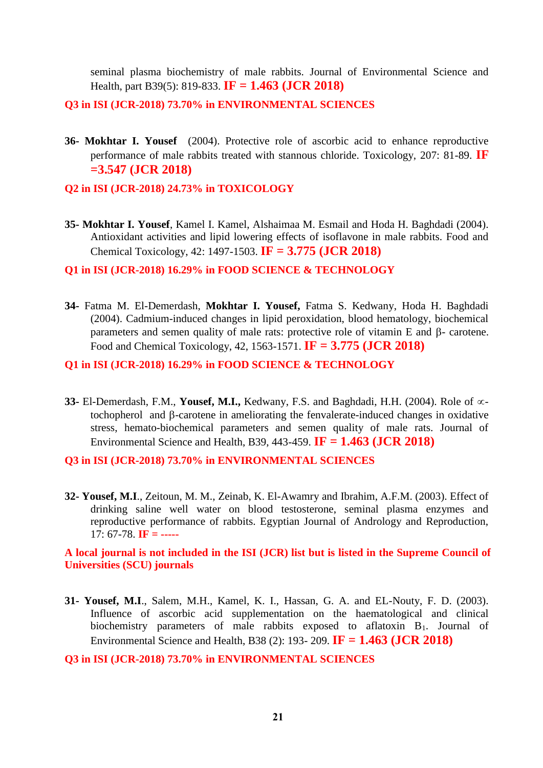seminal plasma biochemistry of male rabbits. Journal of Environmental Science and Health, part B39(5): 819-833. **IF = 1.463 (JCR 2018)**

**Q3 in ISI (JCR-2018) 73.70% in ENVIRONMENTAL SCIENCES**

**36- Mokhtar I. Yousef** (2004). Protective role of ascorbic acid to enhance reproductive performance of male rabbits treated with stannous chloride. Toxicology, 207: 81-89. **IF =3.547 (JCR 2018)**

**Q2 in ISI (JCR-2018) 24.73% in TOXICOLOGY**

**35- Mokhtar I. Yousef**, Kamel I. Kamel, Alshaimaa M. Esmail and Hoda H. Baghdadi (2004). Antioxidant activities and lipid lowering effects of isoflavone in male rabbits. Food and Chemical Toxicology, 42: 1497-1503. **IF = 3.775 (JCR 2018)**

**Q1 in ISI (JCR-2018) 16.29% in FOOD SCIENCE & TECHNOLOGY**

**34-** Fatma M. El-Demerdash, **Mokhtar I. Yousef,** Fatma S. Kedwany, Hoda H. Baghdadi (2004). Cadmium-induced changes in lipid peroxidation, blood hematology, biochemical parameters and semen quality of male rats: protective role of vitamin E and β- carotene. Food and Chemical Toxicology, 42, 1563-1571. **IF = 3.775 (JCR 2018)**

**Q1 in ISI (JCR-2018) 16.29% in FOOD SCIENCE & TECHNOLOGY**

**33-** El-Demerdash, F.M., **Yousef, M.I.,** Kedwany, F.S. and Baghdadi, H.H. (2004). Role of ∝-tochopherol and β-carotene in ameliorating the fenvalerate-induced changes in oxidative stress, hemato-biochemical parameters and semen quality of male rats. Journal of Environmental Science and Health, B39, 443-459. **IF = 1.463 (JCR 2018)**

**Q3 in ISI (JCR-2018) 73.70% in ENVIRONMENTAL SCIENCES**

**32- Yousef, M.I**., Zeitoun, M. M., Zeinab, K. El-Awamry and Ibrahim, A.F.M. (2003). Effect of drinking saline well water on blood testosterone, seminal plasma enzymes and reproductive performance of rabbits. Egyptian Journal of Andrology and Reproduction, 17: 67-78. **IF = -----**

**A local journal is not included in the ISI (JCR) list but is listed in the Supreme Council of Universities (SCU) journals**

**31- Yousef, M.I**., Salem, M.H., Kamel, K. I., Hassan, G. A. and EL-Nouty, F. D. (2003). Influence of ascorbic acid supplementation on the haematological and clinical biochemistry parameters of male rabbits exposed to aflatoxin $B_1$. Journal of Environmental Science and Health, B38 (2): 193- 209. **IF = 1.463 (JCR 2018)**

**Q3 in ISI (JCR-2018) 73.70% in ENVIRONMENTAL SCIENCES**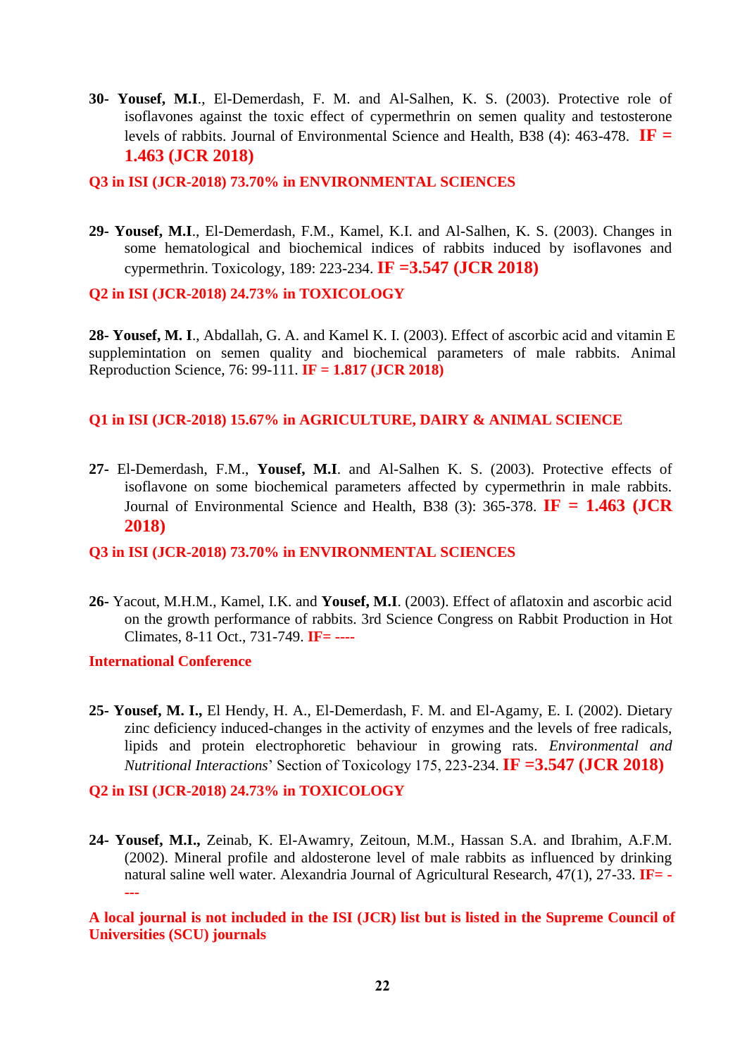30- **Yousef, M.I**., El-Demerdash, F. M. and Al-Salhen, K. S. (2003). Protective role of isoflavones against the toxic effect of cypermethrin on semen quality and testosterone levels of rabbits. Journal of Environmental Science and Health, B38 (4): 463-478. **IF = 1.463 (JCR 2018)**

**Q3 in ISI (JCR-2018) 73.70% in ENVIRONMENTAL SCIENCES**

29- **Yousef, M.I**., El-Demerdash, F.M., Kamel, K.I. and Al-Salhen, K. S. (2003). Changes in some hematological and biochemical indices of rabbits induced by isoflavones and cypermethrin. Toxicology, 189: 223-234. **IF =3.547 (JCR 2018)**

**Q2 in ISI (JCR-2018) 24.73% in TOXICOLOGY**

28- **Yousef, M. I**., Abdallah, G. A. and Kamel K. I. (2003). Effect of ascorbic acid and vitamin E supplemintation on semen quality and biochemical parameters of male rabbits. Animal Reproduction Science, 76: 99-111. **IF = 1.817 (JCR 2018)**

**Q1 in ISI (JCR-2018) 15.67% in AGRICULTURE, DAIRY & ANIMAL SCIENCE**

27- El-Demerdash, F.M., **Yousef, M.I**. and Al-Salhen K. S. (2003). Protective effects of isoflavone on some biochemical parameters affected by cypermethrin in male rabbits. Journal of Environmental Science and Health, B38 (3): 365-378. **IF = 1.463 (JCR 2018)**

**Q3 in ISI (JCR-2018) 73.70% in ENVIRONMENTAL SCIENCES**

26- Yacout, M.H.M., Kamel, I.K. and **Yousef, M.I**. (2003). Effect of aflatoxin and ascorbic acid on the growth performance of rabbits. 3rd Science Congress on Rabbit Production in Hot Climates, 8-11 Oct., 731-749. **IF= ----**

**International Conference**

25- **Yousef, M. I.,** El Hendy, H. A., El-Demerdash, F. M. and El-Agamy, E. I. (2002). Dietary zinc deficiency induced-changes in the activity of enzymes and the levels of free radicals, lipids and protein electrophoretic behaviour in growing rats. *Environmental and Nutritional Interactions*' Section of Toxicology 175, 223-234. **IF =3.547 (JCR 2018)**

**Q2 in ISI (JCR-2018) 24.73% in TOXICOLOGY**

24- **Yousef, M.I.,** Zeinab, K. El-Awamry, Zeitoun, M.M., Hassan S.A. and Ibrahim, A.F.M. (2002). Mineral profile and aldosterone level of male rabbits as influenced by drinking natural saline well water. Alexandria Journal of Agricultural Research, 47(1), 27-33. **IF= ----**

**A local journal is not included in the ISI (JCR) list but is listed in the Supreme Council of Universities (SCU) journals**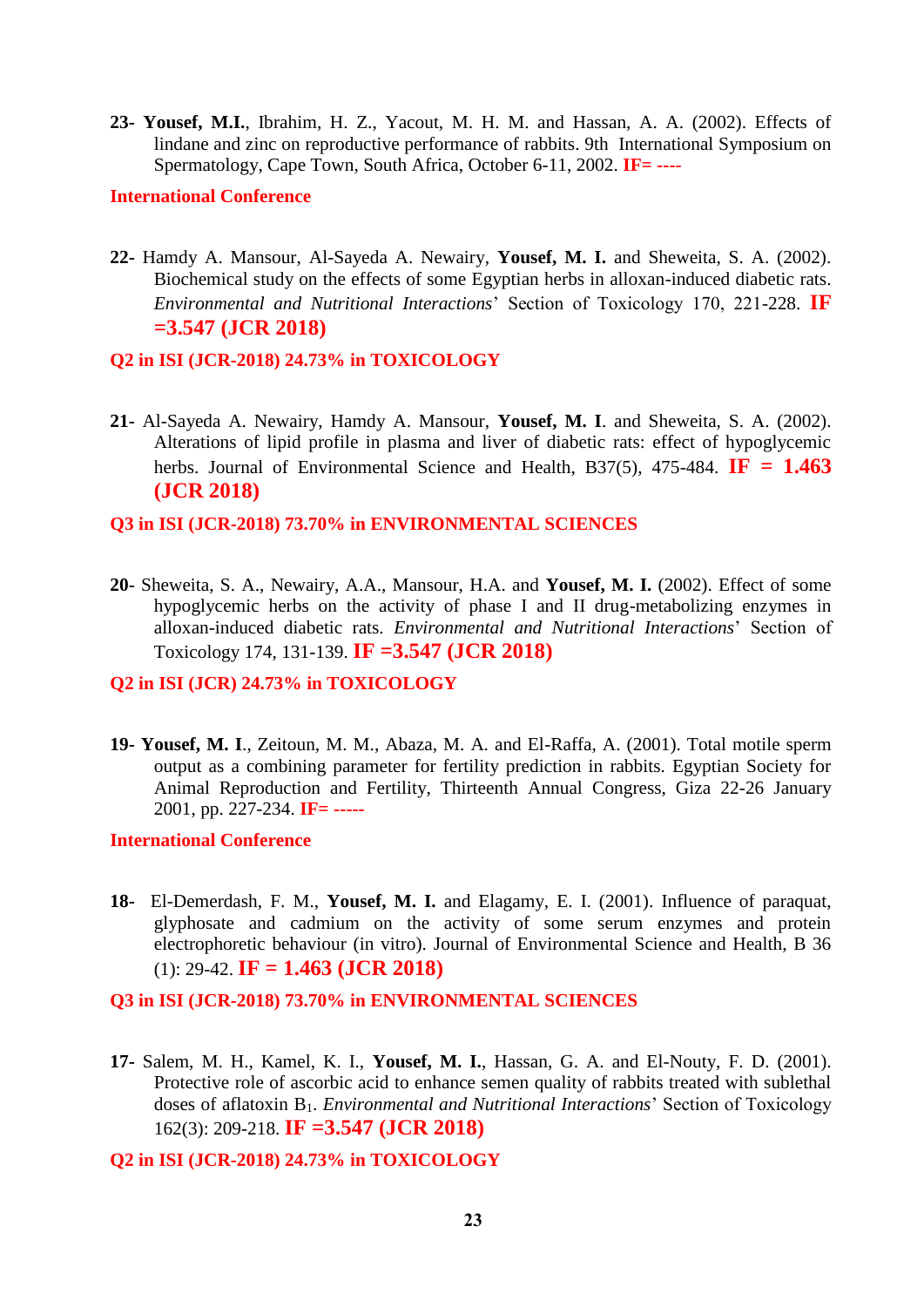**23- Yousef, M.I.**, Ibrahim, H. Z., Yacout, M. H. M. and Hassan, A. A. (2002). Effects of lindane and zinc on reproductive performance of rabbits. 9th International Symposium on Spermatology, Cape Town, South Africa, October 6-11, 2002. **IF= ----**

**International Conference**

**22-** Hamdy A. Mansour, Al-Sayeda A. Newairy, **Yousef, M. I.** and Sheweita, S. A. (2002). Biochemical study on the effects of some Egyptian herbs in alloxan-induced diabetic rats. *Environmental and Nutritional Interactions*' Section of Toxicology 170, 221-228. **IF =3.547 (JCR 2018)**

**Q2 in ISI (JCR-2018) 24.73% in TOXICOLOGY**

**21-** Al-Sayeda A. Newairy, Hamdy A. Mansour, **Yousef, M. I**. and Sheweita, S. A. (2002). Alterations of lipid profile in plasma and liver of diabetic rats: effect of hypoglycemic herbs. Journal of Environmental Science and Health, B37(5), 475-484. **IF = 1.463 (JCR 2018)**

**Q3 in ISI (JCR-2018) 73.70% in ENVIRONMENTAL SCIENCES**

**20-** Sheweita, S. A., Newairy, A.A., Mansour, H.A. and **Yousef, M. I.** (2002). Effect of some hypoglycemic herbs on the activity of phase I and II drug-metabolizing enzymes in alloxan-induced diabetic rats. *Environmental and Nutritional Interactions*' Section of Toxicology 174, 131-139. **IF =3.547 (JCR 2018)**

**Q2 in ISI (JCR) 24.73% in TOXICOLOGY**

**19- Yousef, M. I**., Zeitoun, M. M., Abaza, M. A. and El-Raffa, A. (2001). Total motile sperm output as a combining parameter for fertility prediction in rabbits. Egyptian Society for Animal Reproduction and Fertility, Thirteenth Annual Congress, Giza 22-26 January 2001, pp. 227-234. **IF= -----**

**International Conference**

**18-** El-Demerdash, F. M., **Yousef, M. I.** and Elagamy, E. I. (2001). Influence of paraquat, glyphosate and cadmium on the activity of some serum enzymes and protein electrophoretic behaviour (in vitro). Journal of Environmental Science and Health, B 36 (1): 29-42. **IF = 1.463 (JCR 2018)**

**Q3 in ISI (JCR-2018) 73.70% in ENVIRONMENTAL SCIENCES**

**17-** Salem, M. H., Kamel, K. I., **Yousef, M. I.**, Hassan, G. A. and El-Nouty, F. D. (2001). Protective role of ascorbic acid to enhance semen quality of rabbits treated with sublethal doses of aflatoxin $B_1$. *Environmental and Nutritional Interactions*' Section of Toxicology 162(3): 209-218. **IF =3.547 (JCR 2018)**

**Q2 in ISI (JCR-2018) 24.73% in TOXICOLOGY**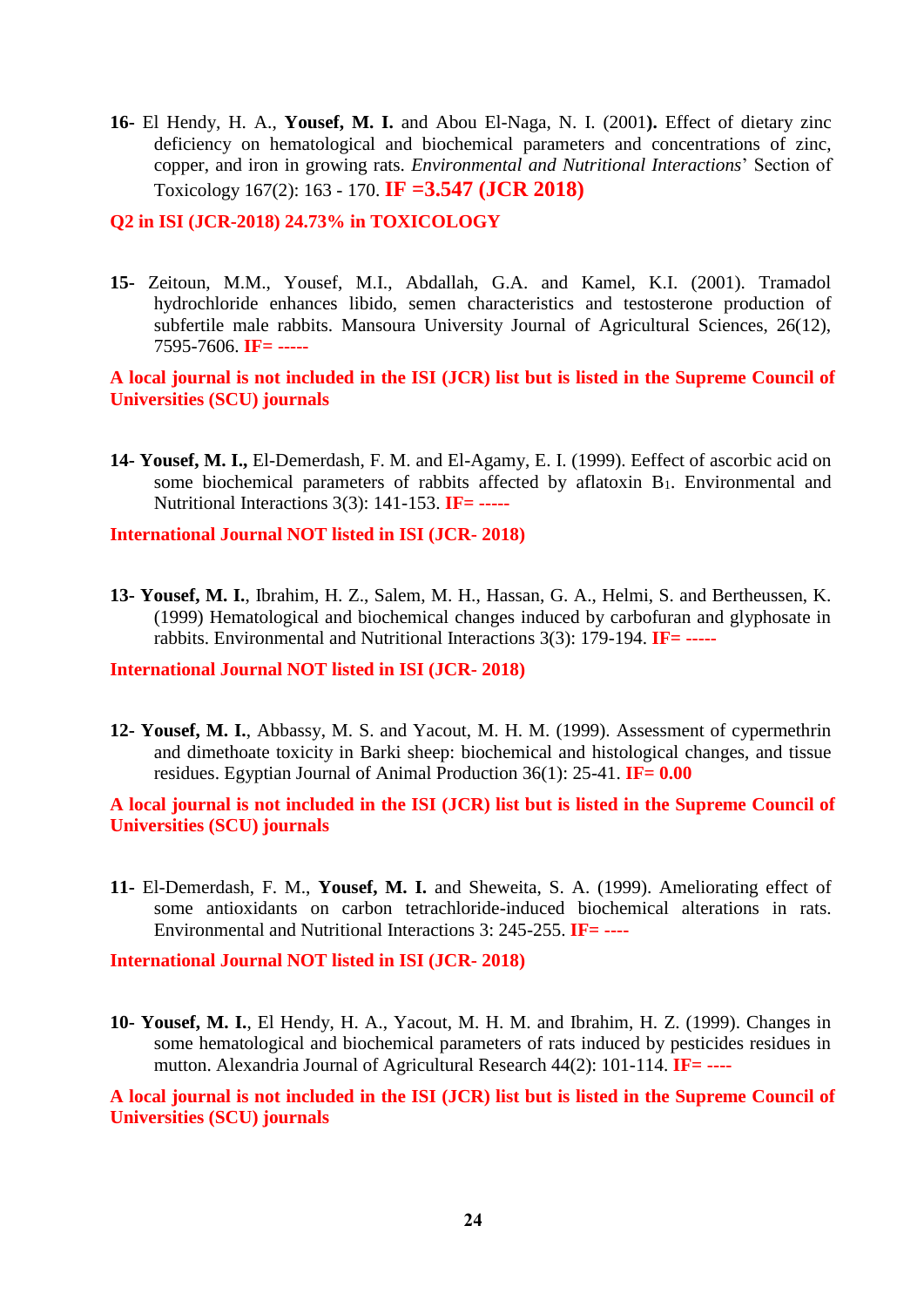**16-** El Hendy, H. A., **Yousef, M. I.** and Abou El-Naga, N. I. (2001**).** Effect of dietary zinc deficiency on hematological and biochemical parameters and concentrations of zinc, copper, and iron in growing rats. *Environmental and Nutritional Interactions*' Section of Toxicology 167(2): 163 - 170. **IF =3.547 (JCR 2018)**

**Q2 in ISI (JCR-2018) 24.73% in TOXICOLOGY**

**15-** Zeitoun, M.M., Yousef, M.I., Abdallah, G.A. and Kamel, K.I. (2001). Tramadol hydrochloride enhances libido, semen characteristics and testosterone production of subfertile male rabbits. Mansoura University Journal of Agricultural Sciences, 26(12), 7595-7606. **IF= -----**

**A local journal is not included in the ISI (JCR) list but is listed in the Supreme Council of Universities (SCU) journals**

**14- Yousef, M. I.,** El-Demerdash, F. M. and El-Agamy, E. I. (1999). Eeffect of ascorbic acid on some biochemical parameters of rabbits affected by aflatoxin $B_1$. Environmental and Nutritional Interactions 3(3): 141-153. **IF= -----**

**International Journal NOT listed in ISI (JCR- 2018)**

**13- Yousef, M. I.**, Ibrahim, H. Z., Salem, M. H., Hassan, G. A., Helmi, S. and Bertheussen, K. (1999) Hematological and biochemical changes induced by carbofuran and glyphosate in rabbits. Environmental and Nutritional Interactions 3(3): 179-194. **IF= -----**

**International Journal NOT listed in ISI (JCR- 2018)**

**12- Yousef, M. I.**, Abbassy, M. S. and Yacout, M. H. M. (1999). Assessment of cypermethrin and dimethoate toxicity in Barki sheep: biochemical and histological changes, and tissue residues. Egyptian Journal of Animal Production 36(1): 25-41. **IF= 0.00**

**A local journal is not included in the ISI (JCR) list but is listed in the Supreme Council of Universities (SCU) journals**

**11-** El-Demerdash, F. M., **Yousef, M. I.** and Sheweita, S. A. (1999). Ameliorating effect of some antioxidants on carbon tetrachloride-induced biochemical alterations in rats. Environmental and Nutritional Interactions 3: 245-255. **IF= ----**

**International Journal NOT listed in ISI (JCR- 2018)**

**10- Yousef, M. I.**, El Hendy, H. A., Yacout, M. H. M. and Ibrahim, H. Z. (1999). Changes in some hematological and biochemical parameters of rats induced by pesticides residues in mutton. Alexandria Journal of Agricultural Research 44(2): 101-114. **IF= ----**

**A local journal is not included in the ISI (JCR) list but is listed in the Supreme Council of Universities (SCU) journals**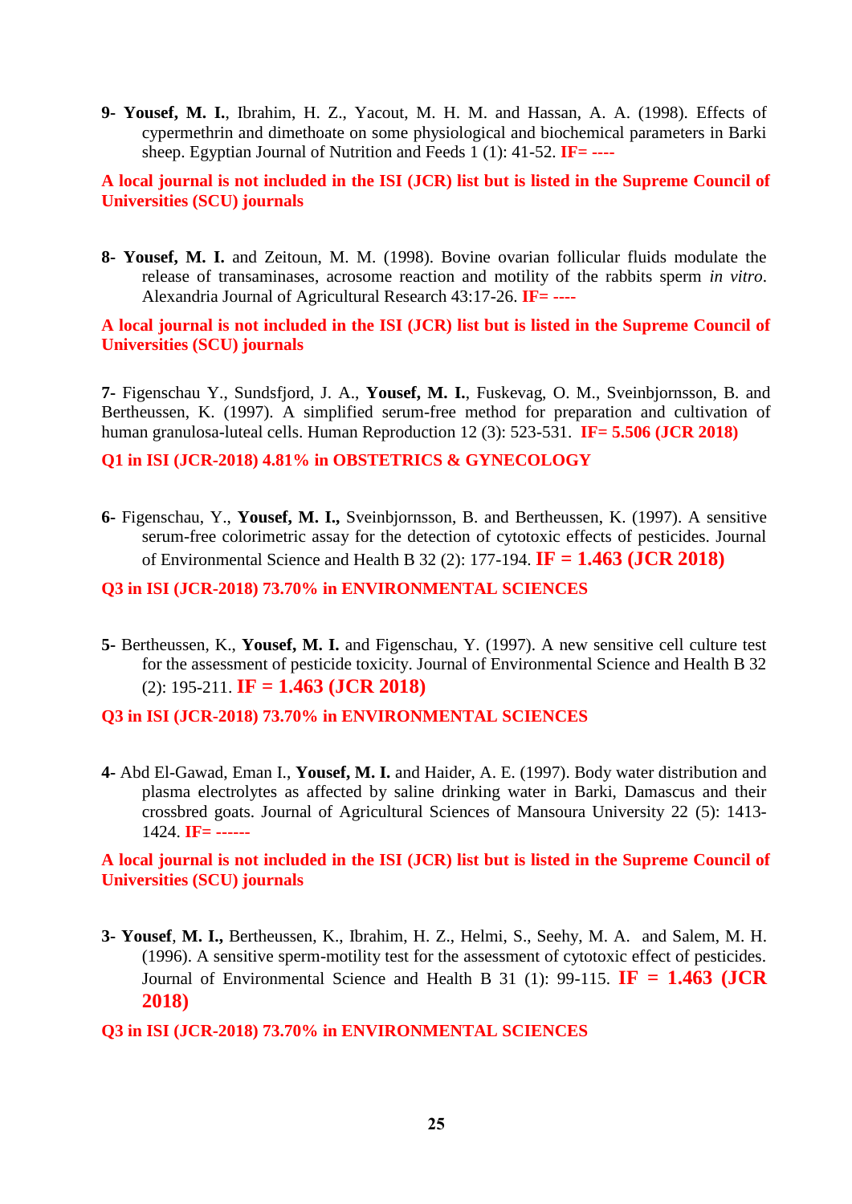**9- Yousef, M. I.**, Ibrahim, H. Z., Yacout, M. H. M. and Hassan, A. A. (1998). Effects of cypermethrin and dimethoate on some physiological and biochemical parameters in Barki sheep. Egyptian Journal of Nutrition and Feeds 1 (1): 41-52. **IF= ----**

**A local journal is not included in the ISI (JCR) list but is listed in the Supreme Council of Universities (SCU) journals**

**8- Yousef, M. I.** and Zeitoun, M. M. (1998). Bovine ovarian follicular fluids modulate the release of transaminases, acrosome reaction and motility of the rabbits sperm *in vitro*. Alexandria Journal of Agricultural Research 43:17-26. **IF= ----**

**A local journal is not included in the ISI (JCR) list but is listed in the Supreme Council of Universities (SCU) journals**

**7-** Figenschau Y., Sundsfjord, J. A., **Yousef, M. I.**, Fuskevag, O. M., Sveinbjornsson, B. and Bertheussen, K. (1997). A simplified serum-free method for preparation and cultivation of human granulosa-luteal cells. Human Reproduction 12 (3): 523-531. **IF= 5.506 (JCR 2018)**

**Q1 in ISI (JCR-2018) 4.81% in OBSTETRICS & GYNECOLOGY**

**6-** Figenschau, Y., **Yousef, M. I.,** Sveinbjornsson, B. and Bertheussen, K. (1997). A sensitive serum-free colorimetric assay for the detection of cytotoxic effects of pesticides. Journal of Environmental Science and Health B 32 (2): 177-194. **IF = 1.463 (JCR 2018)**

**Q3 in ISI (JCR-2018) 73.70% in ENVIRONMENTAL SCIENCES**

**5-** Bertheussen, K., **Yousef, M. I.** and Figenschau, Y. (1997). A new sensitive cell culture test for the assessment of pesticide toxicity. Journal of Environmental Science and Health B 32 (2): 195-211. **IF = 1.463 (JCR 2018)**

**Q3 in ISI (JCR-2018) 73.70% in ENVIRONMENTAL SCIENCES**

**4-** Abd El-Gawad, Eman I., **Yousef, M. I.** and Haider, A. E. (1997). Body water distribution and plasma electrolytes as affected by saline drinking water in Barki, Damascus and their crossbred goats. Journal of Agricultural Sciences of Mansoura University 22 (5): 1413-1424. **IF= ------**

**A local journal is not included in the ISI (JCR) list but is listed in the Supreme Council of Universities (SCU) journals**

**3- Yousef**, **M. I.,** Bertheussen, K., Ibrahim, H. Z., Helmi, S., Seehy, M. A. and Salem, M. H. (1996). A sensitive sperm-motility test for the assessment of cytotoxic effect of pesticides. Journal of Environmental Science and Health B 31 (1): 99-115. **IF = 1.463 (JCR 2018)**

**Q3 in ISI (JCR-2018) 73.70% in ENVIRONMENTAL SCIENCES**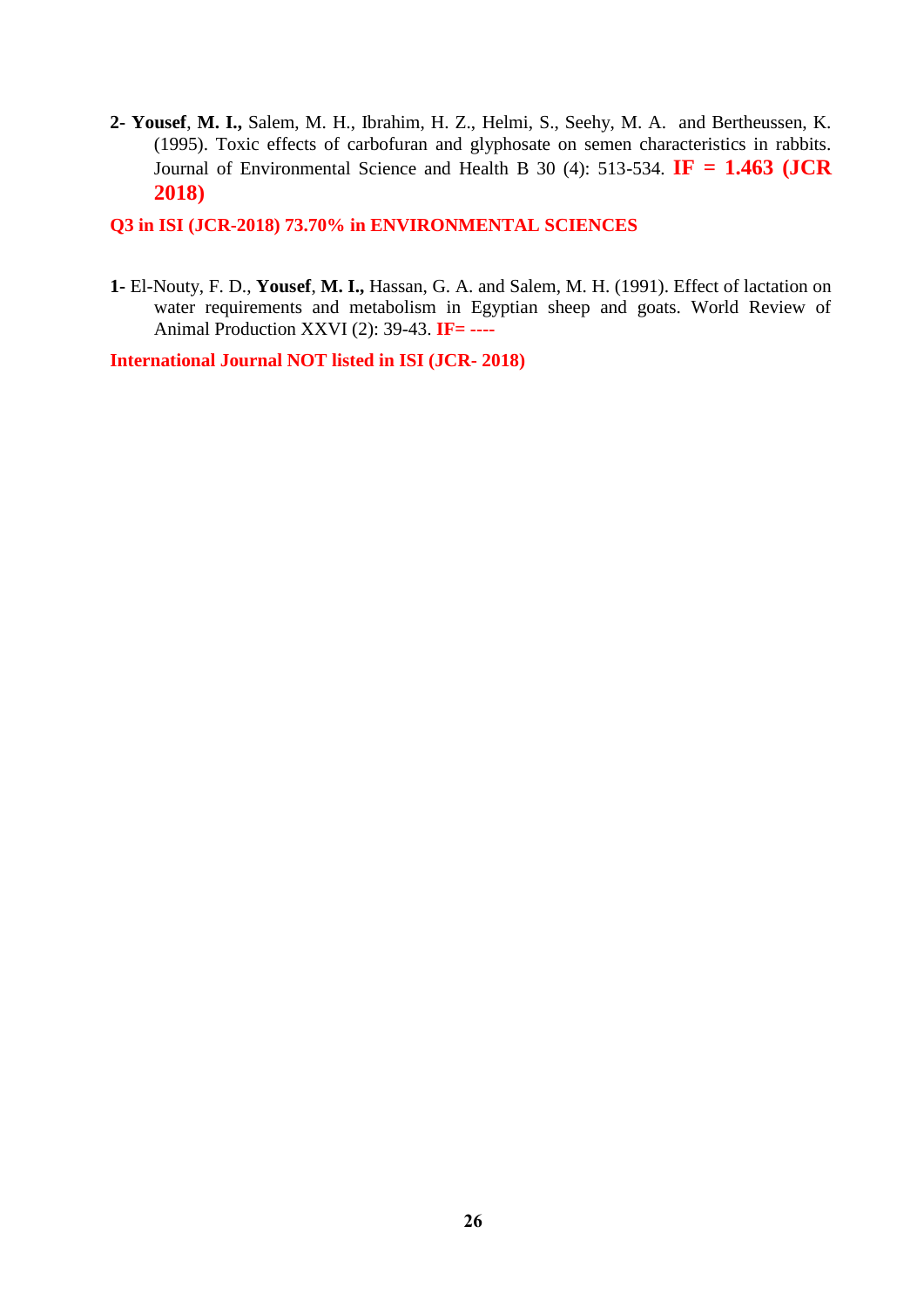**2- Yousef**, **M. I.,** Salem, M. H., Ibrahim, H. Z., Helmi, S., Seehy, M. A. and Bertheussen, K. (1995). Toxic effects of carbofuran and glyphosate on semen characteristics in rabbits. Journal of Environmental Science and Health B 30 (4): 513-534. **IF = 1.463 (JCR 2018)**

**Q3 in ISI (JCR-2018) 73.70% in ENVIRONMENTAL SCIENCES**

**1-** El-Nouty, F. D., **Yousef**, **M. I.,** Hassan, G. A. and Salem, M. H. (1991). Effect of lactation on water requirements and metabolism in Egyptian sheep and goats. World Review of Animal Production XXVI (2): 39-43. **IF= ----**

**International Journal NOT listed in ISI (JCR- 2018)**